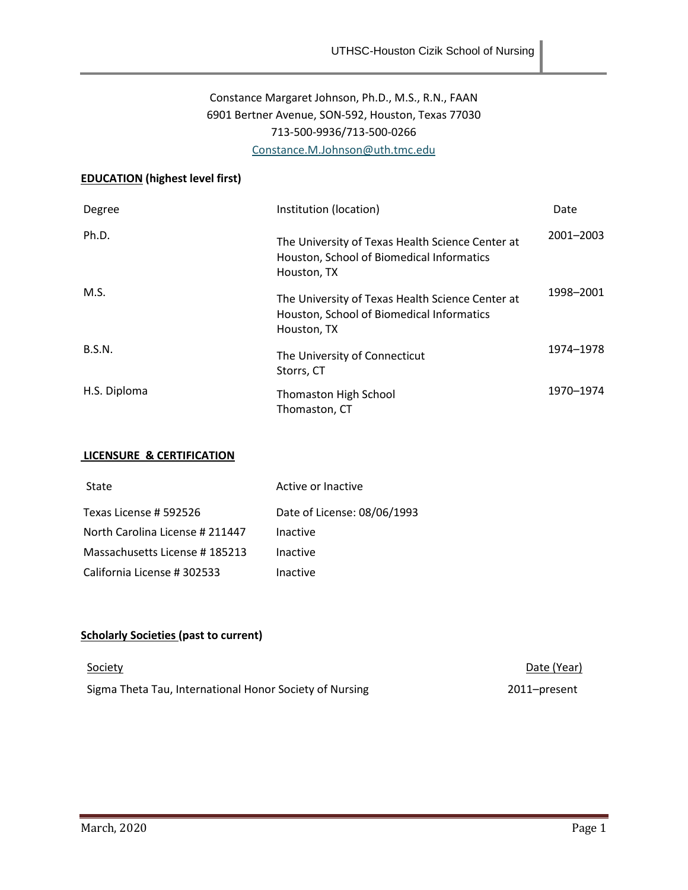Constance Margaret Johnson, Ph.D., M.S., R.N., FAAN
6901 Bertner Avenue, SON-592, Houston, Texas 77030
713-500-9936/713-500-0266
Constance.M.Johnson@uth.tmc.edu

## EDUCATION (highest level first)

| Degree | Institution (location) | Date |
|---|---|---|
| Ph.D. | The University of Texas Health Science Center at Houston, School of Biomedical Informatics Houston, TX | 2001–2003 |
| M.S. | The University of Texas Health Science Center at Houston, School of Biomedical Informatics Houston, TX | 1998–2001 |
| B.S.N. | The University of Connecticut Storrs, CT | 1974–1978 |
| H.S. Diploma | Thomaston High School Thomaston, CT | 1970–1974 |

## LICENSURE & CERTIFICATION

| State | Active or Inactive |
|---|---|
| Texas License # 592526 | Date of License: 08/06/1993 |
| North Carolina License # 211447 | Inactive |
| Massachusetts License # 185213 | Inactive |
| California License # 302533 | Inactive |

## Scholarly Societies (past to current)

| Society | Date (Year) |
|---|---|
| Sigma Theta Tau, International Honor Society of Nursing | 2011–present |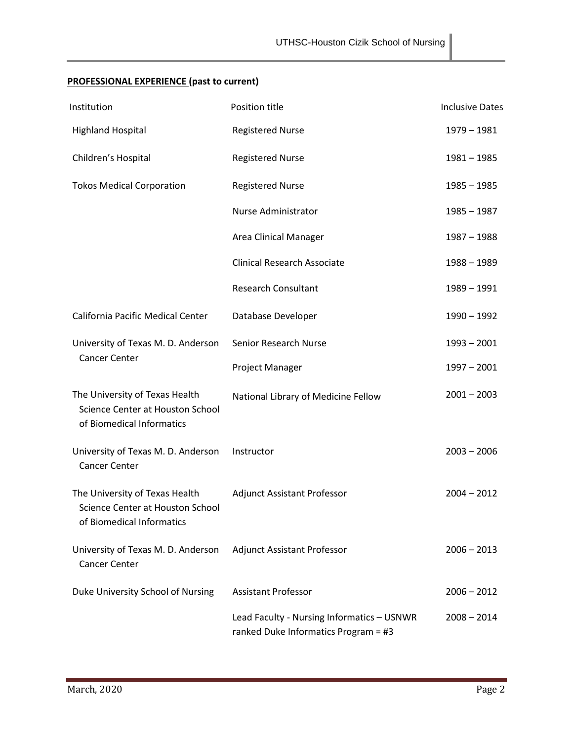**PROFESSIONAL EXPERIENCE (past to current)**

| Institution | Position title | Inclusive Dates |
|---|---|---|
| Highland Hospital | Registered Nurse | 1979 – 1981 |
| Children's Hospital | Registered Nurse | 1981 – 1985 |
| Tokos Medical Corporation | Registered Nurse | 1985 – 1985 |
| | Nurse Administrator | 1985 – 1987 |
| | Area Clinical Manager | 1987 – 1988 |
| | Clinical Research Associate | 1988 – 1989 |
| | Research Consultant | 1989 – 1991 |
| California Pacific Medical Center | Database Developer | 1990 – 1992 |
| University of Texas M. D. Anderson Cancer Center | Senior Research Nurse | 1993 – 2001 |
| | Project Manager | 1997 – 2001 |
| The University of Texas Health Science Center at Houston School of Biomedical Informatics | National Library of Medicine Fellow | 2001 – 2003 |
| University of Texas M. D. Anderson Cancer Center | Instructor | 2003 – 2006 |
| The University of Texas Health Science Center at Houston School of Biomedical Informatics | Adjunct Assistant Professor | 2004 – 2012 |
| University of Texas M. D. Anderson Cancer Center | Adjunct Assistant Professor | 2006 – 2013 |
| Duke University School of Nursing | Assistant Professor | 2006 – 2012 |
| | Lead Faculty - Nursing Informatics – USNWR ranked Duke Informatics Program = #3 | 2008 – 2014 |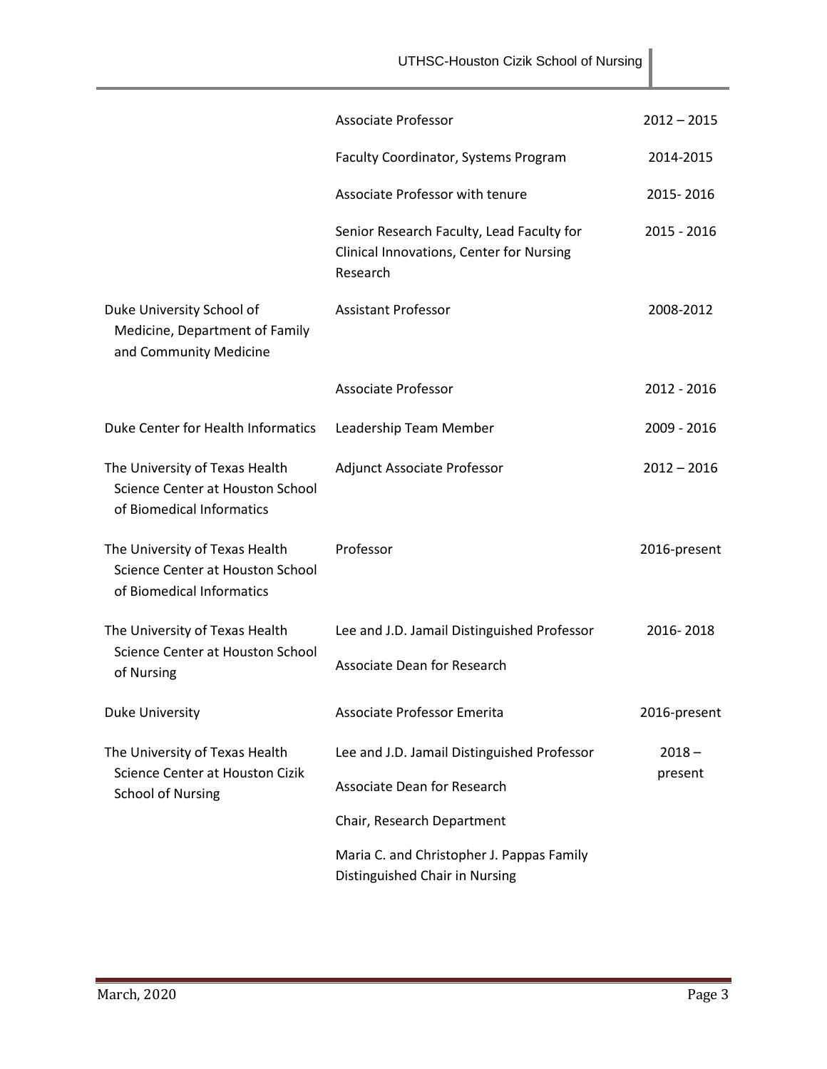| | | |
|---|---|---|
| | Associate Professor | 2012 – 2015 |
| | Faculty Coordinator, Systems Program | 2014-2015 |
| | Associate Professor with tenure | 2015- 2016 |
| | Senior Research Faculty, Lead Faculty for Clinical Innovations, Center for Nursing Research | 2015 - 2016 |
| Duke University School of Medicine, Department of Family and Community Medicine | Assistant Professor | 2008-2012 |
| | Associate Professor | 2012 - 2016 |
| Duke Center for Health Informatics | Leadership Team Member | 2009 - 2016 |
| The University of Texas Health Science Center at Houston School of Biomedical Informatics | Adjunct Associate Professor | 2012 – 2016 |
| The University of Texas Health Science Center at Houston School of Biomedical Informatics | Professor | 2016-present |
| The University of Texas Health Science Center at Houston School of Nursing | Lee and J.D. Jamail Distinguished Professor<br>Associate Dean for Research | 2016- 2018 |
| Duke University | Associate Professor Emerita | 2016-present |
| The University of Texas Health Science Center at Houston Cizik School of Nursing | Lee and J.D. Jamail Distinguished Professor<br>Associate Dean for Research<br>Chair, Research Department<br>Maria C. and Christopher J. Pappas Family Distinguished Chair in Nursing | 2018 – present |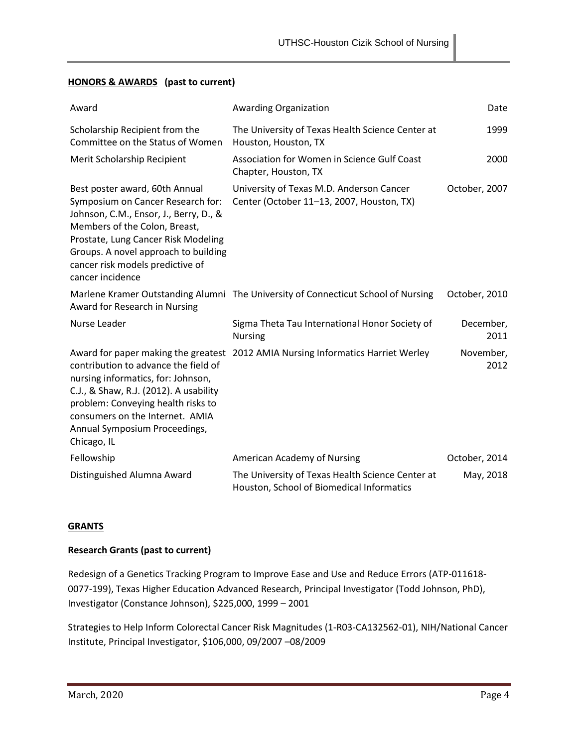**HONORS & AWARDS (past to current)**

| Award | Awarding Organization | Date |
| --- | --- | --- |
| Scholarship Recipient from the Committee on the Status of Women | The University of Texas Health Science Center at Houston, Houston, TX | 1999 |
| Merit Scholarship Recipient | Association for Women in Science Gulf Coast Chapter, Houston, TX | 2000 |
| Best poster award, 60th Annual Symposium on Cancer Research for: Johnson, C.M., Ensor, J., Berry, D., & Members of the Colon, Breast, Prostate, Lung Cancer Risk Modeling Groups. A novel approach to building cancer risk models predictive of cancer incidence | University of Texas M.D. Anderson Cancer Center (October 11–13, 2007, Houston, TX) | October, 2007 |
| Marlene Kramer Outstanding Alumni Award for Research in Nursing | The University of Connecticut School of Nursing | October, 2010 |
| Nurse Leader | Sigma Theta Tau International Honor Society of Nursing | December, 2011 |
| Award for paper making the greatest contribution to advance the field of nursing informatics, for: Johnson, C.J., & Shaw, R.J. (2012). A usability problem: Conveying health risks to consumers on the Internet. AMIA Annual Symposium Proceedings, Chicago, IL | 2012 AMIA Nursing Informatics Harriet Werley | November, 2012 |
| Fellowship | American Academy of Nursing | October, 2014 |
| Distinguished Alumna Award | The University of Texas Health Science Center at Houston, School of Biomedical Informatics | May, 2018 |

**GRANTS**

**Research Grants (past to current)**

Redesign of a Genetics Tracking Program to Improve Ease and Use and Reduce Errors (ATP-011618-0077-199), Texas Higher Education Advanced Research, Principal Investigator (Todd Johnson, PhD), Investigator (Constance Johnson), $225,000, 1999 – 2001

Strategies to Help Inform Colorectal Cancer Risk Magnitudes (1-R03-CA132562-01), NIH/National Cancer Institute, Principal Investigator, $106,000, 09/2007 –08/2009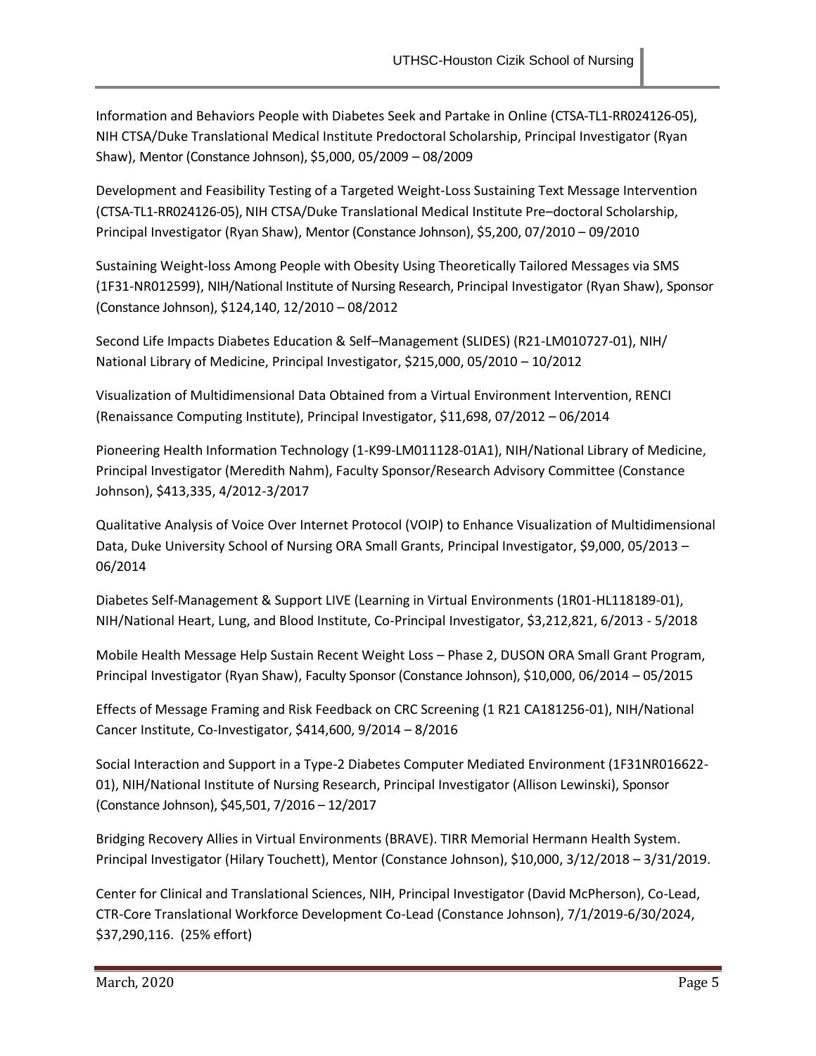Information and Behaviors People with Diabetes Seek and Partake in Online (CTSA-TL1-RR024126-05), NIH CTSA/Duke Translational Medical Institute Predoctoral Scholarship, Principal Investigator (Ryan Shaw), Mentor (Constance Johnson), $5,000, 05/2009 – 08/2009

Development and Feasibility Testing of a Targeted Weight-Loss Sustaining Text Message Intervention (CTSA-TL1-RR024126-05), NIH CTSA/Duke Translational Medical Institute Pre–doctoral Scholarship, Principal Investigator (Ryan Shaw), Mentor (Constance Johnson), $5,200, 07/2010 – 09/2010

Sustaining Weight-loss Among People with Obesity Using Theoretically Tailored Messages via SMS (1F31-NR012599), NIH/National Institute of Nursing Research, Principal Investigator (Ryan Shaw), Sponsor (Constance Johnson), $124,140, 12/2010 – 08/2012

Second Life Impacts Diabetes Education & Self–Management (SLIDES) (R21-LM010727-01), NIH/ National Library of Medicine, Principal Investigator, $215,000, 05/2010 – 10/2012

Visualization of Multidimensional Data Obtained from a Virtual Environment Intervention, RENCI (Renaissance Computing Institute), Principal Investigator, $11,698, 07/2012 – 06/2014

Pioneering Health Information Technology (1-K99-LM011128-01A1), NIH/National Library of Medicine, Principal Investigator (Meredith Nahm), Faculty Sponsor/Research Advisory Committee (Constance Johnson), $413,335, 4/2012-3/2017

Qualitative Analysis of Voice Over Internet Protocol (VOIP) to Enhance Visualization of Multidimensional Data, Duke University School of Nursing ORA Small Grants, Principal Investigator, $9,000, 05/2013 – 06/2014

Diabetes Self-Management & Support LIVE (Learning in Virtual Environments (1R01-HL118189-01), NIH/National Heart, Lung, and Blood Institute, Co-Principal Investigator, $3,212,821, 6/2013 - 5/2018

Mobile Health Message Help Sustain Recent Weight Loss – Phase 2, DUSON ORA Small Grant Program, Principal Investigator (Ryan Shaw), Faculty Sponsor (Constance Johnson), $10,000, 06/2014 – 05/2015

Effects of Message Framing and Risk Feedback on CRC Screening (1 R21 CA181256-01), NIH/National Cancer Institute, Co-Investigator, $414,600, 9/2014 – 8/2016

Social Interaction and Support in a Type-2 Diabetes Computer Mediated Environment (1F31NR016622-01), NIH/National Institute of Nursing Research, Principal Investigator (Allison Lewinski), Sponsor (Constance Johnson), $45,501, 7/2016 – 12/2017

Bridging Recovery Allies in Virtual Environments (BRAVE). TIRR Memorial Hermann Health System. Principal Investigator (Hilary Touchett), Mentor (Constance Johnson), $10,000, 3/12/2018 – 3/31/2019.

Center for Clinical and Translational Sciences, NIH, Principal Investigator (David McPherson), Co-Lead, CTR-Core Translational Workforce Development Co-Lead (Constance Johnson), 7/1/2019-6/30/2024, $37,290,116. (25% effort)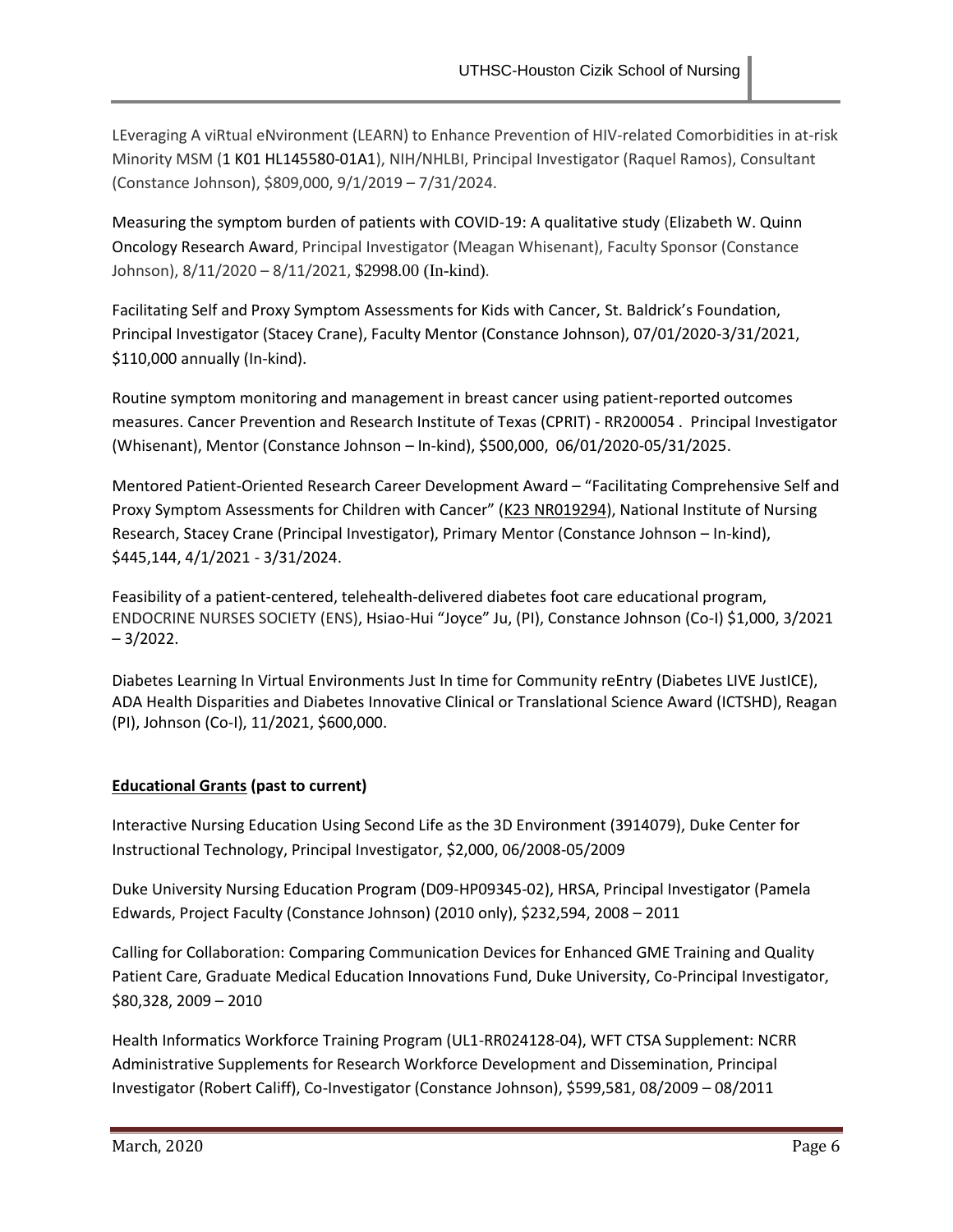LEveraging A viRtual eNvironment (LEARN) to Enhance Prevention of HIV-related Comorbidities in at-risk Minority MSM (1 K01 HL145580-01A1), NIH/NHLBI, Principal Investigator (Raquel Ramos), Consultant (Constance Johnson), $809,000, 9/1/2019 – 7/31/2024.

Measuring the symptom burden of patients with COVID-19: A qualitative study (Elizabeth W. Quinn Oncology Research Award, Principal Investigator (Meagan Whisenant), Faculty Sponsor (Constance Johnson), 8/11/2020 – 8/11/2021, $2998.00 (In-kind).

Facilitating Self and Proxy Symptom Assessments for Kids with Cancer, St. Baldrick's Foundation, Principal Investigator (Stacey Crane), Faculty Mentor (Constance Johnson), 07/01/2020-3/31/2021, $110,000 annually (In-kind).

Routine symptom monitoring and management in breast cancer using patient-reported outcomes measures. Cancer Prevention and Research Institute of Texas (CPRIT) - RR200054 . Principal Investigator (Whisenant), Mentor (Constance Johnson – In-kind), $500,000, 06/01/2020-05/31/2025.

Mentored Patient-Oriented Research Career Development Award – "Facilitating Comprehensive Self and Proxy Symptom Assessments for Children with Cancer" (K23 NR019294), National Institute of Nursing Research, Stacey Crane (Principal Investigator), Primary Mentor (Constance Johnson – In-kind), $445,144, 4/1/2021 - 3/31/2024.

Feasibility of a patient-centered, telehealth-delivered diabetes foot care educational program, ENDOCRINE NURSES SOCIETY (ENS), Hsiao-Hui "Joyce" Ju, (PI), Constance Johnson (Co-I) $1,000, 3/2021 – 3/2022.

Diabetes Learning In Virtual Environments Just In time for Community reEntry (Diabetes LIVE JustICE), ADA Health Disparities and Diabetes Innovative Clinical or Translational Science Award (ICTSHD), Reagan (PI), Johnson (Co-I), 11/2021, $600,000.

**<u>Educational Grants</u> (past to current)**

Interactive Nursing Education Using Second Life as the 3D Environment (3914079), Duke Center for Instructional Technology, Principal Investigator, $2,000, 06/2008-05/2009

Duke University Nursing Education Program (D09-HP09345-02), HRSA, Principal Investigator (Pamela Edwards, Project Faculty (Constance Johnson) (2010 only), $232,594, 2008 – 2011

Calling for Collaboration: Comparing Communication Devices for Enhanced GME Training and Quality Patient Care, Graduate Medical Education Innovations Fund, Duke University, Co-Principal Investigator, $80,328, 2009 – 2010

Health Informatics Workforce Training Program (UL1-RR024128-04), WFT CTSA Supplement: NCRR Administrative Supplements for Research Workforce Development and Dissemination, Principal Investigator (Robert Califf), Co-Investigator (Constance Johnson), $599,581, 08/2009 – 08/2011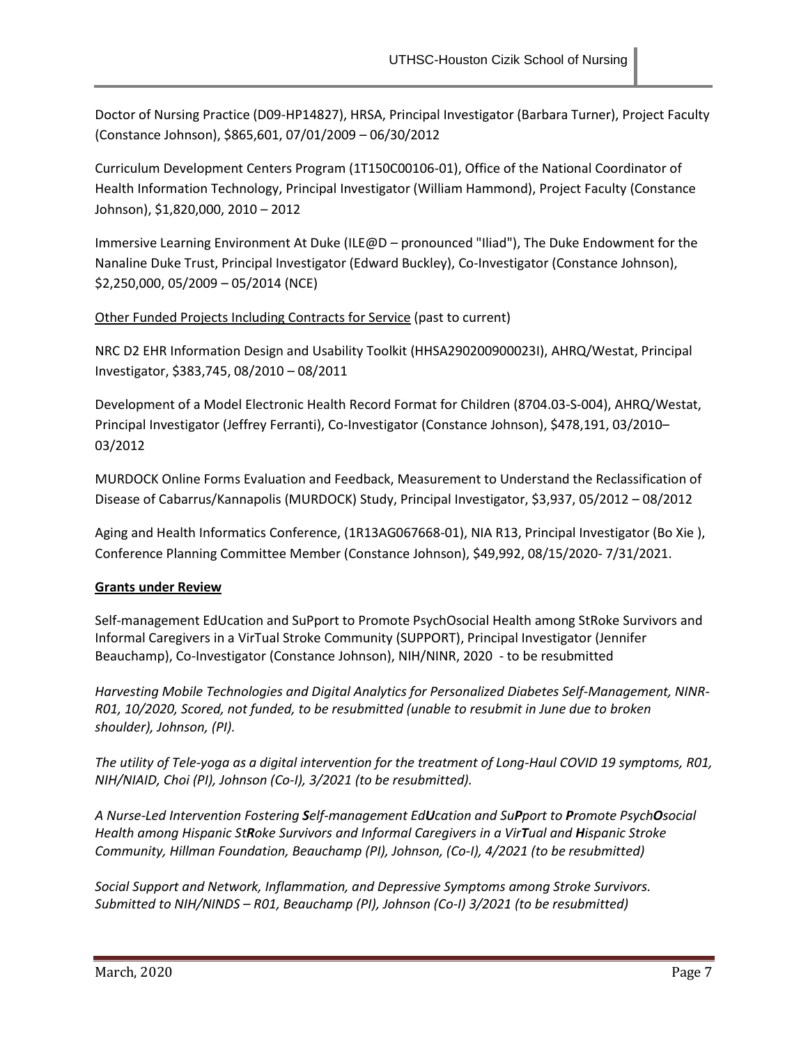Doctor of Nursing Practice (D09-HP14827), HRSA, Principal Investigator (Barbara Turner), Project Faculty (Constance Johnson), $865,601, 07/01/2009 – 06/30/2012

Curriculum Development Centers Program (1T150C00106-01), Office of the National Coordinator of Health Information Technology, Principal Investigator (William Hammond), Project Faculty (Constance Johnson), $1,820,000, 2010 – 2012

Immersive Learning Environment At Duke (ILE@D – pronounced "Iliad"), The Duke Endowment for the Nanaline Duke Trust, Principal Investigator (Edward Buckley), Co-Investigator (Constance Johnson), $2,250,000, 05/2009 – 05/2014 (NCE)

Other Funded Projects Including Contracts for Service (past to current)

NRC D2 EHR Information Design and Usability Toolkit (HHSA290200900023I), AHRQ/Westat, Principal Investigator, $383,745, 08/2010 – 08/2011

Development of a Model Electronic Health Record Format for Children (8704.03-S-004), AHRQ/Westat, Principal Investigator (Jeffrey Ferranti), Co-Investigator (Constance Johnson), $478,191, 03/2010–03/2012

MURDOCK Online Forms Evaluation and Feedback, Measurement to Understand the Reclassification of Disease of Cabarrus/Kannapolis (MURDOCK) Study, Principal Investigator, $3,937, 05/2012 – 08/2012

Aging and Health Informatics Conference, (1R13AG067668-01), NIA R13, Principal Investigator (Bo Xie ), Conference Planning Committee Member (Constance Johnson), $49,992, 08/15/2020- 7/31/2021.

**Grants under Review**

Self-management EdUcation and SuPport to Promote PsychOsocial Health among StRoke Survivors and Informal Caregivers in a VirTual Stroke Community (SUPPORT), Principal Investigator (Jennifer Beauchamp), Co-Investigator (Constance Johnson), NIH/NINR, 2020 - to be resubmitted

*Harvesting Mobile Technologies and Digital Analytics for Personalized Diabetes Self-Management, NINR-R01, 10/2020, Scored, not funded, to be resubmitted (unable to resubmit in June due to broken shoulder), Johnson, (PI).*

*The utility of Tele-yoga as a digital intervention for the treatment of Long-Haul COVID 19 symptoms, R01, NIH/NIAID, Choi (PI), Johnson (Co-I), 3/2021 (to be resubmitted).*

*A Nurse-Led Intervention Fostering **S**elf-management Ed**U**cation and Su**P**port to **P**romote Psych**O**social Health among Hispanic St**R**oke Survivors and Informal Caregivers in a Vir**T**ual and **H**ispanic Stroke Community, Hillman Foundation, Beauchamp (PI), Johnson, (Co-I), 4/2021 (to be resubmitted)*

*Social Support and Network, Inflammation, and Depressive Symptoms among Stroke Survivors. Submitted to NIH/NINDS – R01, Beauchamp (PI), Johnson (Co-I) 3/2021 (to be resubmitted)*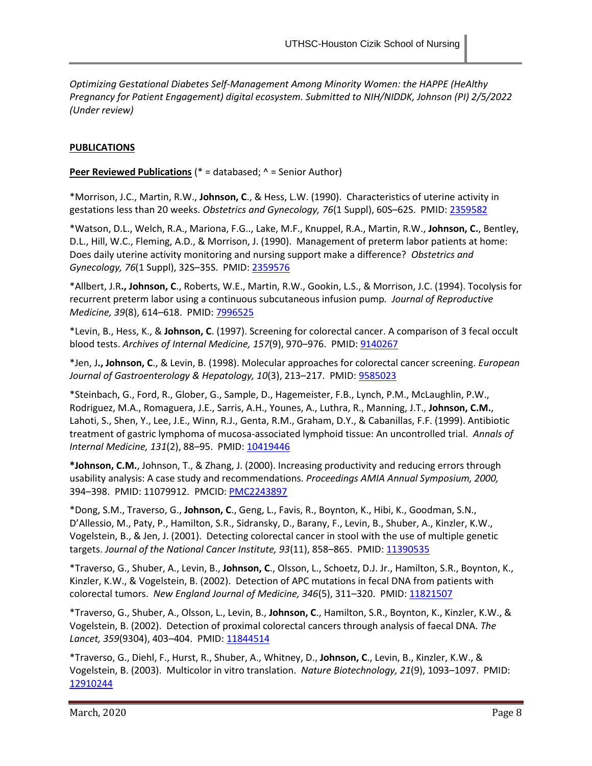*Optimizing Gestational Diabetes Self-Management Among Minority Women: the HAPPE (HeAlthy Pregnancy for Patient Engagement) digital ecosystem. Submitted to NIH/NIDDK, Johnson (PI) 2/5/2022 (Under review)*

## PUBLICATIONS

### Peer Reviewed Publications (* = databased; ^ = Senior Author)

*Morrison, J.C., Martin, R.W., **Johnson, C**., & Hess, L.W. (1990). Characteristics of uterine activity in gestations less than 20 weeks. *Obstetrics and Gynecology, 76*(1 Suppl), 60S–62S. PMID: 2359582

*Watson, D.L., Welch, R.A., Mariona, F.G.., Lake, M.F., Knuppel, R.A., Martin, R.W., **Johnson, C.**, Bentley, D.L., Hill, W.C., Fleming, A.D., & Morrison, J. (1990). Management of preterm labor patients at home: Does daily uterine activity monitoring and nursing support make a difference? *Obstetrics and Gynecology, 76*(1 Suppl), 32S–35S. PMID: 2359576

*Allbert, J.R**., Johnson, C**., Roberts, W.E., Martin, R.W., Gookin, L.S., & Morrison, J.C. (1994). Tocolysis for recurrent preterm labor using a continuous subcutaneous infusion pump. *Journal of Reproductive Medicine, 39*(8), 614–618. PMID: 7996525

*Levin, B., Hess, K., & **Johnson, C**. (1997). Screening for colorectal cancer. A comparison of 3 fecal occult blood tests. *Archives of Internal Medicine, 157*(9), 970–976. PMID: 9140267

*Jen, J**., Johnson, C**., & Levin, B. (1998). Molecular approaches for colorectal cancer screening. *European Journal of Gastroenterology & Hepatology, 10*(3), 213–217. PMID: 9585023

*Steinbach, G., Ford, R., Glober, G., Sample, D., Hagemeister, F.B., Lynch, P.M., McLaughlin, P.W., Rodriguez, M.A., Romaguera, J.E., Sarris, A.H., Younes, A., Luthra, R., Manning, J.T., **Johnson, C.M.**, Lahoti, S., Shen, Y., Lee, J.E., Winn, R.J., Genta, R.M., Graham, D.Y., & Cabanillas, F.F. (1999). Antibiotic treatment of gastric lymphoma of mucosa-associated lymphoid tissue: An uncontrolled trial. *Annals of Internal Medicine, 131*(2), 88–95. PMID: 10419446

***Johnson, C.M.**, Johnson, T., & Zhang, J. (2000). Increasing productivity and reducing errors through usability analysis: A case study and recommendations. *Proceedings AMIA Annual Symposium, 2000,* 394–398. PMID: 11079912. PMCID: PMC2243897

*Dong, S.M., Traverso, G., **Johnson, C**., Geng, L., Favis, R., Boynton, K., Hibi, K., Goodman, S.N., D'Allessio, M., Paty, P., Hamilton, S.R., Sidransky, D., Barany, F., Levin, B., Shuber, A., Kinzler, K.W., Vogelstein, B., & Jen, J. (2001). Detecting colorectal cancer in stool with the use of multiple genetic targets. *Journal of the National Cancer Institute, 93*(11), 858–865. PMID: 11390535

*Traverso, G., Shuber, A., Levin, B., **Johnson, C**., Olsson, L., Schoetz, D.J. Jr., Hamilton, S.R., Boynton, K., Kinzler, K.W., & Vogelstein, B. (2002). Detection of APC mutations in fecal DNA from patients with colorectal tumors. *New England Journal of Medicine, 346*(5), 311–320. PMID: 11821507

*Traverso, G., Shuber, A., Olsson, L., Levin, B., **Johnson, C**., Hamilton, S.R., Boynton, K., Kinzler, K.W., & Vogelstein, B. (2002). Detection of proximal colorectal cancers through analysis of faecal DNA. *The Lancet, 359*(9304), 403–404. PMID: 11844514

*Traverso, G., Diehl, F., Hurst, R., Shuber, A., Whitney, D., **Johnson, C**., Levin, B., Kinzler, K.W., & Vogelstein, B. (2003). Multicolor in vitro translation. *Nature Biotechnology, 21*(9), 1093–1097. PMID: 12910244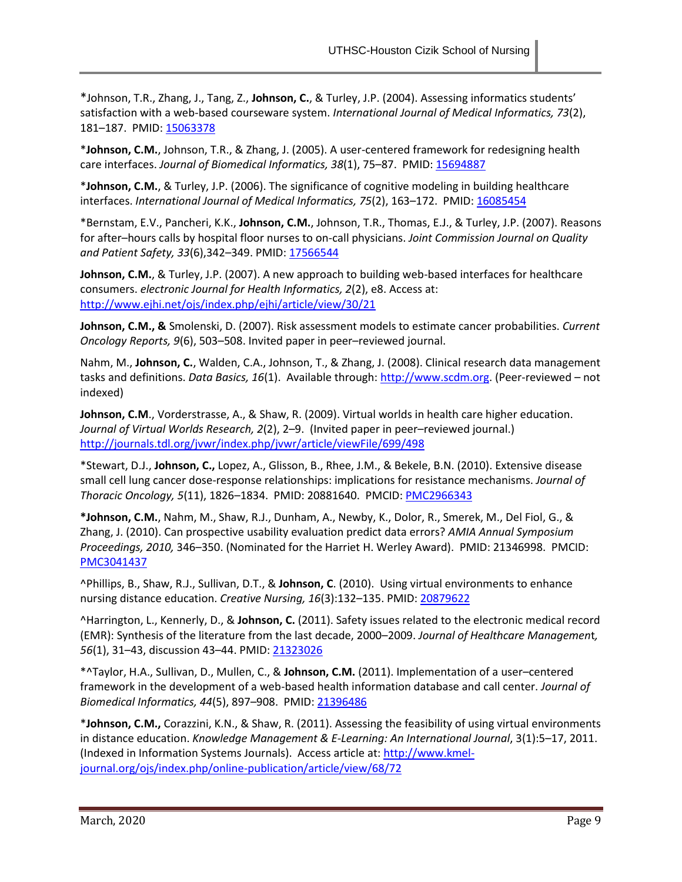*Johnson, T.R., Zhang, J., Tang, Z., **Johnson, C.**, & Turley, J.P. (2004). Assessing informatics students' satisfaction with a web-based courseware system. *International Journal of Medical Informatics, 73*(2), 181–187. PMID: 15063378

***Johnson, C.M.**, Johnson, T.R., & Zhang, J. (2005). A user-centered framework for redesigning health care interfaces. *Journal of Biomedical Informatics, 38*(1), 75–87. PMID: 15694887

***Johnson, C.M.**, & Turley, J.P. (2006). The significance of cognitive modeling in building healthcare interfaces. *International Journal of Medical Informatics, 75*(2), 163–172. PMID: 16085454

*Bernstam, E.V., Pancheri, K.K., **Johnson, C.M.**, Johnson, T.R., Thomas, E.J., & Turley, J.P. (2007). Reasons for after–hours calls by hospital floor nurses to on-call physicians. *Joint Commission Journal on Quality and Patient Safety, 33*(6),342–349. PMID: 17566544

**Johnson, C.M.**, & Turley, J.P. (2007). A new approach to building web-based interfaces for healthcare consumers. *electronic Journal for Health Informatics, 2*(2), e8. Access at: http://www.ejhi.net/ojs/index.php/ejhi/article/view/30/21

**Johnson, C.M., &** Smolenski, D. (2007). Risk assessment models to estimate cancer probabilities. *Current Oncology Reports, 9*(6), 503–508. Invited paper in peer–reviewed journal.

Nahm, M., **Johnson, C.**, Walden, C.A., Johnson, T., & Zhang, J. (2008). Clinical research data management tasks and definitions. *Data Basics, 16*(1). Available through: http://www.scdm.org. (Peer-reviewed – not indexed)

**Johnson, C.M**., Vorderstrasse, A., & Shaw, R. (2009). Virtual worlds in health care higher education. *Journal of Virtual Worlds Research, 2*(2), 2–9. (Invited paper in peer–reviewed journal.) http://journals.tdl.org/jvwr/index.php/jvwr/article/viewFile/699/498

*Stewart, D.J., **Johnson, C.,** Lopez, A., Glisson, B., Rhee, J.M., & Bekele, B.N. (2010). Extensive disease small cell lung cancer dose-response relationships: implications for resistance mechanisms. *Journal of Thoracic Oncology, 5*(11), 1826–1834. PMID: 20881640. PMCID: PMC2966343

***Johnson, C.M.**, Nahm, M., Shaw, R.J., Dunham, A., Newby, K., Dolor, R., Smerek, M., Del Fiol, G., & Zhang, J. (2010). Can prospective usability evaluation predict data errors? *AMIA Annual Symposium Proceedings, 2010,* 346–350. (Nominated for the Harriet H. Werley Award). PMID: 21346998. PMCID: PMC3041437

^Phillips, B., Shaw, R.J., Sullivan, D.T., & **Johnson, C**. (2010). Using virtual environments to enhance nursing distance education. *Creative Nursing, 16*(3):132–135. PMID: 20879622

^Harrington, L., Kennerly, D., & **Johnson, C.** (2011). Safety issues related to the electronic medical record (EMR): Synthesis of the literature from the last decade, 2000–2009. *Journal of Healthcare Management, 56*(1), 31–43, discussion 43–44. PMID: 21323026

*^Taylor, H.A., Sullivan, D., Mullen, C., & **Johnson, C.M.** (2011). Implementation of a user–centered framework in the development of a web-based health information database and call center. *Journal of Biomedical Informatics, 44*(5), 897–908. PMID: 21396486

***Johnson, C.M.,** Corazzini, K.N., & Shaw, R. (2011). Assessing the feasibility of using virtual environments in distance education. *Knowledge Management & E-Learning: An International Journal*, 3(1):5–17, 2011. (Indexed in Information Systems Journals). Access article at: http://www.kmel-journal.org/ojs/index.php/online-publication/article/view/68/72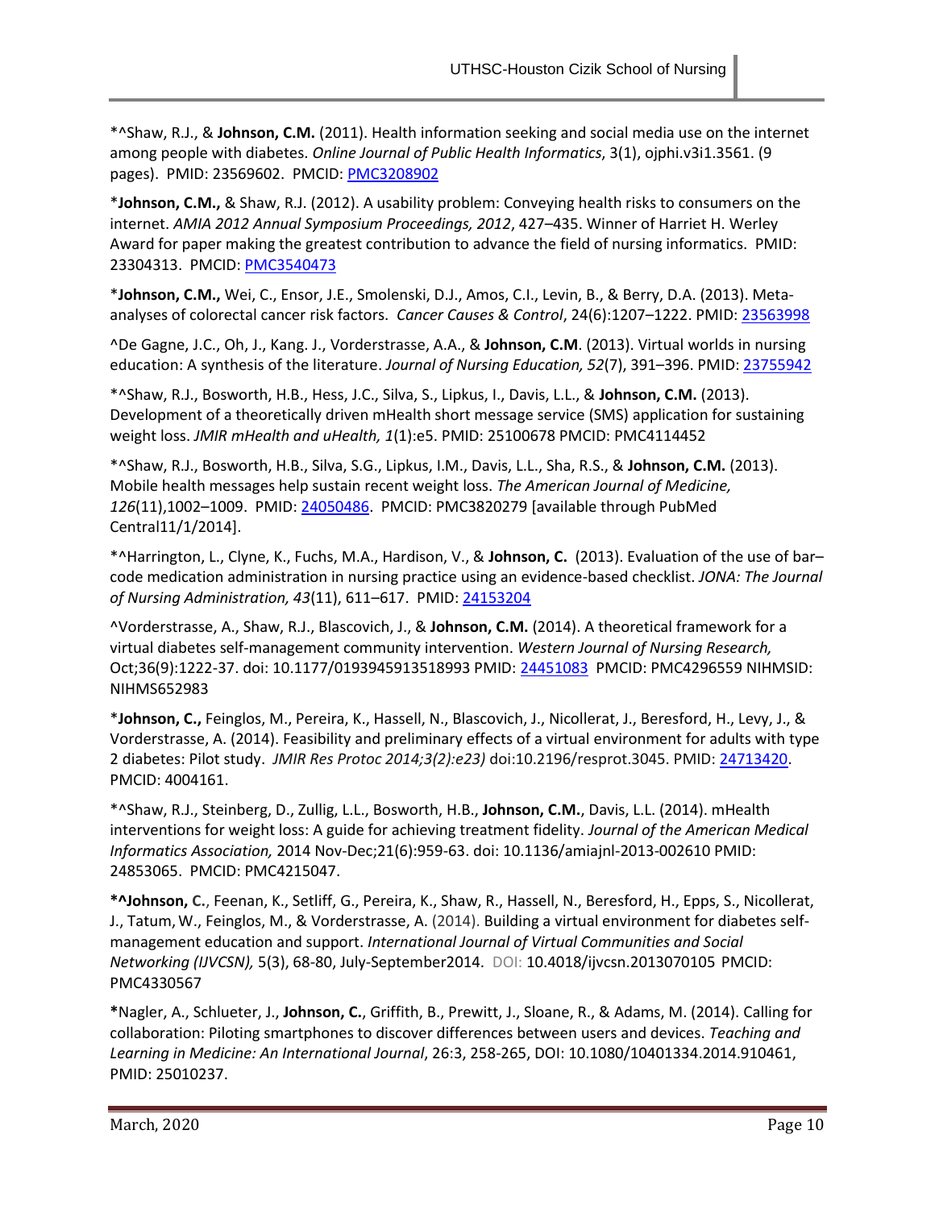*^Shaw, R.J., & **Johnson, C.M.** (2011). Health information seeking and social media use on the internet among people with diabetes. *Online Journal of Public Health Informatics*, 3(1), ojphi.v3i1.3561. (9 pages). PMID: 23569602. PMCID: PMC3208902

*__Johnson, C.M.,__ & Shaw, R.J. (2012). A usability problem: Conveying health risks to consumers on the internet. *AMIA 2012 Annual Symposium Proceedings, 2012*, 427–435. Winner of Harriet H. Werley Award for paper making the greatest contribution to advance the field of nursing informatics. PMID: 23304313. PMCID: PMC3540473

*__Johnson, C.M.,__ Wei, C., Ensor, J.E., Smolenski, D.J., Amos, C.I., Levin, B., & Berry, D.A. (2013). Meta-analyses of colorectal cancer risk factors. *Cancer Causes & Control*, 24(6):1207–1222. PMID: 23563998

^De Gagne, J.C., Oh, J., Kang. J., Vorderstrasse, A.A., & **Johnson, C.M**. (2013). Virtual worlds in nursing education: A synthesis of the literature. *Journal of Nursing Education, 52*(7), 391–396. PMID: 23755942

*^Shaw, R.J., Bosworth, H.B., Hess, J.C., Silva, S., Lipkus, I., Davis, L.L., & **Johnson, C.M.** (2013). Development of a theoretically driven mHealth short message service (SMS) application for sustaining weight loss. *JMIR mHealth and uHealth, 1*(1):e5. PMID: 25100678 PMCID: PMC4114452

*^Shaw, R.J., Bosworth, H.B., Silva, S.G., Lipkus, I.M., Davis, L.L., Sha, R.S., & **Johnson, C.M.** (2013). Mobile health messages help sustain recent weight loss. *The American Journal of Medicine, 126*(11),1002–1009. PMID: 24050486. PMCID: PMC3820279 [available through PubMed Central11/1/2014].

*^Harrington, L., Clyne, K., Fuchs, M.A., Hardison, V., & **Johnson, C.** (2013). Evaluation of the use of bar–code medication administration in nursing practice using an evidence-based checklist. *JONA: The Journal of Nursing Administration, 43*(11), 611–617. PMID: 24153204

^Vorderstrasse, A., Shaw, R.J., Blascovich, J., & **Johnson, C.M.** (2014). A theoretical framework for a virtual diabetes self-management community intervention. *Western Journal of Nursing Research,* Oct;36(9):1222-37. doi: 10.1177/0193945913518993 PMID: 24451083 PMCID: PMC4296559 NIHMSID: NIHMS652983

*__Johnson, C.,__ Feinglos, M., Pereira, K., Hassell, N., Blascovich, J., Nicollerat, J., Beresford, H., Levy, J., & Vorderstrasse, A. (2014). Feasibility and preliminary effects of a virtual environment for adults with type 2 diabetes: Pilot study. *JMIR Res Protoc 2014;3(2):e23)* doi:10.2196/resprot.3045. PMID: 24713420. PMCID: 4004161.

*^Shaw, R.J., Steinberg, D., Zullig, L.L., Bosworth, H.B., **Johnson, C.M.**, Davis, L.L. (2014). mHealth interventions for weight loss: A guide for achieving treatment fidelity. *Journal of the American Medical Informatics Association,* 2014 Nov-Dec;21(6):959-63. doi: 10.1136/amiajnl-2013-002610 PMID: 24853065. PMCID: PMC4215047.

**\*^Johnson, C**., Feenan, K., Setliff, G., Pereira, K., Shaw, R., Hassell, N., Beresford, H., Epps, S., Nicollerat, J., Tatum, W., Feinglos, M., & Vorderstrasse, A. (2014). Building a virtual environment for diabetes self-management education and support. *International Journal of Virtual Communities and Social Networking (IJVCSN),* 5(3), 68-80, July-September2014. DOI: 10.4018/ijvcsn.2013070105 PMCID: PMC4330567

**\***Nagler, A., Schlueter, J., **Johnson, C.**, Griffith, B., Prewitt, J., Sloane, R., & Adams, M. (2014). Calling for collaboration: Piloting smartphones to discover differences between users and devices. *Teaching and Learning in Medicine: An International Journal*, 26:3, 258-265, DOI: 10.1080/10401334.2014.910461, PMID: 25010237.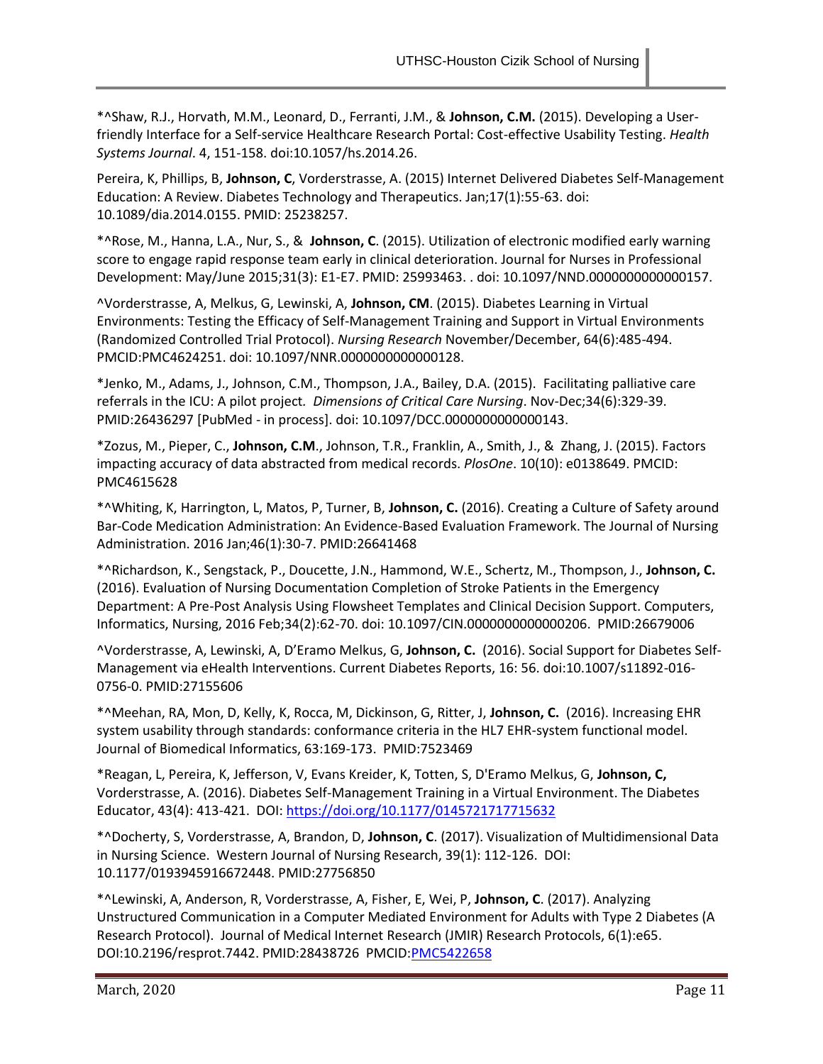*^Shaw, R.J., Horvath, M.M., Leonard, D., Ferranti, J.M., & **Johnson, C.M.** (2015). Developing a User-friendly Interface for a Self-service Healthcare Research Portal: Cost-effective Usability Testing. *Health Systems Journal*. 4, 151-158. doi:10.1057/hs.2014.26.

Pereira, K, Phillips, B, **Johnson, C**, Vorderstrasse, A. (2015) Internet Delivered Diabetes Self-Management Education: A Review. Diabetes Technology and Therapeutics. Jan;17(1):55-63. doi: 10.1089/dia.2014.0155. PMID: 25238257.

*^Rose, M., Hanna, L.A., Nur, S., & **Johnson, C**. (2015). Utilization of electronic modified early warning score to engage rapid response team early in clinical deterioration. Journal for Nurses in Professional Development: May/June 2015;31(3): E1-E7. PMID: 25993463. . doi: 10.1097/NND.0000000000000157.

^Vorderstrasse, A, Melkus, G, Lewinski, A, **Johnson, CM**. (2015). Diabetes Learning in Virtual Environments: Testing the Efficacy of Self-Management Training and Support in Virtual Environments (Randomized Controlled Trial Protocol). *Nursing Research* November/December, 64(6):485-494. PMCID:PMC4624251. doi: 10.1097/NNR.0000000000000128.

*Jenko, M., Adams, J., Johnson, C.M., Thompson, J.A., Bailey, D.A. (2015). Facilitating palliative care referrals in the ICU: A pilot project. *Dimensions of Critical Care Nursing*. Nov-Dec;34(6):329-39. PMID:26436297 [PubMed - in process]. doi: 10.1097/DCC.0000000000000143.

*Zozus, M., Pieper, C., **Johnson, C.M**., Johnson, T.R., Franklin, A., Smith, J., & Zhang, J. (2015). Factors impacting accuracy of data abstracted from medical records. *PlosOne*. 10(10): e0138649. PMCID: PMC4615628

*^Whiting, K, Harrington, L, Matos, P, Turner, B, **Johnson, C.** (2016). Creating a Culture of Safety around Bar-Code Medication Administration: An Evidence-Based Evaluation Framework. The Journal of Nursing Administration. 2016 Jan;46(1):30-7. PMID:26641468

*^Richardson, K., Sengstack, P., Doucette, J.N., Hammond, W.E., Schertz, M., Thompson, J., **Johnson, C.** (2016). Evaluation of Nursing Documentation Completion of Stroke Patients in the Emergency Department: A Pre-Post Analysis Using Flowsheet Templates and Clinical Decision Support. Computers, Informatics, Nursing, 2016 Feb;34(2):62-70. doi: 10.1097/CIN.0000000000000206. PMID:26679006

^Vorderstrasse, A, Lewinski, A, D'Eramo Melkus, G, **Johnson, C.** (2016). Social Support for Diabetes Self-Management via eHealth Interventions. Current Diabetes Reports, 16: 56. doi:10.1007/s11892-016-0756-0. PMID:27155606

*^Meehan, RA, Mon, D, Kelly, K, Rocca, M, Dickinson, G, Ritter, J, **Johnson, C.** (2016). Increasing EHR system usability through standards: conformance criteria in the HL7 EHR-system functional model. Journal of Biomedical Informatics, 63:169-173. PMID:7523469

*Reagan, L, Pereira, K, Jefferson, V, Evans Kreider, K, Totten, S, D'Eramo Melkus, G, **Johnson, C,** Vorderstrasse, A. (2016). Diabetes Self-Management Training in a Virtual Environment. The Diabetes Educator, 43(4): 413-421. DOI: https://doi.org/10.1177/0145721717715632

*^Docherty, S, Vorderstrasse, A, Brandon, D, **Johnson, C**. (2017). Visualization of Multidimensional Data in Nursing Science. Western Journal of Nursing Research, 39(1): 112-126. DOI: 10.1177/0193945916672448. PMID:27756850

*^Lewinski, A, Anderson, R, Vorderstrasse, A, Fisher, E, Wei, P, **Johnson, C**. (2017). Analyzing Unstructured Communication in a Computer Mediated Environment for Adults with Type 2 Diabetes (A Research Protocol). Journal of Medical Internet Research (JMIR) Research Protocols, 6(1):e65. DOI:10.2196/resprot.7442. PMID:28438726 PMCID:PMC5422658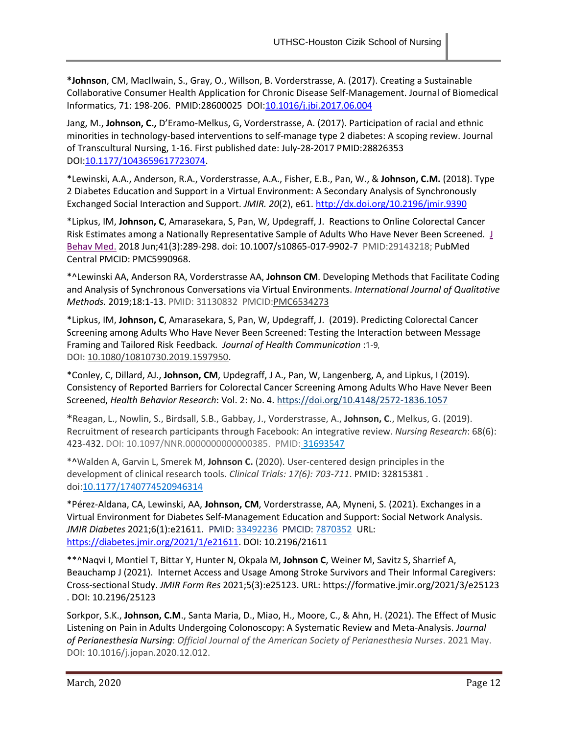***Johnson**, CM, MacIlwain, S., Gray, O., Willson, B. Vorderstrasse, A. (2017). Creating a Sustainable Collaborative Consumer Health Application for Chronic Disease Self-Management. Journal of Biomedical Informatics, 71: 198-206. PMID:28600025 DOI:10.1016/j.jbi.2017.06.004

Jang, M., **Johnson, C.,** D'Eramo-Melkus, G, Vorderstrasse, A. (2017). Participation of racial and ethnic minorities in technology-based interventions to self-manage type 2 diabetes: A scoping review. Journal of Transcultural Nursing, 1-16. First published date: July-28-2017 PMID:28826353 DOI:10.1177/1043659617723074.

*Lewinski, A.A., Anderson, R.A., Vorderstrasse, A.A., Fisher, E.B., Pan, W., & **Johnson, C.M.** (2018). Type 2 Diabetes Education and Support in a Virtual Environment: A Secondary Analysis of Synchronously Exchanged Social Interaction and Support. *JMIR. 20*(2), e61. http://dx.doi.org/10.2196/jmir.9390

*Lipkus, IM, **Johnson, C**, Amarasekara, S, Pan, W, Updegraff, J. Reactions to Online Colorectal Cancer Risk Estimates among a Nationally Representative Sample of Adults Who Have Never Been Screened. J Behav Med. 2018 Jun;41(3):289-298. doi: 10.1007/s10865-017-9902-7 PMID:29143218; PubMed Central PMCID: PMC5990968.

*^Lewinski AA, Anderson RA, Vorderstrasse AA, **Johnson CM**. Developing Methods that Facilitate Coding and Analysis of Synchronous Conversations via Virtual Environments. *International Journal of Qualitative Methods.* 2019;18:1-13. PMID: 31130832 PMCID:PMC6534273

*Lipkus, IM, **Johnson, C**, Amarasekara, S, Pan, W, Updegraff, J. (2019). Predicting Colorectal Cancer Screening among Adults Who Have Never Been Screened: Testing the Interaction between Message Framing and Tailored Risk Feedback. *Journal of Health Communication* :1-9, DOI: 10.1080/10810730.2019.1597950.

*Conley, C, Dillard, AJ., **Johnson, CM**, Updegraff, J A., Pan, W, Langenberg, A, and Lipkus, I (2019). Consistency of Reported Barriers for Colorectal Cancer Screening Among Adults Who Have Never Been Screened, *Health Behavior Research*: Vol. 2: No. 4. https://doi.org/10.4148/2572-1836.1057

*Reagan, L., Nowlin, S., Birdsall, S.B., Gabbay, J., Vorderstrasse, A., **Johnson, C**., Melkus, G. (2019). Recruitment of research participants through Facebook: An integrative review. *Nursing Research*: 68(6): 423-432. DOI: 10.1097/NNR.0000000000000385. PMID: 31693547

*^Walden A, Garvin L, Smerek M, **Johnson C.** (2020). User-centered design principles in the development of clinical research tools. *Clinical Trials: 17(6): 703-711*. PMID: 32815381 . doi:10.1177/1740774520946314

*Pérez-Aldana, CA, Lewinski, AA, **Johnson, CM**, Vorderstrasse, AA, Myneni, S. (2021). Exchanges in a Virtual Environment for Diabetes Self-Management Education and Support: Social Network Analysis. *JMIR Diabetes* 2021;6(1):e21611. PMID: 33492236 PMCID: 7870352 URL: https://diabetes.jmir.org/2021/1/e21611. DOI: 10.2196/21611

**^Naqvi I, Montiel T, Bittar Y, Hunter N, Okpala M, **Johnson C**, Weiner M, Savitz S, Sharrief A, Beauchamp J (2021). Internet Access and Usage Among Stroke Survivors and Their Informal Caregivers: Cross-sectional Study. *JMIR Form Res* 2021;5(3):e25123. URL: https://formative.jmir.org/2021/3/e25123 . DOI: 10.2196/25123

Sorkpor, S.K., **Johnson, C.M**., Santa Maria, D., Miao, H., Moore, C., & Ahn, H. (2021). The Effect of Music Listening on Pain in Adults Undergoing Colonoscopy: A Systematic Review and Meta-Analysis. *Journal of Perianesthesia Nursing*: *Official Journal of the American Society of Perianesthesia Nurses*. 2021 May. DOI: 10.1016/j.jopan.2020.12.012.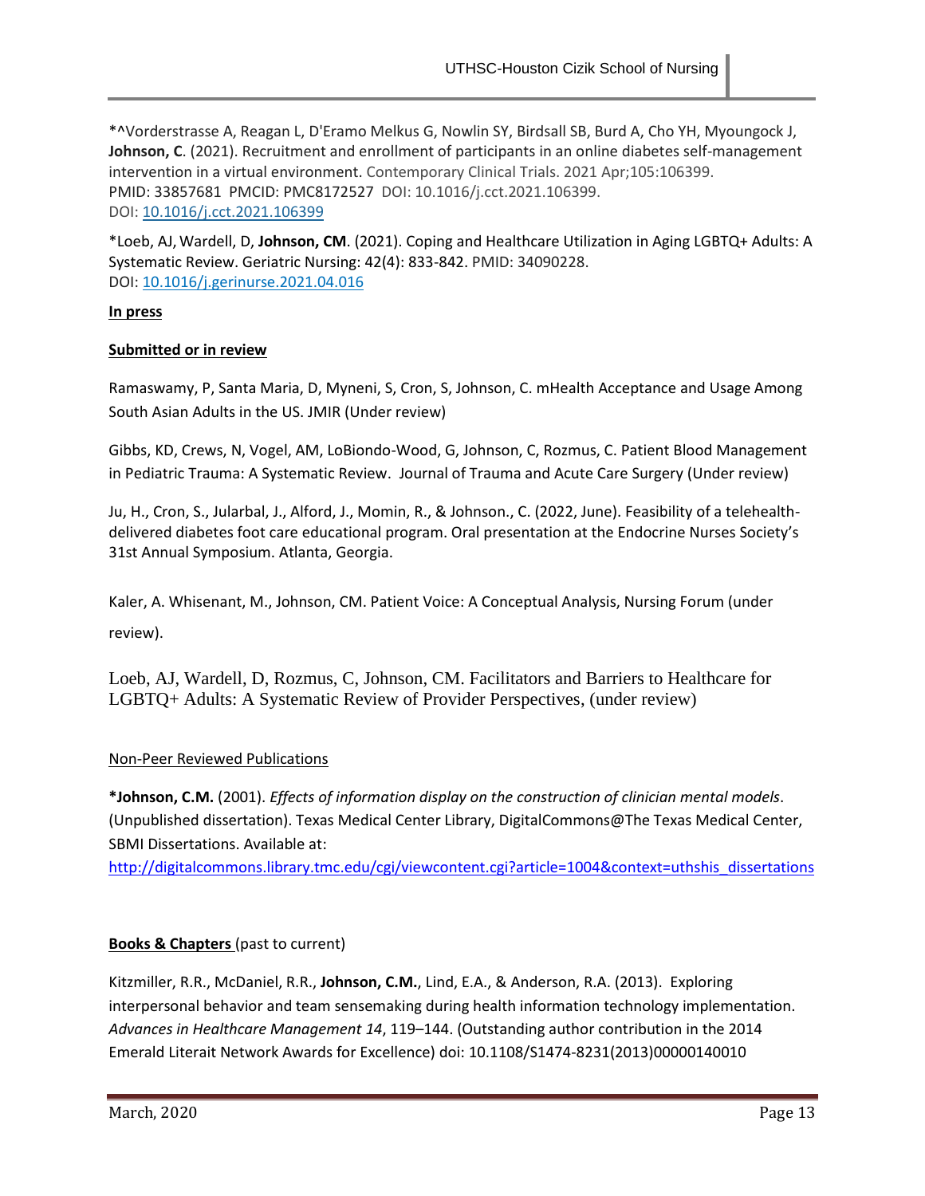*^Vorderstrasse A, Reagan L, D'Eramo Melkus G, Nowlin SY, Birdsall SB, Burd A, Cho YH, Myoungock J, **Johnson, C**. (2021). Recruitment and enrollment of participants in an online diabetes self-management intervention in a virtual environment. Contemporary Clinical Trials. 2021 Apr;105:106399. PMID: 33857681 PMCID: PMC8172527 DOI: 10.1016/j.cct.2021.106399. DOI: [10.1016/j.cct.2021.106399](https://doi.org/10.1016/j.cct.2021.106399)

*Loeb, AJ, Wardell, D, **Johnson, CM**. (2021). Coping and Healthcare Utilization in Aging LGBTQ+ Adults: A Systematic Review. Geriatric Nursing: 42(4): 833-842. PMID: 34090228. DOI: [10.1016/j.gerinurse.2021.04.016](https://doi.org/10.1016/j.gerinurse.2021.04.016)

**In press**

**Submitted or in review**

Ramaswamy, P, Santa Maria, D, Myneni, S, Cron, S, Johnson, C. mHealth Acceptance and Usage Among South Asian Adults in the US. JMIR (Under review)

Gibbs, KD, Crews, N, Vogel, AM, LoBiondo-Wood, G, Johnson, C, Rozmus, C. Patient Blood Management in Pediatric Trauma: A Systematic Review. Journal of Trauma and Acute Care Surgery (Under review)

Ju, H., Cron, S., Jularbal, J., Alford, J., Momin, R., & Johnson., C. (2022, June). Feasibility of a telehealth-delivered diabetes foot care educational program. Oral presentation at the Endocrine Nurses Society's 31st Annual Symposium. Atlanta, Georgia.

Kaler, A. Whisenant, M., Johnson, CM. Patient Voice: A Conceptual Analysis, Nursing Forum (under review).

Loeb, AJ, Wardell, D, Rozmus, C, Johnson, CM. Facilitators and Barriers to Healthcare for LGBTQ+ Adults: A Systematic Review of Provider Perspectives, (under review)

Non-Peer Reviewed Publications

***Johnson, C.M.** (2001). *Effects of information display on the construction of clinician mental models*. (Unpublished dissertation). Texas Medical Center Library, DigitalCommons@The Texas Medical Center, SBMI Dissertations. Available at: [http://digitalcommons.library.tmc.edu/cgi/viewcontent.cgi?article=1004&context=uthshis_dissertations](http://digitalcommons.library.tmc.edu/cgi/viewcontent.cgi?article=1004&context=uthshis_dissertations)

**Books & Chapters** (past to current)

Kitzmiller, R.R., McDaniel, R.R., **Johnson, C.M.**, Lind, E.A., & Anderson, R.A. (2013). Exploring interpersonal behavior and team sensemaking during health information technology implementation. *Advances in Healthcare Management 14*, 119–144. (Outstanding author contribution in the 2014 Emerald Literait Network Awards for Excellence) doi: 10.1108/S1474-8231(2013)00000140010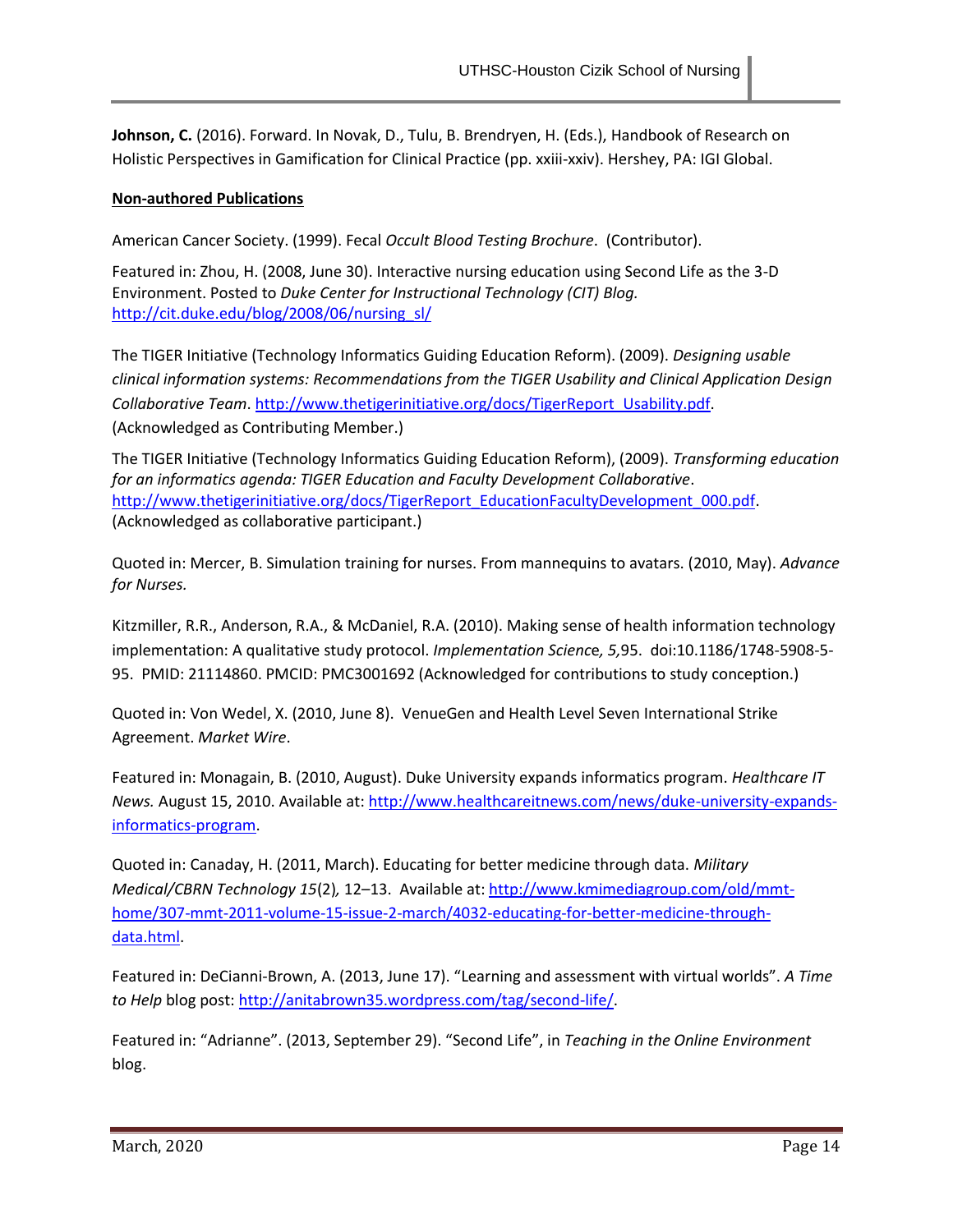**Johnson, C.** (2016). Forward. In Novak, D., Tulu, B. Brendryen, H. (Eds.), Handbook of Research on Holistic Perspectives in Gamification for Clinical Practice (pp. xxiii-xxiv). Hershey, PA: IGI Global.

**Non-authored Publications**

American Cancer Society. (1999). Fecal *Occult Blood Testing Brochure*. (Contributor).

Featured in: Zhou, H. (2008, June 30). Interactive nursing education using Second Life as the 3-D Environment. Posted to *Duke Center for Instructional Technology (CIT) Blog.* http://cit.duke.edu/blog/2008/06/nursing_sl/

The TIGER Initiative (Technology Informatics Guiding Education Reform). (2009). *Designing usable clinical information systems: Recommendations from the TIGER Usability and Clinical Application Design Collaborative Team*. http://www.thetigerinitiative.org/docs/TigerReport_Usability.pdf. (Acknowledged as Contributing Member.)

The TIGER Initiative (Technology Informatics Guiding Education Reform), (2009). *Transforming education for an informatics agenda: TIGER Education and Faculty Development Collaborative*. http://www.thetigerinitiative.org/docs/TigerReport_EducationFacultyDevelopment_000.pdf. (Acknowledged as collaborative participant.)

Quoted in: Mercer, B. Simulation training for nurses. From mannequins to avatars. (2010, May). *Advance for Nurses.*

Kitzmiller, R.R., Anderson, R.A., & McDaniel, R.A. (2010). Making sense of health information technology implementation: A qualitative study protocol. *Implementation Science, 5,*95. doi:10.1186/1748-5908-5-95. PMID: 21114860. PMCID: PMC3001692 (Acknowledged for contributions to study conception.)

Quoted in: Von Wedel, X. (2010, June 8). VenueGen and Health Level Seven International Strike Agreement. *Market Wire*.

Featured in: Monagain, B. (2010, August). Duke University expands informatics program. *Healthcare IT News.* August 15, 2010. Available at: http://www.healthcareitnews.com/news/duke-university-expands-informatics-program.

Quoted in: Canaday, H. (2011, March). Educating for better medicine through data. *Military Medical/CBRN Technology 15*(2)*,* 12–13. Available at: http://www.kmimediagroup.com/old/mmt-home/307-mmt-2011-volume-15-issue-2-march/4032-educating-for-better-medicine-through-data.html.

Featured in: DeCianni-Brown, A. (2013, June 17). "Learning and assessment with virtual worlds". *A Time to Help* blog post: http://anitabrown35.wordpress.com/tag/second-life/.

Featured in: "Adrianne". (2013, September 29). "Second Life", in *Teaching in the Online Environment* blog.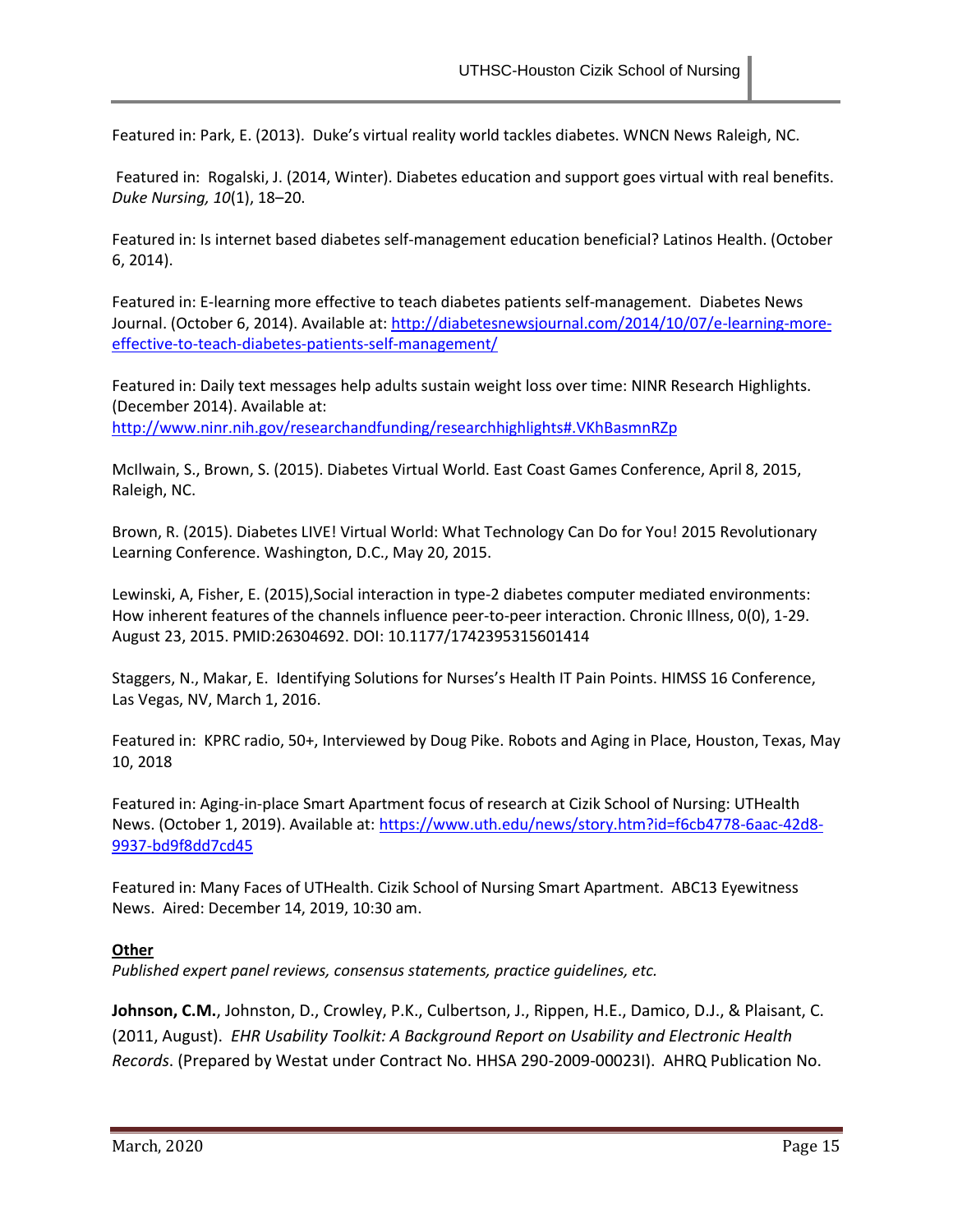Featured in: Park, E. (2013). Duke's virtual reality world tackles diabetes. WNCN News Raleigh, NC.

Featured in: Rogalski, J. (2014, Winter). Diabetes education and support goes virtual with real benefits. *Duke Nursing, 10*(1), 18–20.

Featured in: Is internet based diabetes self-management education beneficial? Latinos Health. (October 6, 2014).

Featured in: E-learning more effective to teach diabetes patients self-management. Diabetes News Journal. (October 6, 2014). Available at: http://diabetesnewsjournal.com/2014/10/07/e-learning-more-effective-to-teach-diabetes-patients-self-management/

Featured in: Daily text messages help adults sustain weight loss over time: NINR Research Highlights. (December 2014). Available at: http://www.ninr.nih.gov/researchandfunding/researchhighlights#.VKhBasmnRZp

McIlwain, S., Brown, S. (2015). Diabetes Virtual World. East Coast Games Conference, April 8, 2015, Raleigh, NC.

Brown, R. (2015). Diabetes LIVE! Virtual World: What Technology Can Do for You! 2015 Revolutionary Learning Conference. Washington, D.C., May 20, 2015.

Lewinski, A, Fisher, E. (2015),Social interaction in type-2 diabetes computer mediated environments: How inherent features of the channels influence peer-to-peer interaction. Chronic Illness, 0(0), 1-29. August 23, 2015. PMID:26304692. DOI: 10.1177/1742395315601414

Staggers, N., Makar, E. Identifying Solutions for Nurses's Health IT Pain Points. HIMSS 16 Conference, Las Vegas, NV, March 1, 2016.

Featured in: KPRC radio, 50+, Interviewed by Doug Pike. Robots and Aging in Place, Houston, Texas, May 10, 2018

Featured in: Aging-in-place Smart Apartment focus of research at Cizik School of Nursing: UTHealth News. (October 1, 2019). Available at: https://www.uth.edu/news/story.htm?id=f6cb4778-6aac-42d8-9937-bd9f8dd7cd45

Featured in: Many Faces of UTHealth. Cizik School of Nursing Smart Apartment. ABC13 Eyewitness News. Aired: December 14, 2019, 10:30 am.

**Other**

*Published expert panel reviews, consensus statements, practice guidelines, etc.*

**Johnson, C.M.**, Johnston, D., Crowley, P.K., Culbertson, J., Rippen, H.E., Damico, D.J., & Plaisant, C. (2011, August). *EHR Usability Toolkit: A Background Report on Usability and Electronic Health Records*. (Prepared by Westat under Contract No. HHSA 290-2009-00023I). AHRQ Publication No.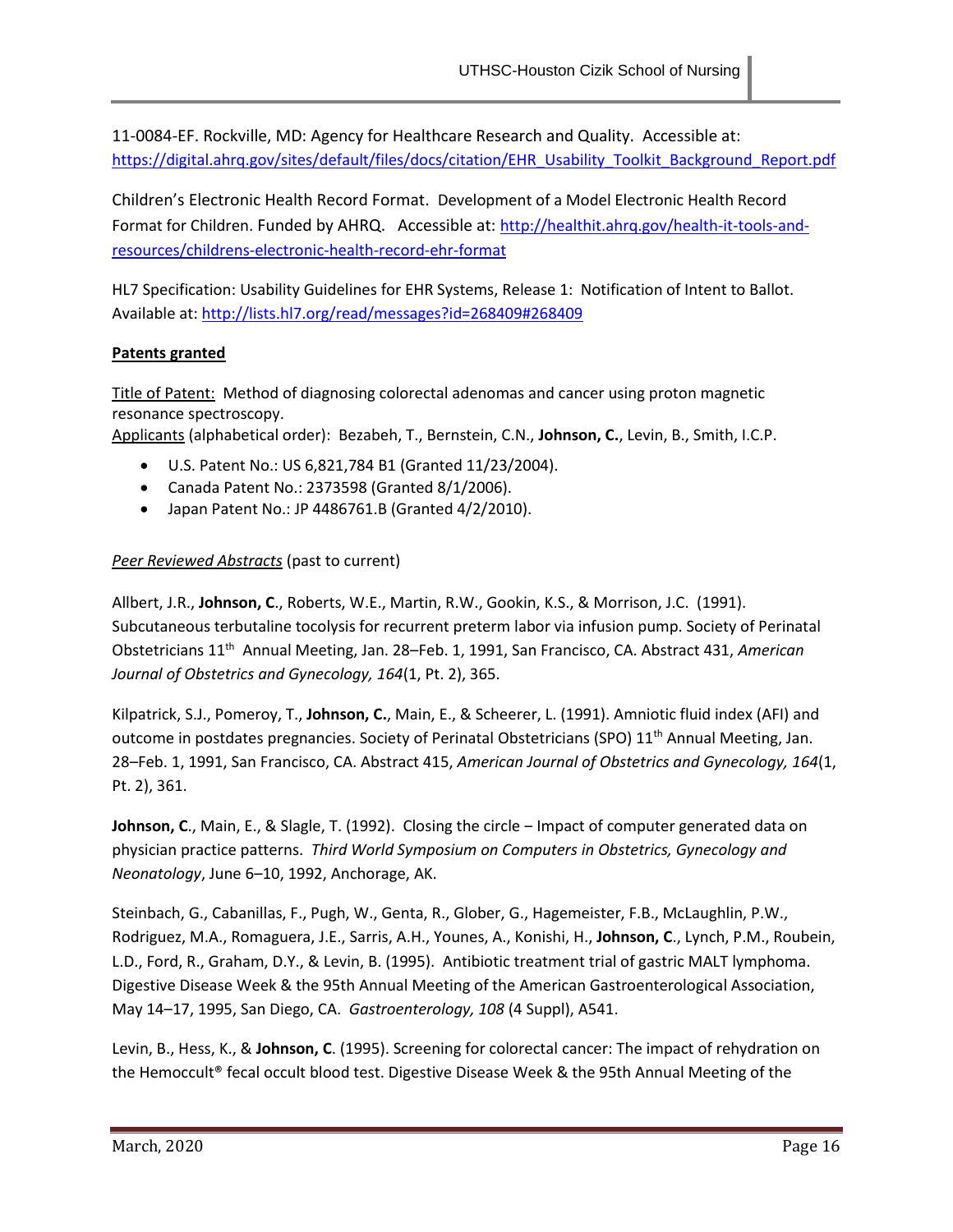11-0084-EF. Rockville, MD: Agency for Healthcare Research and Quality. Accessible at: https://digital.ahrq.gov/sites/default/files/docs/citation/EHR_Usability_Toolkit_Background_Report.pdf

Children's Electronic Health Record Format. Development of a Model Electronic Health Record Format for Children. Funded by AHRQ. Accessible at: http://healthit.ahrq.gov/health-it-tools-and-resources/childrens-electronic-health-record-ehr-format

HL7 Specification: Usability Guidelines for EHR Systems, Release 1: Notification of Intent to Ballot. Available at: http://lists.hl7.org/read/messages?id=268409#268409

**Patents granted**

Title of Patent: Method of diagnosing colorectal adenomas and cancer using proton magnetic resonance spectroscopy.
Applicants (alphabetical order): Bezabeh, T., Bernstein, C.N., **Johnson, C.**, Levin, B., Smith, I.C.P.

- U.S. Patent No.: US 6,821,784 B1 (Granted 11/23/2004).
- Canada Patent No.: 2373598 (Granted 8/1/2006).
- Japan Patent No.: JP 4486761.B (Granted 4/2/2010).

*Peer Reviewed Abstracts* (past to current)

Allbert, J.R., **Johnson, C**., Roberts, W.E., Martin, R.W., Gookin, K.S., & Morrison, J.C. (1991). Subcutaneous terbutaline tocolysis for recurrent preterm labor via infusion pump. Society of Perinatal Obstetricians 11th Annual Meeting, Jan. 28–Feb. 1, 1991, San Francisco, CA. Abstract 431, *American Journal of Obstetrics and Gynecology, 164*(1, Pt. 2), 365.

Kilpatrick, S.J., Pomeroy, T., **Johnson, C.**, Main, E., & Scheerer, L. (1991). Amniotic fluid index (AFI) and outcome in postdates pregnancies. Society of Perinatal Obstetricians (SPO) 11th Annual Meeting, Jan. 28–Feb. 1, 1991, San Francisco, CA. Abstract 415, *American Journal of Obstetrics and Gynecology, 164*(1, Pt. 2), 361.

**Johnson, C**., Main, E., & Slagle, T. (1992). Closing the circle – Impact of computer generated data on physician practice patterns. *Third World Symposium on Computers in Obstetrics, Gynecology and Neonatology*, June 6–10, 1992, Anchorage, AK.

Steinbach, G., Cabanillas, F., Pugh, W., Genta, R., Glober, G., Hagemeister, F.B., McLaughlin, P.W., Rodriguez, M.A., Romaguera, J.E., Sarris, A.H., Younes, A., Konishi, H., **Johnson, C**., Lynch, P.M., Roubein, L.D., Ford, R., Graham, D.Y., & Levin, B. (1995). Antibiotic treatment trial of gastric MALT lymphoma. Digestive Disease Week & the 95th Annual Meeting of the American Gastroenterological Association, May 14–17, 1995, San Diego, CA. *Gastroenterology, 108* (4 Suppl), A541.

Levin, B., Hess, K., & **Johnson, C**. (1995). Screening for colorectal cancer: The impact of rehydration on the Hemoccult® fecal occult blood test. Digestive Disease Week & the 95th Annual Meeting of the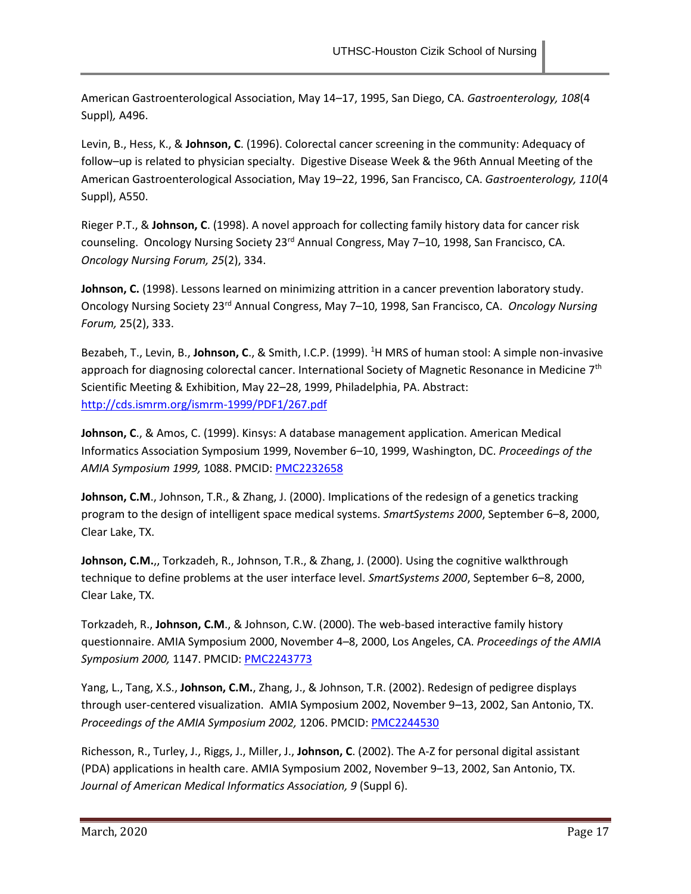American Gastroenterological Association, May 14–17, 1995, San Diego, CA. *Gastroenterology, 108*(4 Suppl), A496.

Levin, B., Hess, K., & **Johnson, C**. (1996). Colorectal cancer screening in the community: Adequacy of follow–up is related to physician specialty. Digestive Disease Week & the 96th Annual Meeting of the American Gastroenterological Association, May 19–22, 1996, San Francisco, CA. *Gastroenterology, 110*(4 Suppl), A550.

Rieger P.T., & **Johnson, C**. (1998). A novel approach for collecting family history data for cancer risk counseling. Oncology Nursing Society 23rd Annual Congress, May 7–10, 1998, San Francisco, CA. *Oncology Nursing Forum, 25*(2), 334.

**Johnson, C.** (1998). Lessons learned on minimizing attrition in a cancer prevention laboratory study. Oncology Nursing Society 23rd Annual Congress, May 7–10, 1998, San Francisco, CA. *Oncology Nursing Forum,* 25(2), 333.

Bezabeh, T., Levin, B., **Johnson, C**., & Smith, I.C.P. (1999). $^{1}$H MRS of human stool: A simple non-invasive approach for diagnosing colorectal cancer. International Society of Magnetic Resonance in Medicine 7th Scientific Meeting & Exhibition, May 22–28, 1999, Philadelphia, PA. Abstract: [http://cds.ismrm.org/ismrm-1999/PDF1/267.pdf](http://cds.ismrm.org/ismrm-1999/PDF1/267.pdf)

**Johnson, C**., & Amos, C. (1999). Kinsys: A database management application. American Medical Informatics Association Symposium 1999, November 6–10, 1999, Washington, DC. *Proceedings of the AMIA Symposium 1999,* 1088. PMCID: PMC2232658

**Johnson, C.M**., Johnson, T.R., & Zhang, J. (2000). Implications of the redesign of a genetics tracking program to the design of intelligent space medical systems. *SmartSystems 2000*, September 6–8, 2000, Clear Lake, TX.

**Johnson, C.M.**,, Torkzadeh, R., Johnson, T.R., & Zhang, J. (2000). Using the cognitive walkthrough technique to define problems at the user interface level. *SmartSystems 2000*, September 6–8, 2000, Clear Lake, TX.

Torkzadeh, R., **Johnson, C.M**., & Johnson, C.W. (2000). The web-based interactive family history questionnaire. AMIA Symposium 2000, November 4–8, 2000, Los Angeles, CA. *Proceedings of the AMIA Symposium 2000,* 1147. PMCID: PMC2243773

Yang, L., Tang, X.S., **Johnson, C.M.**, Zhang, J., & Johnson, T.R. (2002). Redesign of pedigree displays through user-centered visualization. AMIA Symposium 2002, November 9–13, 2002, San Antonio, TX. *Proceedings of the AMIA Symposium 2002,* 1206. PMCID: PMC2244530

Richesson, R., Turley, J., Riggs, J., Miller, J., **Johnson, C**. (2002). The A-Z for personal digital assistant (PDA) applications in health care. AMIA Symposium 2002, November 9–13, 2002, San Antonio, TX. *Journal of American Medical Informatics Association, 9* (Suppl 6).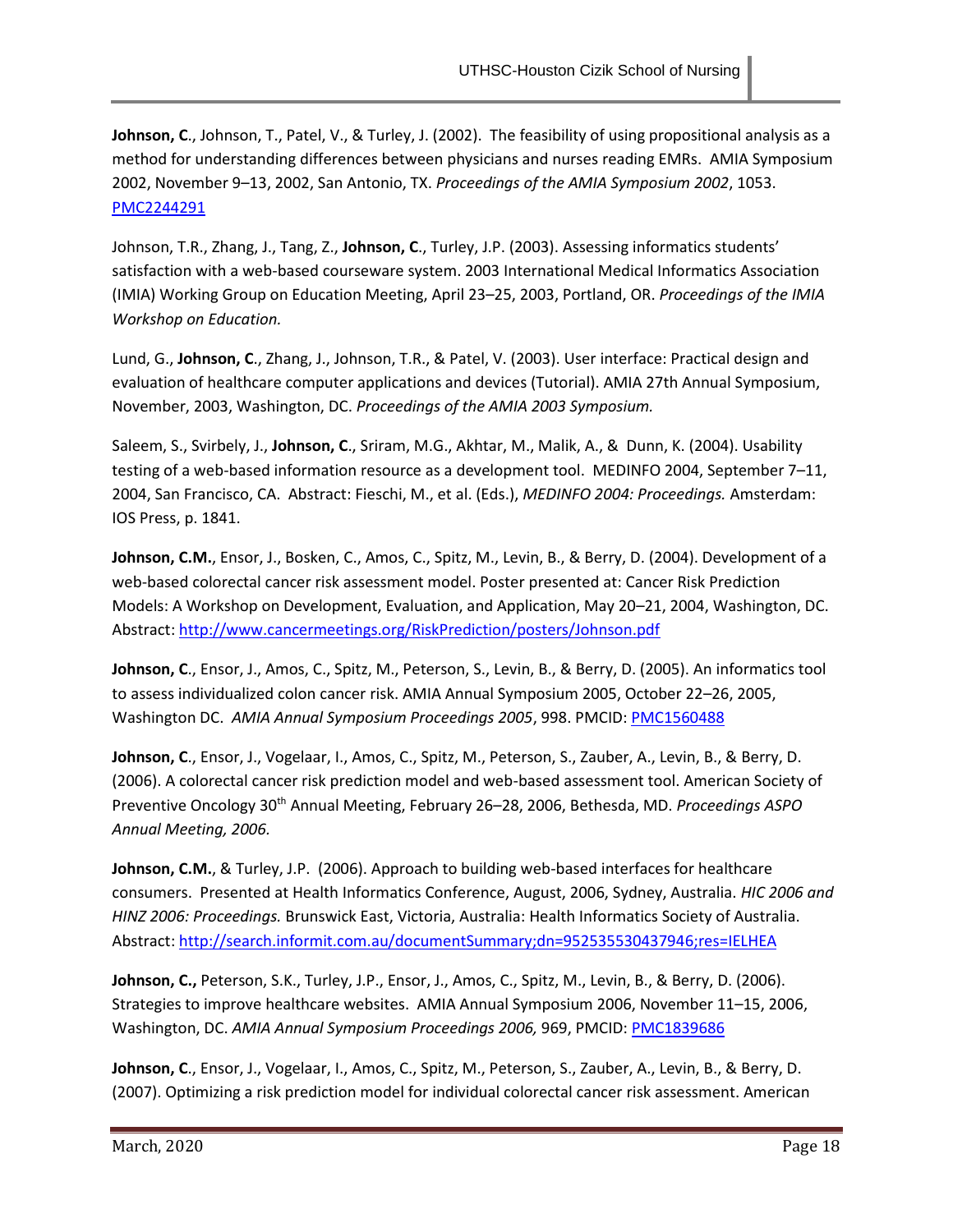**Johnson, C**., Johnson, T., Patel, V., & Turley, J. (2002). The feasibility of using propositional analysis as a method for understanding differences between physicians and nurses reading EMRs. AMIA Symposium 2002, November 9–13, 2002, San Antonio, TX. *Proceedings of the AMIA Symposium 2002*, 1053. PMC2244291

Johnson, T.R., Zhang, J., Tang, Z., **Johnson, C**., Turley, J.P. (2003). Assessing informatics students' satisfaction with a web-based courseware system. 2003 International Medical Informatics Association (IMIA) Working Group on Education Meeting, April 23–25, 2003, Portland, OR. *Proceedings of the IMIA Workshop on Education.*

Lund, G., **Johnson, C**., Zhang, J., Johnson, T.R., & Patel, V. (2003). User interface: Practical design and evaluation of healthcare computer applications and devices (Tutorial). AMIA 27th Annual Symposium, November, 2003, Washington, DC. *Proceedings of the AMIA 2003 Symposium.*

Saleem, S., Svirbely, J., **Johnson, C**., Sriram, M.G., Akhtar, M., Malik, A., & Dunn, K. (2004). Usability testing of a web-based information resource as a development tool. MEDINFO 2004, September 7–11, 2004, San Francisco, CA. Abstract: Fieschi, M., et al. (Eds.), *MEDINFO 2004: Proceedings.* Amsterdam: IOS Press, p. 1841.

**Johnson, C.M.**, Ensor, J., Bosken, C., Amos, C., Spitz, M., Levin, B., & Berry, D. (2004). Development of a web-based colorectal cancer risk assessment model. Poster presented at: Cancer Risk Prediction Models: A Workshop on Development, Evaluation, and Application, May 20–21, 2004, Washington, DC. Abstract: http://www.cancermeetings.org/RiskPrediction/posters/Johnson.pdf

**Johnson, C**., Ensor, J., Amos, C., Spitz, M., Peterson, S., Levin, B., & Berry, D. (2005). An informatics tool to assess individualized colon cancer risk. AMIA Annual Symposium 2005, October 22–26, 2005, Washington DC. *AMIA Annual Symposium Proceedings 2005*, 998. PMCID: PMC1560488

**Johnson, C**., Ensor, J., Vogelaar, I., Amos, C., Spitz, M., Peterson, S., Zauber, A., Levin, B., & Berry, D. (2006). A colorectal cancer risk prediction model and web-based assessment tool. American Society of Preventive Oncology 30th Annual Meeting, February 26–28, 2006, Bethesda, MD. *Proceedings ASPO Annual Meeting, 2006.*

**Johnson, C.M.**, & Turley, J.P. (2006). Approach to building web-based interfaces for healthcare consumers. Presented at Health Informatics Conference, August, 2006, Sydney, Australia. *HIC 2006 and HINZ 2006: Proceedings.* Brunswick East, Victoria, Australia: Health Informatics Society of Australia. Abstract: http://search.informit.com.au/documentSummary;dn=952535530437946;res=IELHEA

**Johnson, C.,** Peterson, S.K., Turley, J.P., Ensor, J., Amos, C., Spitz, M., Levin, B., & Berry, D. (2006). Strategies to improve healthcare websites. AMIA Annual Symposium 2006, November 11–15, 2006, Washington, DC. *AMIA Annual Symposium Proceedings 2006,* 969, PMCID: PMC1839686

**Johnson, C**., Ensor, J., Vogelaar, I., Amos, C., Spitz, M., Peterson, S., Zauber, A., Levin, B., & Berry, D. (2007). Optimizing a risk prediction model for individual colorectal cancer risk assessment. American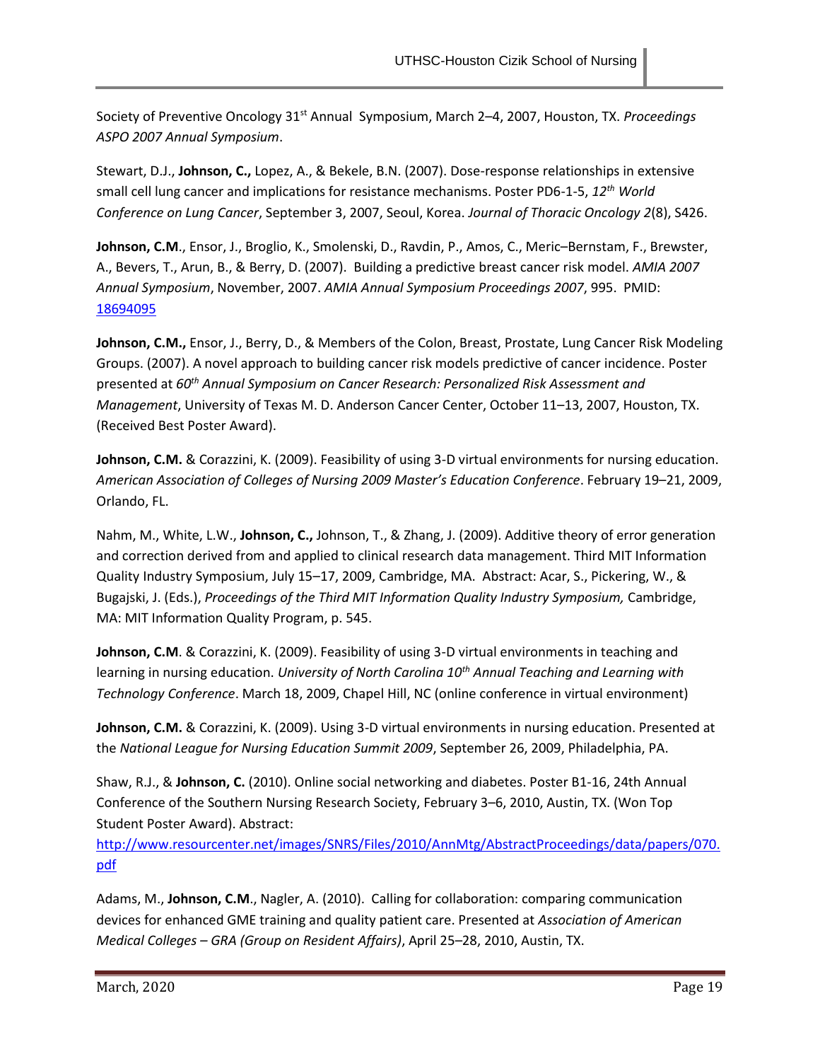Society of Preventive Oncology 31st Annual Symposium, March 2–4, 2007, Houston, TX. *Proceedings ASPO 2007 Annual Symposium*.

Stewart, D.J., **Johnson, C.,** Lopez, A., & Bekele, B.N. (2007). Dose-response relationships in extensive small cell lung cancer and implications for resistance mechanisms. Poster PD6-1-5, *12th World Conference on Lung Cancer*, September 3, 2007, Seoul, Korea. *Journal of Thoracic Oncology 2*(8), S426.

**Johnson, C.M**., Ensor, J., Broglio, K., Smolenski, D., Ravdin, P., Amos, C., Meric–Bernstam, F., Brewster, A., Bevers, T., Arun, B., & Berry, D. (2007). Building a predictive breast cancer risk model. *AMIA 2007 Annual Symposium*, November, 2007. *AMIA Annual Symposium Proceedings 2007*, 995. PMID: 18694095

**Johnson, C.M.,** Ensor, J., Berry, D., & Members of the Colon, Breast, Prostate, Lung Cancer Risk Modeling Groups. (2007). A novel approach to building cancer risk models predictive of cancer incidence. Poster presented at *60th Annual Symposium on Cancer Research: Personalized Risk Assessment and Management*, University of Texas M. D. Anderson Cancer Center, October 11–13, 2007, Houston, TX. (Received Best Poster Award).

**Johnson, C.M.** & Corazzini, K. (2009). Feasibility of using 3-D virtual environments for nursing education. *American Association of Colleges of Nursing 2009 Master's Education Conference*. February 19–21, 2009, Orlando, FL.

Nahm, M., White, L.W., **Johnson, C.,** Johnson, T., & Zhang, J. (2009). Additive theory of error generation and correction derived from and applied to clinical research data management. Third MIT Information Quality Industry Symposium, July 15–17, 2009, Cambridge, MA. Abstract: Acar, S., Pickering, W., & Bugajski, J. (Eds.), *Proceedings of the Third MIT Information Quality Industry Symposium,* Cambridge, MA: MIT Information Quality Program, p. 545.

**Johnson, C.M**. & Corazzini, K. (2009). Feasibility of using 3-D virtual environments in teaching and learning in nursing education. *University of North Carolina 10th Annual Teaching and Learning with Technology Conference*. March 18, 2009, Chapel Hill, NC (online conference in virtual environment)

**Johnson, C.M.** & Corazzini, K. (2009). Using 3-D virtual environments in nursing education. Presented at the *National League for Nursing Education Summit 2009*, September 26, 2009, Philadelphia, PA.

Shaw, R.J., & **Johnson, C.** (2010). Online social networking and diabetes. Poster B1-16, 24th Annual Conference of the Southern Nursing Research Society, February 3–6, 2010, Austin, TX. (Won Top Student Poster Award). Abstract: http://www.resourcenter.net/images/SNRS/Files/2010/AnnMtg/AbstractProceedings/data/papers/070.pdf

Adams, M., **Johnson, C.M**., Nagler, A. (2010). Calling for collaboration: comparing communication devices for enhanced GME training and quality patient care. Presented at *Association of American Medical Colleges – GRA (Group on Resident Affairs)*, April 25–28, 2010, Austin, TX.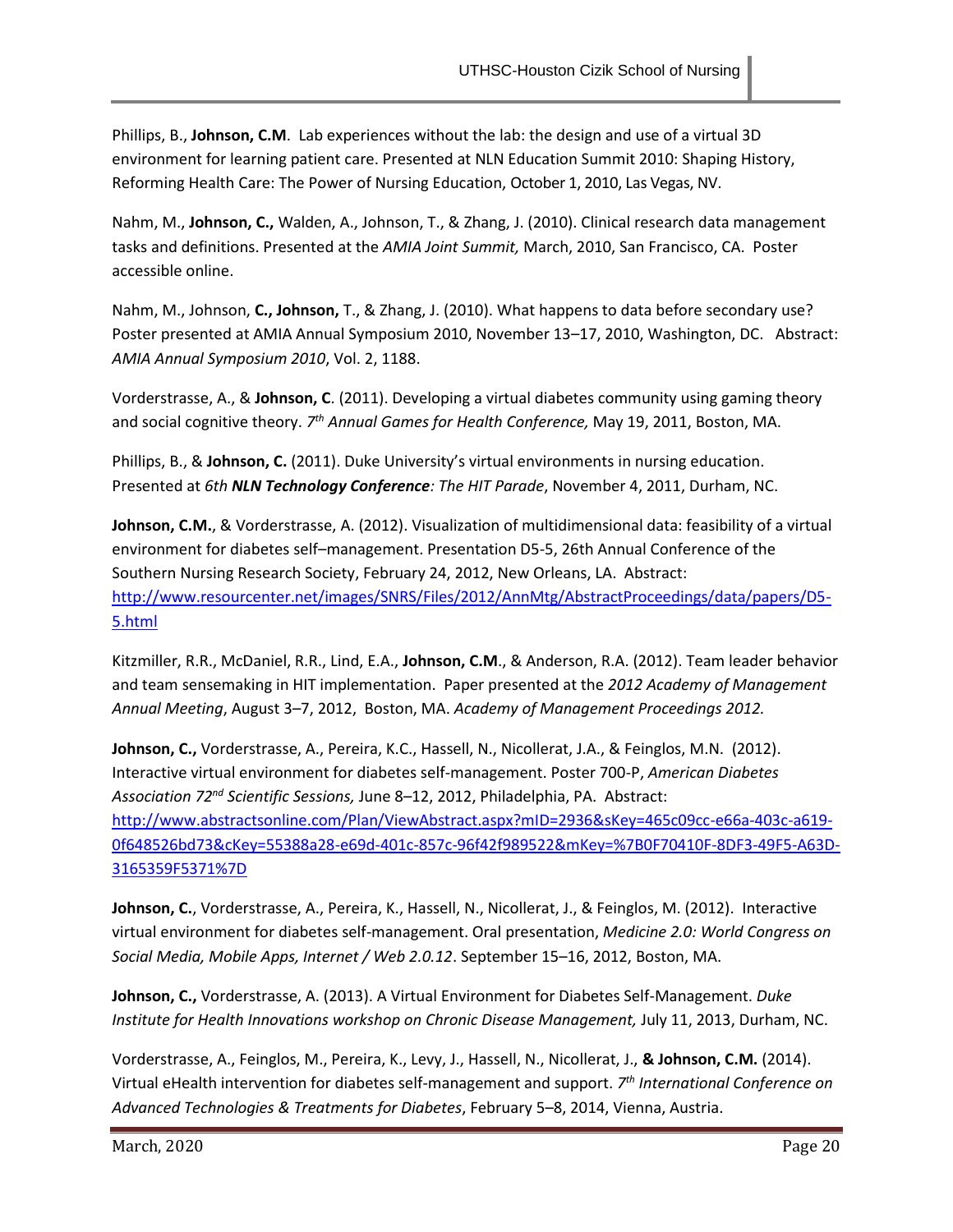Phillips, B., **Johnson, C.M**. Lab experiences without the lab: the design and use of a virtual 3D environment for learning patient care. Presented at NLN Education Summit 2010: Shaping History, Reforming Health Care: The Power of Nursing Education, October 1, 2010, Las Vegas, NV.

Nahm, M., **Johnson, C.,** Walden, A., Johnson, T., & Zhang, J. (2010). Clinical research data management tasks and definitions. Presented at the *AMIA Joint Summit,* March, 2010, San Francisco, CA. Poster accessible online.

Nahm, M., Johnson, **C., Johnson,** T., & Zhang, J. (2010). What happens to data before secondary use? Poster presented at AMIA Annual Symposium 2010, November 13–17, 2010, Washington, DC. Abstract: *AMIA Annual Symposium 2010*, Vol. 2, 1188.

Vorderstrasse, A., & **Johnson, C**. (2011). Developing a virtual diabetes community using gaming theory and social cognitive theory. *7th Annual Games for Health Conference,* May 19, 2011, Boston, MA.

Phillips, B., & **Johnson, C.** (2011). Duke University's virtual environments in nursing education. Presented at *6th **NLN Technology Conference**: The HIT Parade*, November 4, 2011, Durham, NC.

**Johnson, C.M.**, & Vorderstrasse, A. (2012). Visualization of multidimensional data: feasibility of a virtual environment for diabetes self–management. Presentation D5-5, 26th Annual Conference of the Southern Nursing Research Society, February 24, 2012, New Orleans, LA. Abstract: [http://www.resourcenter.net/images/SNRS/Files/2012/AnnMtg/AbstractProceedings/data/papers/D5-5.html](http://www.resourcenter.net/images/SNRS/Files/2012/AnnMtg/AbstractProceedings/data/papers/D5-5.html)

Kitzmiller, R.R., McDaniel, R.R., Lind, E.A., **Johnson, C.M**., & Anderson, R.A. (2012). Team leader behavior and team sensemaking in HIT implementation. Paper presented at the *2012 Academy of Management Annual Meeting*, August 3–7, 2012, Boston, MA. *Academy of Management Proceedings 2012.*

**Johnson, C.,** Vorderstrasse, A., Pereira, K.C., Hassell, N., Nicollerat, J.A., & Feinglos, M.N. (2012). Interactive virtual environment for diabetes self-management. Poster 700-P, *American Diabetes Association 72nd Scientific Sessions,* June 8–12, 2012, Philadelphia, PA. Abstract: [http://www.abstractsonline.com/Plan/ViewAbstract.aspx?mID=2936&sKey=465c09cc-e66a-403c-a619-0f648526bd73&cKey=55388a28-e69d-401c-857c-96f42f989522&mKey=%7B0F70410F-8DF3-49F5-A63D-3165359F5371%7D](http://www.abstractsonline.com/Plan/ViewAbstract.aspx?mID=2936&sKey=465c09cc-e66a-403c-a619-0f648526bd73&cKey=55388a28-e69d-401c-857c-96f42f989522&mKey=%7B0F70410F-8DF3-49F5-A63D-3165359F5371%7D)

**Johnson, C.**, Vorderstrasse, A., Pereira, K., Hassell, N., Nicollerat, J., & Feinglos, M. (2012). Interactive virtual environment for diabetes self-management. Oral presentation, *Medicine 2.0: World Congress on Social Media, Mobile Apps, Internet / Web 2.0.12*. September 15–16, 2012, Boston, MA.

**Johnson, C.,** Vorderstrasse, A. (2013). A Virtual Environment for Diabetes Self-Management. *Duke Institute for Health Innovations workshop on Chronic Disease Management,* July 11, 2013, Durham, NC.

Vorderstrasse, A., Feinglos, M., Pereira, K., Levy, J., Hassell, N., Nicollerat, J., **& Johnson, C.M.** (2014). Virtual eHealth intervention for diabetes self-management and support. *7th International Conference on Advanced Technologies & Treatments for Diabetes*, February 5–8, 2014, Vienna, Austria.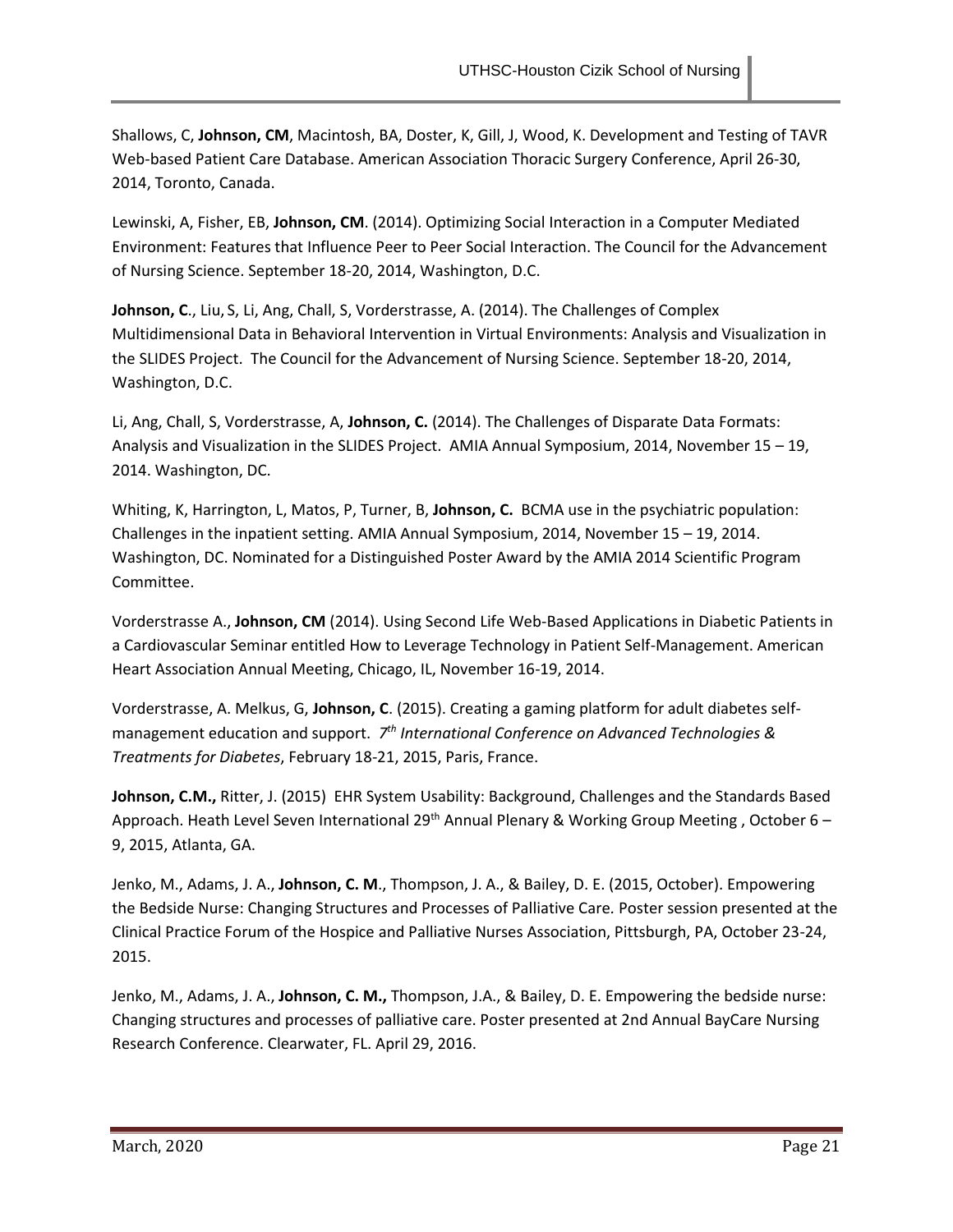Shallows, C, **Johnson, CM**, Macintosh, BA, Doster, K, Gill, J, Wood, K. Development and Testing of TAVR Web-based Patient Care Database. American Association Thoracic Surgery Conference, April 26-30, 2014, Toronto, Canada.

Lewinski, A, Fisher, EB, **Johnson, CM**. (2014). Optimizing Social Interaction in a Computer Mediated Environment: Features that Influence Peer to Peer Social Interaction. The Council for the Advancement of Nursing Science. September 18-20, 2014, Washington, D.C.

**Johnson, C**., Liu, S, Li, Ang, Chall, S, Vorderstrasse, A. (2014). The Challenges of Complex Multidimensional Data in Behavioral Intervention in Virtual Environments: Analysis and Visualization in the SLIDES Project. The Council for the Advancement of Nursing Science. September 18-20, 2014, Washington, D.C.

Li, Ang, Chall, S, Vorderstrasse, A, **Johnson, C.** (2014). The Challenges of Disparate Data Formats: Analysis and Visualization in the SLIDES Project. AMIA Annual Symposium, 2014, November 15 – 19, 2014. Washington, DC.

Whiting, K, Harrington, L, Matos, P, Turner, B, **Johnson, C.** BCMA use in the psychiatric population: Challenges in the inpatient setting. AMIA Annual Symposium, 2014, November 15 – 19, 2014. Washington, DC. Nominated for a Distinguished Poster Award by the AMIA 2014 Scientific Program Committee.

Vorderstrasse A., **Johnson, CM** (2014). Using Second Life Web-Based Applications in Diabetic Patients in a Cardiovascular Seminar entitled How to Leverage Technology in Patient Self-Management. American Heart Association Annual Meeting, Chicago, IL, November 16-19, 2014.

Vorderstrasse, A. Melkus, G, **Johnson, C**. (2015). Creating a gaming platform for adult diabetes self-management education and support. *7th International Conference on Advanced Technologies & Treatments for Diabetes*, February 18-21, 2015, Paris, France.

**Johnson, C.M.,** Ritter, J. (2015) EHR System Usability: Background, Challenges and the Standards Based Approach. Heath Level Seven International 29th Annual Plenary & Working Group Meeting , October 6 – 9, 2015, Atlanta, GA.

Jenko, M., Adams, J. A., **Johnson, C. M**., Thompson, J. A., & Bailey, D. E. (2015, October). Empowering the Bedside Nurse: Changing Structures and Processes of Palliative Care. Poster session presented at the Clinical Practice Forum of the Hospice and Palliative Nurses Association, Pittsburgh, PA, October 23-24, 2015.

Jenko, M., Adams, J. A., **Johnson, C. M.,** Thompson, J.A., & Bailey, D. E. Empowering the bedside nurse: Changing structures and processes of palliative care. Poster presented at 2nd Annual BayCare Nursing Research Conference. Clearwater, FL. April 29, 2016.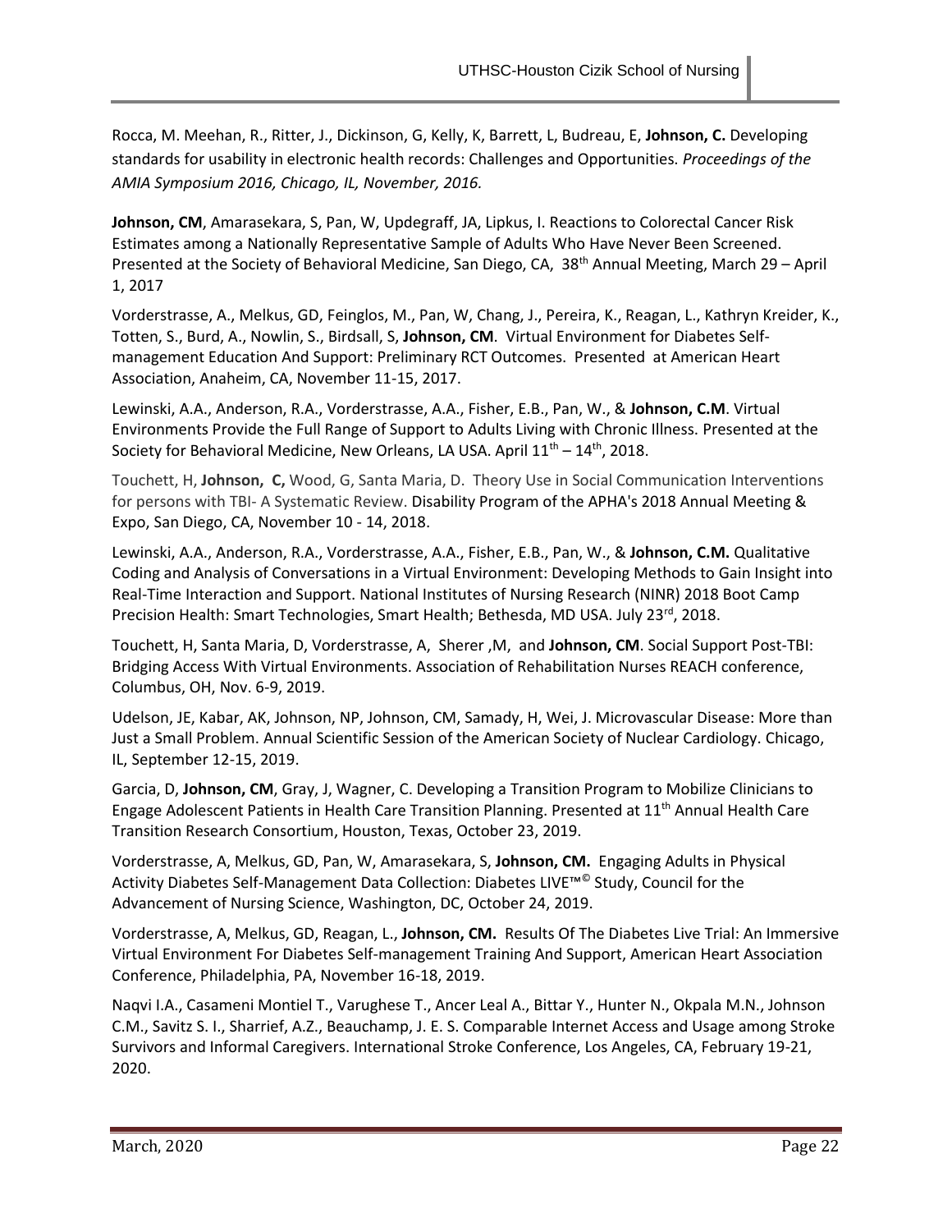Rocca, M. Meehan, R., Ritter, J., Dickinson, G, Kelly, K, Barrett, L, Budreau, E, **Johnson, C.** Developing standards for usability in electronic health records: Challenges and Opportunities. *Proceedings of the AMIA Symposium 2016, Chicago, IL, November, 2016.*

**Johnson, CM**, Amarasekara, S, Pan, W, Updegraff, JA, Lipkus, I. Reactions to Colorectal Cancer Risk Estimates among a Nationally Representative Sample of Adults Who Have Never Been Screened. Presented at the Society of Behavioral Medicine, San Diego, CA, 38th Annual Meeting, March 29 – April 1, 2017

Vorderstrasse, A., Melkus, GD, Feinglos, M., Pan, W, Chang, J., Pereira, K., Reagan, L., Kathryn Kreider, K., Totten, S., Burd, A., Nowlin, S., Birdsall, S, **Johnson, CM**. Virtual Environment for Diabetes Self-management Education And Support: Preliminary RCT Outcomes. Presented at American Heart Association, Anaheim, CA, November 11-15, 2017.

Lewinski, A.A., Anderson, R.A., Vorderstrasse, A.A., Fisher, E.B., Pan, W., & **Johnson, C.M**. Virtual Environments Provide the Full Range of Support to Adults Living with Chronic Illness. Presented at the Society for Behavioral Medicine, New Orleans, LA USA. April 11th – 14th, 2018.

Touchett, H, **Johnson, C,** Wood, G, Santa Maria, D. Theory Use in Social Communication Interventions for persons with TBI- A Systematic Review. Disability Program of the APHA's 2018 Annual Meeting & Expo, San Diego, CA, November 10 - 14, 2018.

Lewinski, A.A., Anderson, R.A., Vorderstrasse, A.A., Fisher, E.B., Pan, W., & **Johnson, C.M.** Qualitative Coding and Analysis of Conversations in a Virtual Environment: Developing Methods to Gain Insight into Real-Time Interaction and Support. National Institutes of Nursing Research (NINR) 2018 Boot Camp Precision Health: Smart Technologies, Smart Health; Bethesda, MD USA. July 23rd, 2018.

Touchett, H, Santa Maria, D, Vorderstrasse, A, Sherer ,M, and **Johnson, CM**. Social Support Post-TBI: Bridging Access With Virtual Environments. Association of Rehabilitation Nurses REACH conference, Columbus, OH, Nov. 6-9, 2019.

Udelson, JE, Kabar, AK, Johnson, NP, Johnson, CM, Samady, H, Wei, J. Microvascular Disease: More than Just a Small Problem. Annual Scientific Session of the American Society of Nuclear Cardiology. Chicago, IL, September 12-15, 2019.

Garcia, D, **Johnson, CM**, Gray, J, Wagner, C. Developing a Transition Program to Mobilize Clinicians to Engage Adolescent Patients in Health Care Transition Planning. Presented at 11th Annual Health Care Transition Research Consortium, Houston, Texas, October 23, 2019.

Vorderstrasse, A, Melkus, GD, Pan, W, Amarasekara, S, **Johnson, CM.** Engaging Adults in Physical Activity Diabetes Self-Management Data Collection: Diabetes LIVE™© Study, Council for the Advancement of Nursing Science, Washington, DC, October 24, 2019.

Vorderstrasse, A, Melkus, GD, Reagan, L., **Johnson, CM.** Results Of The Diabetes Live Trial: An Immersive Virtual Environment For Diabetes Self-management Training And Support, American Heart Association Conference, Philadelphia, PA, November 16-18, 2019.

Naqvi I.A., Casameni Montiel T., Varughese T., Ancer Leal A., Bittar Y., Hunter N., Okpala M.N., Johnson C.M., Savitz S. I., Sharrief, A.Z., Beauchamp, J. E. S. Comparable Internet Access and Usage among Stroke Survivors and Informal Caregivers. International Stroke Conference, Los Angeles, CA, February 19-21, 2020.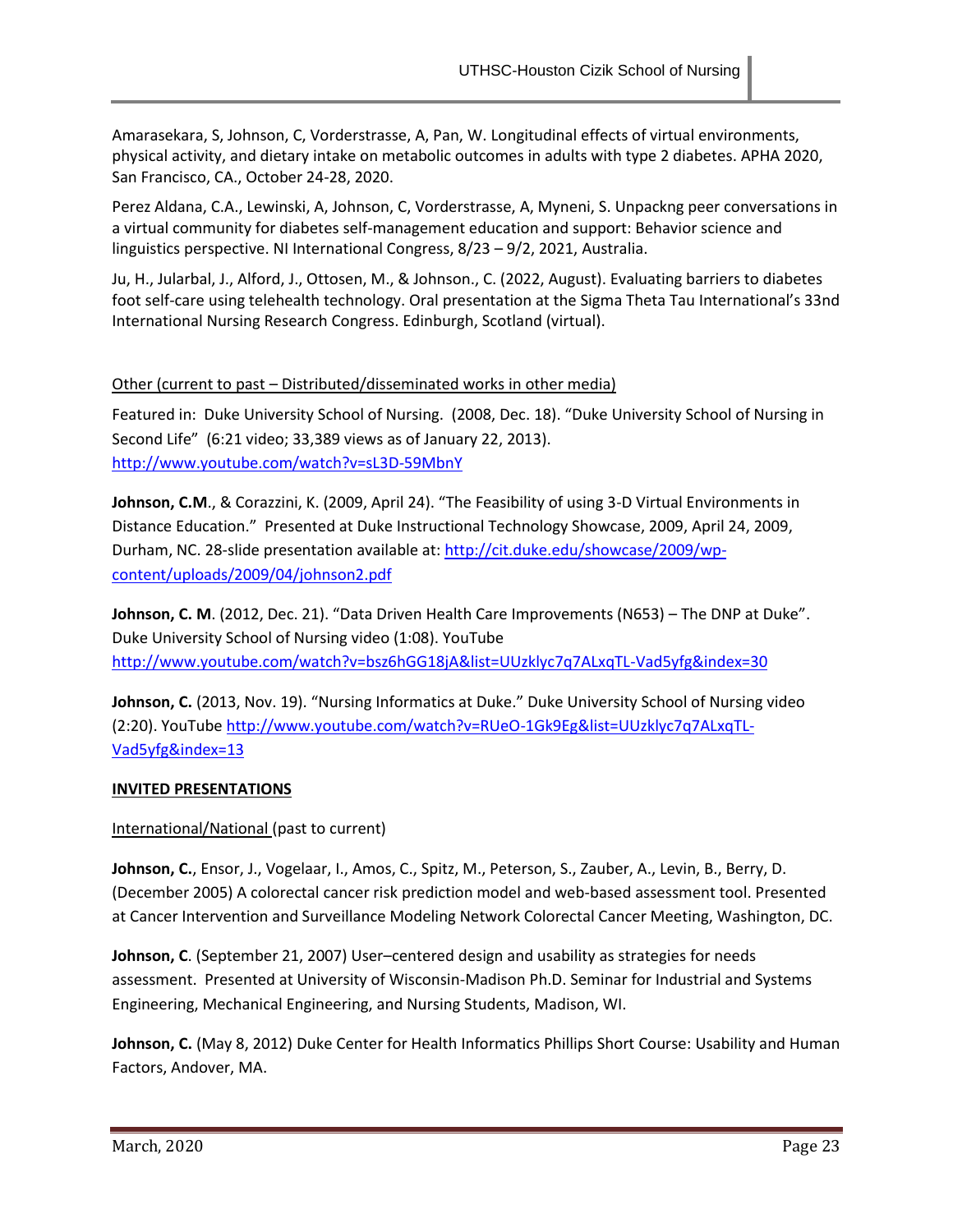Amarasekara, S, Johnson, C, Vorderstrasse, A, Pan, W. Longitudinal effects of virtual environments, physical activity, and dietary intake on metabolic outcomes in adults with type 2 diabetes. APHA 2020, San Francisco, CA., October 24-28, 2020.

Perez Aldana, C.A., Lewinski, A, Johnson, C, Vorderstrasse, A, Myneni, S. Unpackng peer conversations in a virtual community for diabetes self-management education and support: Behavior science and linguistics perspective. NI International Congress, 8/23 – 9/2, 2021, Australia.

Ju, H., Jularbal, J., Alford, J., Ottosen, M., & Johnson., C. (2022, August). Evaluating barriers to diabetes foot self-care using telehealth technology. Oral presentation at the Sigma Theta Tau International's 33nd International Nursing Research Congress. Edinburgh, Scotland (virtual).

Other (current to past – Distributed/disseminated works in other media)

Featured in: Duke University School of Nursing. (2008, Dec. 18). "Duke University School of Nursing in Second Life" (6:21 video; 33,389 views as of January 22, 2013). http://www.youtube.com/watch?v=sL3D-59MbnY

**Johnson, C.M**., & Corazzini, K. (2009, April 24). "The Feasibility of using 3-D Virtual Environments in Distance Education." Presented at Duke Instructional Technology Showcase, 2009, April 24, 2009, Durham, NC. 28-slide presentation available at: http://cit.duke.edu/showcase/2009/wp-content/uploads/2009/04/johnson2.pdf

**Johnson, C. M**. (2012, Dec. 21). "Data Driven Health Care Improvements (N653) – The DNP at Duke". Duke University School of Nursing video (1:08). YouTube http://www.youtube.com/watch?v=bsz6hGG18jA&list=UUzklyc7q7ALxqTL-Vad5yfg&index=30

**Johnson, C.** (2013, Nov. 19). "Nursing Informatics at Duke." Duke University School of Nursing video (2:20). YouTube http://www.youtube.com/watch?v=RUeO-1Gk9Eg&list=UUzklyc7q7ALxqTL-Vad5yfg&index=13

## INVITED PRESENTATIONS

International/National (past to current)

**Johnson, C.**, Ensor, J., Vogelaar, I., Amos, C., Spitz, M., Peterson, S., Zauber, A., Levin, B., Berry, D. (December 2005) A colorectal cancer risk prediction model and web-based assessment tool. Presented at Cancer Intervention and Surveillance Modeling Network Colorectal Cancer Meeting, Washington, DC.

**Johnson, C**. (September 21, 2007) User–centered design and usability as strategies for needs assessment. Presented at University of Wisconsin-Madison Ph.D. Seminar for Industrial and Systems Engineering, Mechanical Engineering, and Nursing Students, Madison, WI.

**Johnson, C.** (May 8, 2012) Duke Center for Health Informatics Phillips Short Course: Usability and Human Factors, Andover, MA.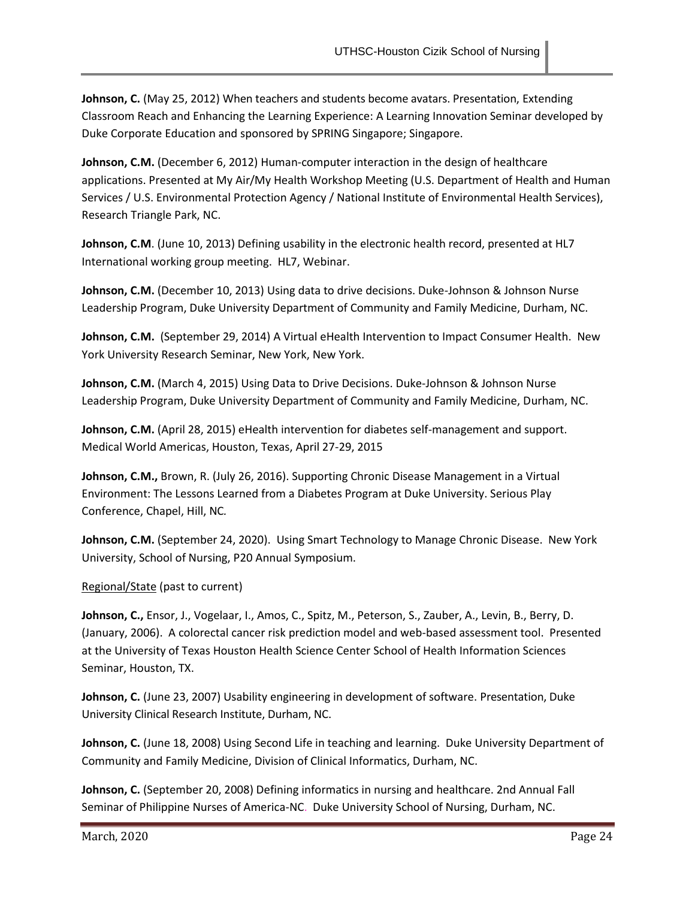**Johnson, C.** (May 25, 2012) When teachers and students become avatars. Presentation, Extending Classroom Reach and Enhancing the Learning Experience: A Learning Innovation Seminar developed by Duke Corporate Education and sponsored by SPRING Singapore; Singapore.

**Johnson, C.M.** (December 6, 2012) Human-computer interaction in the design of healthcare applications. Presented at My Air/My Health Workshop Meeting (U.S. Department of Health and Human Services / U.S. Environmental Protection Agency / National Institute of Environmental Health Services), Research Triangle Park, NC.

**Johnson, C.M**. (June 10, 2013) Defining usability in the electronic health record, presented at HL7 International working group meeting. HL7, Webinar.

**Johnson, C.M.** (December 10, 2013) Using data to drive decisions. Duke-Johnson & Johnson Nurse Leadership Program, Duke University Department of Community and Family Medicine, Durham, NC.

**Johnson, C.M.** (September 29, 2014) A Virtual eHealth Intervention to Impact Consumer Health. New York University Research Seminar, New York, New York.

**Johnson, C.M.** (March 4, 2015) Using Data to Drive Decisions. Duke-Johnson & Johnson Nurse Leadership Program, Duke University Department of Community and Family Medicine, Durham, NC.

**Johnson, C.M.** (April 28, 2015) eHealth intervention for diabetes self-management and support. Medical World Americas, Houston, Texas, April 27-29, 2015

**Johnson, C.M.,** Brown, R. (July 26, 2016). Supporting Chronic Disease Management in a Virtual Environment: The Lessons Learned from a Diabetes Program at Duke University. Serious Play Conference, Chapel, Hill, NC*.*

**Johnson, C.M.** (September 24, 2020). Using Smart Technology to Manage Chronic Disease. New York University, School of Nursing, P20 Annual Symposium.

<u>Regional/State</u> (past to current)

**Johnson, C.,** Ensor, J., Vogelaar, I., Amos, C., Spitz, M., Peterson, S., Zauber, A., Levin, B., Berry, D. (January, 2006). A colorectal cancer risk prediction model and web-based assessment tool. Presented at the University of Texas Houston Health Science Center School of Health Information Sciences Seminar, Houston, TX.

**Johnson, C.** (June 23, 2007) Usability engineering in development of software. Presentation, Duke University Clinical Research Institute, Durham, NC.

**Johnson, C.** (June 18, 2008) Using Second Life in teaching and learning. Duke University Department of Community and Family Medicine, Division of Clinical Informatics, Durham, NC.

**Johnson, C.** (September 20, 2008) Defining informatics in nursing and healthcare. 2nd Annual Fall Seminar of Philippine Nurses of America-NC. Duke University School of Nursing, Durham, NC.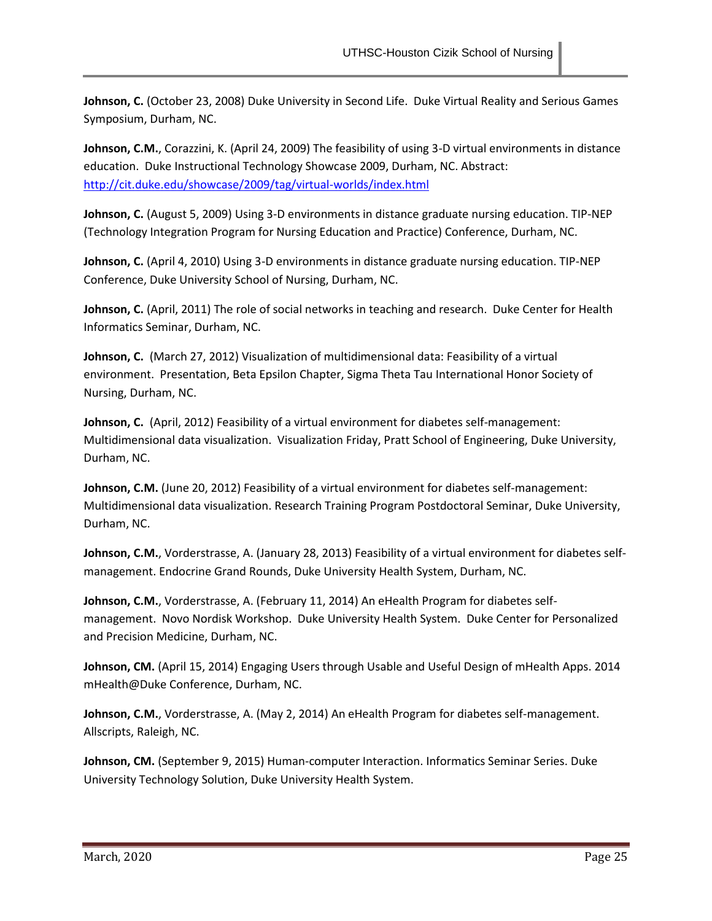**Johnson, C.** (October 23, 2008) Duke University in Second Life. Duke Virtual Reality and Serious Games Symposium, Durham, NC.

**Johnson, C.M.**, Corazzini, K. (April 24, 2009) The feasibility of using 3-D virtual environments in distance education. Duke Instructional Technology Showcase 2009, Durham, NC. Abstract: http://cit.duke.edu/showcase/2009/tag/virtual-worlds/index.html

**Johnson, C.** (August 5, 2009) Using 3-D environments in distance graduate nursing education. TIP-NEP (Technology Integration Program for Nursing Education and Practice) Conference, Durham, NC.

**Johnson, C.** (April 4, 2010) Using 3-D environments in distance graduate nursing education. TIP-NEP Conference, Duke University School of Nursing, Durham, NC.

**Johnson, C.** (April, 2011) The role of social networks in teaching and research. Duke Center for Health Informatics Seminar, Durham, NC.

**Johnson, C.** (March 27, 2012) Visualization of multidimensional data: Feasibility of a virtual environment. Presentation, Beta Epsilon Chapter, Sigma Theta Tau International Honor Society of Nursing, Durham, NC.

**Johnson, C.** (April, 2012) Feasibility of a virtual environment for diabetes self-management: Multidimensional data visualization. Visualization Friday, Pratt School of Engineering, Duke University, Durham, NC.

**Johnson, C.M.** (June 20, 2012) Feasibility of a virtual environment for diabetes self-management: Multidimensional data visualization. Research Training Program Postdoctoral Seminar, Duke University, Durham, NC.

**Johnson, C.M.**, Vorderstrasse, A. (January 28, 2013) Feasibility of a virtual environment for diabetes self-management. Endocrine Grand Rounds, Duke University Health System, Durham, NC.

**Johnson, C.M.**, Vorderstrasse, A. (February 11, 2014) An eHealth Program for diabetes self-management. Novo Nordisk Workshop. Duke University Health System. Duke Center for Personalized and Precision Medicine, Durham, NC.

**Johnson, CM.** (April 15, 2014) Engaging Users through Usable and Useful Design of mHealth Apps. 2014 mHealth@Duke Conference, Durham, NC.

**Johnson, C.M.**, Vorderstrasse, A. (May 2, 2014) An eHealth Program for diabetes self-management. Allscripts, Raleigh, NC.

**Johnson, CM.** (September 9, 2015) Human-computer Interaction. Informatics Seminar Series. Duke University Technology Solution, Duke University Health System.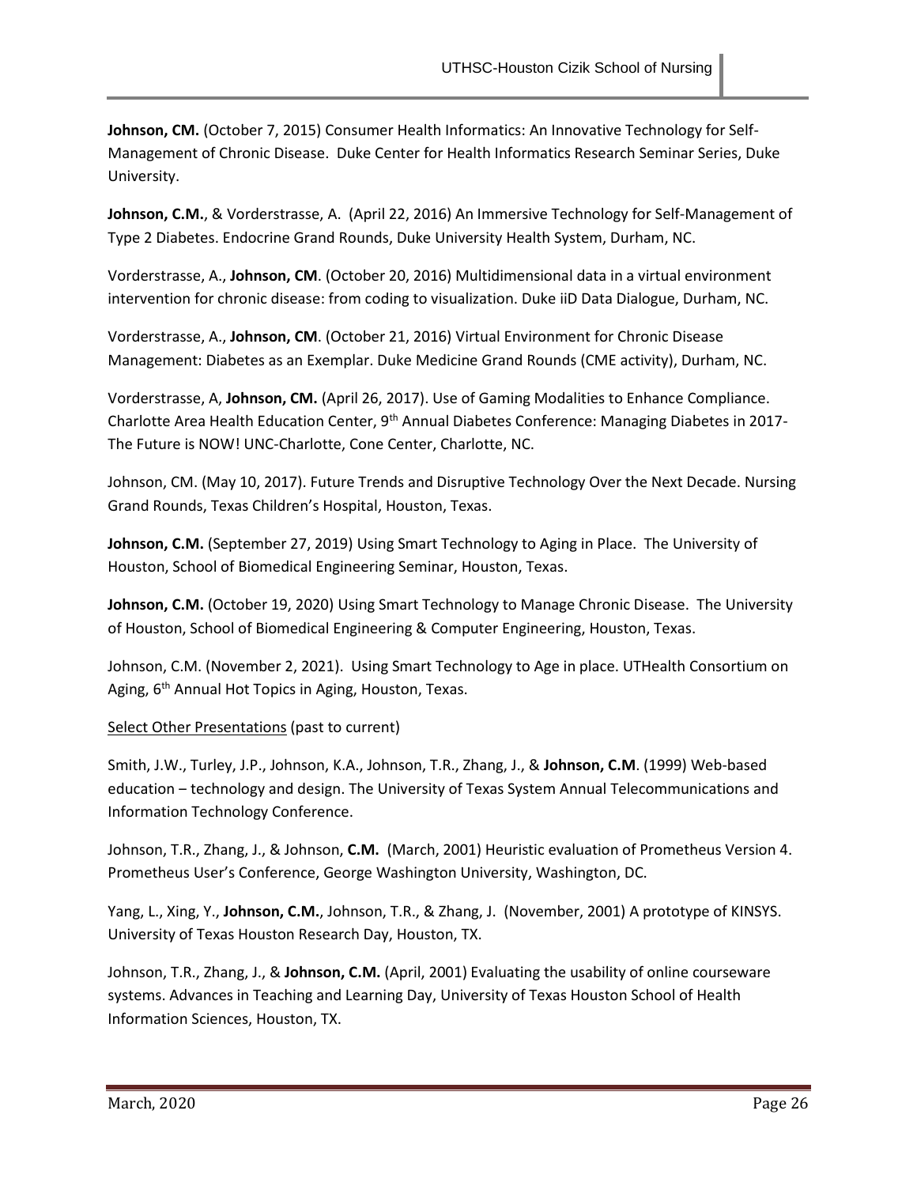**Johnson, CM.** (October 7, 2015) Consumer Health Informatics: An Innovative Technology for Self-Management of Chronic Disease. Duke Center for Health Informatics Research Seminar Series, Duke University.

**Johnson, C.M.**, & Vorderstrasse, A. (April 22, 2016) An Immersive Technology for Self-Management of Type 2 Diabetes. Endocrine Grand Rounds, Duke University Health System, Durham, NC.

Vorderstrasse, A., **Johnson, CM**. (October 20, 2016) Multidimensional data in a virtual environment intervention for chronic disease: from coding to visualization. Duke iiD Data Dialogue, Durham, NC.

Vorderstrasse, A., **Johnson, CM**. (October 21, 2016) Virtual Environment for Chronic Disease Management: Diabetes as an Exemplar. Duke Medicine Grand Rounds (CME activity), Durham, NC.

Vorderstrasse, A, **Johnson, CM.** (April 26, 2017). Use of Gaming Modalities to Enhance Compliance. Charlotte Area Health Education Center, 9th Annual Diabetes Conference: Managing Diabetes in 2017-The Future is NOW! UNC-Charlotte, Cone Center, Charlotte, NC.

Johnson, CM. (May 10, 2017). Future Trends and Disruptive Technology Over the Next Decade. Nursing Grand Rounds, Texas Children's Hospital, Houston, Texas.

**Johnson, C.M.** (September 27, 2019) Using Smart Technology to Aging in Place. The University of Houston, School of Biomedical Engineering Seminar, Houston, Texas.

**Johnson, C.M.** (October 19, 2020) Using Smart Technology to Manage Chronic Disease. The University of Houston, School of Biomedical Engineering & Computer Engineering, Houston, Texas.

Johnson, C.M. (November 2, 2021). Using Smart Technology to Age in place. UTHealth Consortium on Aging, 6th Annual Hot Topics in Aging, Houston, Texas.

Select Other Presentations (past to current)

Smith, J.W., Turley, J.P., Johnson, K.A., Johnson, T.R., Zhang, J., & **Johnson, C.M**. (1999) Web-based education – technology and design. The University of Texas System Annual Telecommunications and Information Technology Conference.

Johnson, T.R., Zhang, J., & Johnson, **C.M.** (March, 2001) Heuristic evaluation of Prometheus Version 4. Prometheus User's Conference, George Washington University, Washington, DC.

Yang, L., Xing, Y., **Johnson, C.M.**, Johnson, T.R., & Zhang, J. (November, 2001) A prototype of KINSYS. University of Texas Houston Research Day, Houston, TX.

Johnson, T.R., Zhang, J., & **Johnson, C.M.** (April, 2001) Evaluating the usability of online courseware systems. Advances in Teaching and Learning Day, University of Texas Houston School of Health Information Sciences, Houston, TX.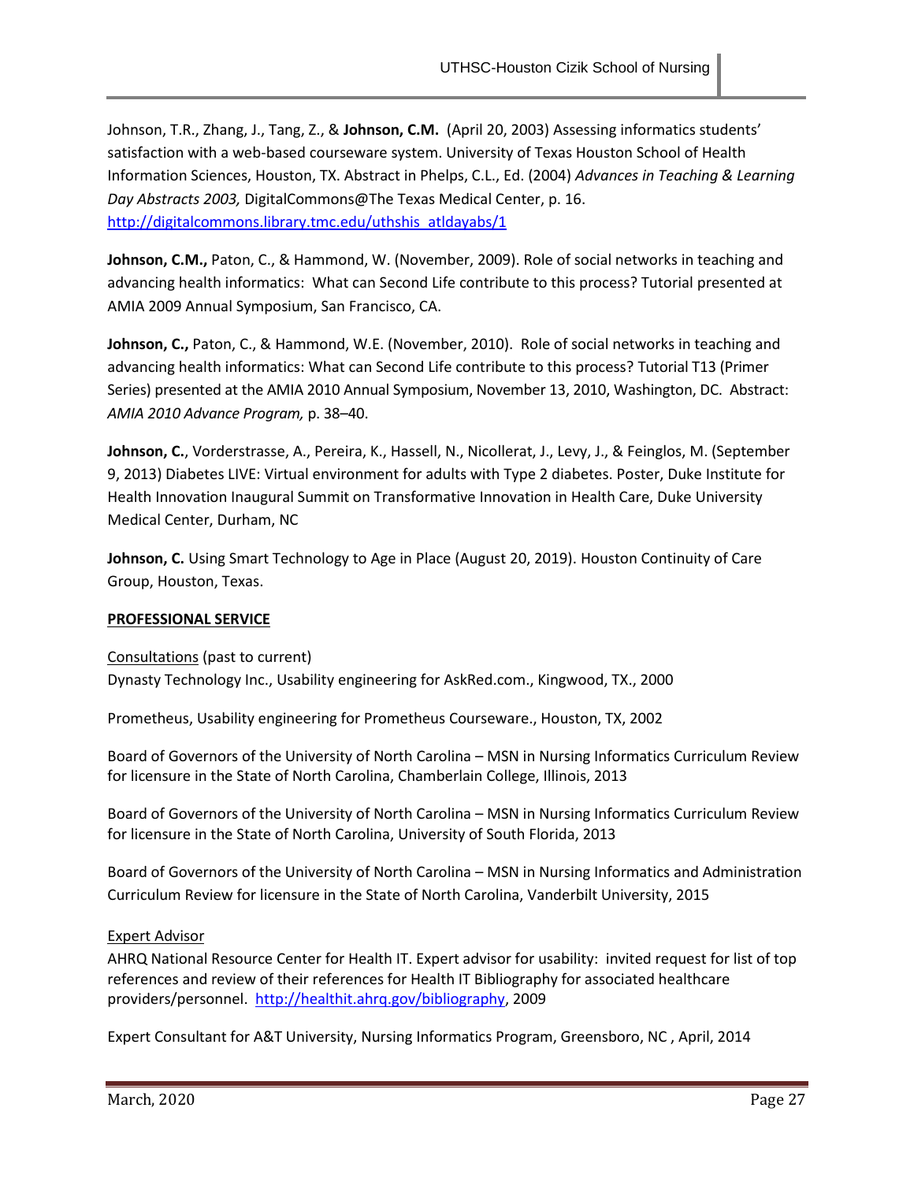Johnson, T.R., Zhang, J., Tang, Z., & **Johnson, C.M.** (April 20, 2003) Assessing informatics students' satisfaction with a web-based courseware system. University of Texas Houston School of Health Information Sciences, Houston, TX. Abstract in Phelps, C.L., Ed. (2004) *Advances in Teaching & Learning Day Abstracts 2003,* DigitalCommons@The Texas Medical Center, p. 16. http://digitalcommons.library.tmc.edu/uthshis_atldayabs/1

**Johnson, C.M.,** Paton, C., & Hammond, W. (November, 2009). Role of social networks in teaching and advancing health informatics: What can Second Life contribute to this process? Tutorial presented at AMIA 2009 Annual Symposium, San Francisco, CA.

**Johnson, C.,** Paton, C., & Hammond, W.E. (November, 2010). Role of social networks in teaching and advancing health informatics: What can Second Life contribute to this process? Tutorial T13 (Primer Series) presented at the AMIA 2010 Annual Symposium, November 13, 2010, Washington, DC. Abstract: *AMIA 2010 Advance Program,* p. 38–40.

**Johnson, C.**, Vorderstrasse, A., Pereira, K., Hassell, N., Nicollerat, J., Levy, J., & Feinglos, M. (September 9, 2013) Diabetes LIVE: Virtual environment for adults with Type 2 diabetes. Poster, Duke Institute for Health Innovation Inaugural Summit on Transformative Innovation in Health Care, Duke University Medical Center, Durham, NC

**Johnson, C.** Using Smart Technology to Age in Place (August 20, 2019). Houston Continuity of Care Group, Houston, Texas.

## PROFESSIONAL SERVICE

Consultations (past to current)

Dynasty Technology Inc., Usability engineering for AskRed.com., Kingwood, TX., 2000

Prometheus, Usability engineering for Prometheus Courseware., Houston, TX, 2002

Board of Governors of the University of North Carolina – MSN in Nursing Informatics Curriculum Review for licensure in the State of North Carolina, Chamberlain College, Illinois, 2013

Board of Governors of the University of North Carolina – MSN in Nursing Informatics Curriculum Review for licensure in the State of North Carolina, University of South Florida, 2013

Board of Governors of the University of North Carolina – MSN in Nursing Informatics and Administration Curriculum Review for licensure in the State of North Carolina, Vanderbilt University, 2015

Expert Advisor

AHRQ National Resource Center for Health IT. Expert advisor for usability: invited request for list of top references and review of their references for Health IT Bibliography for associated healthcare providers/personnel. http://healthit.ahrq.gov/bibliography, 2009

Expert Consultant for A&T University, Nursing Informatics Program, Greensboro, NC , April, 2014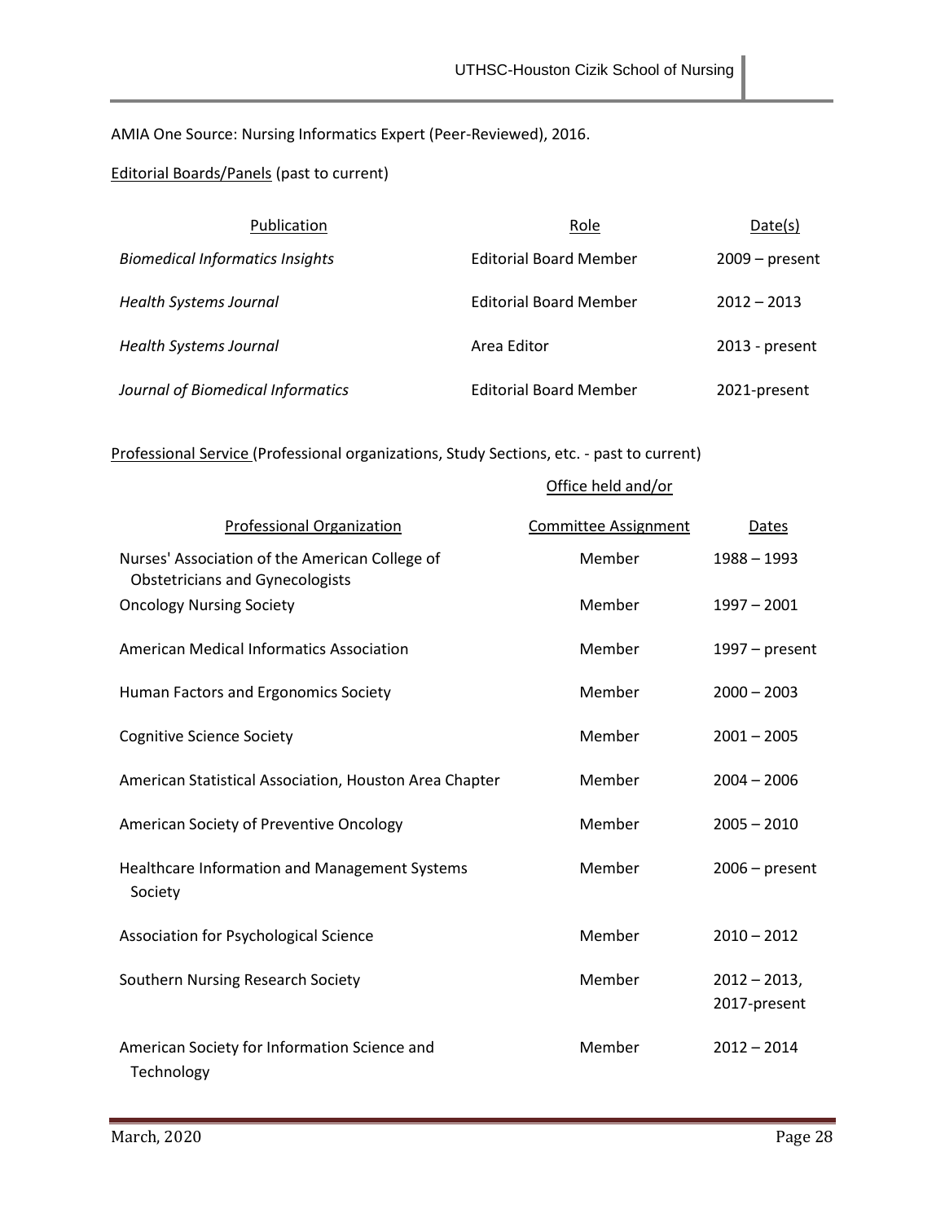AMIA One Source: Nursing Informatics Expert (Peer-Reviewed), 2016.

Editorial Boards/Panels (past to current)

| Publication | Role | Date(s) |
|---|---|---|
| *Biomedical Informatics Insights* | Editorial Board Member | 2009 – present |
| *Health Systems Journal* | Editorial Board Member | 2012 – 2013 |
| *Health Systems Journal* | Area Editor | 2013 - present |
| *Journal of Biomedical Informatics* | Editorial Board Member | 2021-present |

Professional Service (Professional organizations, Study Sections, etc. - past to current)

| Professional Organization | Office held and/or Committee Assignment | Dates |
|---|---|---|
| Nurses' Association of the American College of Obstetricians and Gynecologists | Member | 1988 – 1993 |
| Oncology Nursing Society | Member | 1997 – 2001 |
| American Medical Informatics Association | Member | 1997 – present |
| Human Factors and Ergonomics Society | Member | 2000 – 2003 |
| Cognitive Science Society | Member | 2001 – 2005 |
| American Statistical Association, Houston Area Chapter | Member | 2004 – 2006 |
| American Society of Preventive Oncology | Member | 2005 – 2010 |
| Healthcare Information and Management Systems Society | Member | 2006 – present |
| Association for Psychological Science | Member | 2010 – 2012 |
| Southern Nursing Research Society | Member | 2012 – 2013, 2017-present |
| American Society for Information Science and Technology | Member | 2012 – 2014 |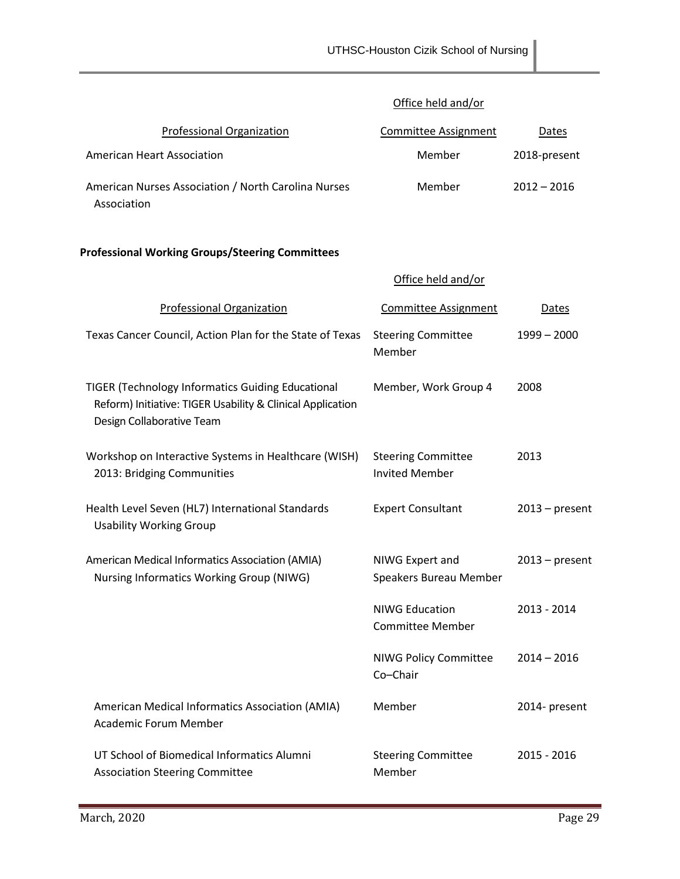| Professional Organization | Office held and/or Committee Assignment | Dates |
|---|---|---|
| American Heart Association | Member | 2018-present |
| American Nurses Association / North Carolina Nurses Association | Member | 2012 – 2016 |

**Professional Working Groups/Steering Committees**

| Professional Organization | Office held and/or Committee Assignment | Dates |
|---|---|---|
| Texas Cancer Council, Action Plan for the State of Texas | Steering Committee Member | 1999 – 2000 |
| TIGER (Technology Informatics Guiding Educational Reform) Initiative: TIGER Usability & Clinical Application Design Collaborative Team | Member, Work Group 4 | 2008 |
| Workshop on Interactive Systems in Healthcare (WISH) 2013: Bridging Communities | Steering Committee Invited Member | 2013 |
| Health Level Seven (HL7) International Standards Usability Working Group | Expert Consultant | 2013 – present |
| American Medical Informatics Association (AMIA) Nursing Informatics Working Group (NIWG) | NIWG Expert and Speakers Bureau Member | 2013 – present |
| | NIWG Education Committee Member | 2013 - 2014 |
| | NIWG Policy Committee Co–Chair | 2014 – 2016 |
| American Medical Informatics Association (AMIA) Academic Forum Member | Member | 2014- present |
| UT School of Biomedical Informatics Alumni Association Steering Committee | Steering Committee Member | 2015 - 2016 |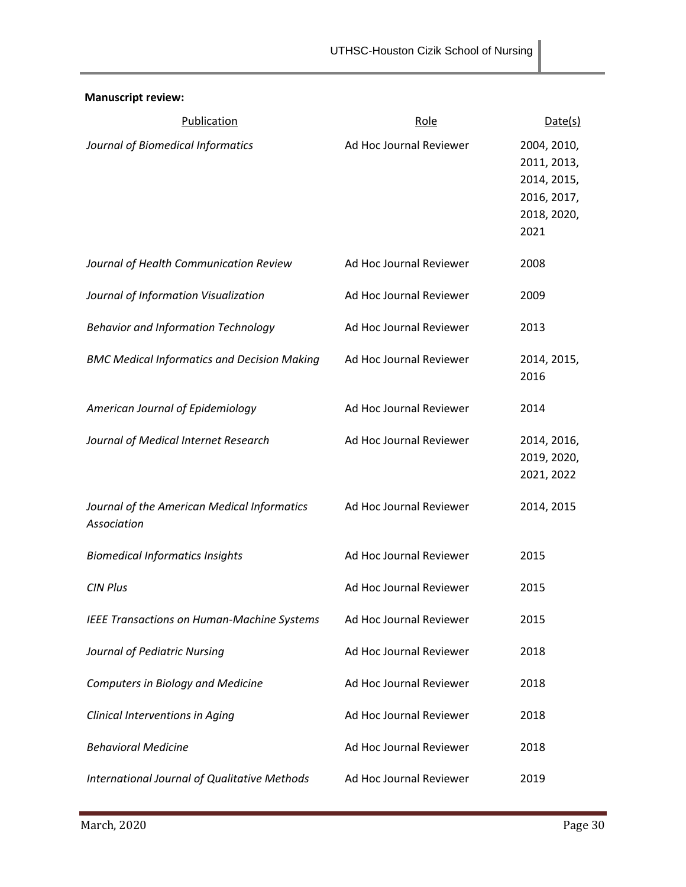**Manuscript review:**

| Publication | Role | Date(s) |
|---|---|---|
| *Journal of Biomedical Informatics* | Ad Hoc Journal Reviewer | 2004, 2010, 2011, 2013, 2014, 2015, 2016, 2017, 2018, 2020, 2021 |
| *Journal of Health Communication Review* | Ad Hoc Journal Reviewer | 2008 |
| *Journal of Information Visualization* | Ad Hoc Journal Reviewer | 2009 |
| *Behavior and Information Technology* | Ad Hoc Journal Reviewer | 2013 |
| *BMC Medical Informatics and Decision Making* | Ad Hoc Journal Reviewer | 2014, 2015, 2016 |
| *American Journal of Epidemiology* | Ad Hoc Journal Reviewer | 2014 |
| *Journal of Medical Internet Research* | Ad Hoc Journal Reviewer | 2014, 2016, 2019, 2020, 2021, 2022 |
| *Journal of the American Medical Informatics Association* | Ad Hoc Journal Reviewer | 2014, 2015 |
| *Biomedical Informatics Insights* | Ad Hoc Journal Reviewer | 2015 |
| *CIN Plus* | Ad Hoc Journal Reviewer | 2015 |
| *IEEE Transactions on Human-Machine Systems* | Ad Hoc Journal Reviewer | 2015 |
| *Journal of Pediatric Nursing* | Ad Hoc Journal Reviewer | 2018 |
| *Computers in Biology and Medicine* | Ad Hoc Journal Reviewer | 2018 |
| *Clinical Interventions in Aging* | Ad Hoc Journal Reviewer | 2018 |
| *Behavioral Medicine* | Ad Hoc Journal Reviewer | 2018 |
| *International Journal of Qualitative Methods* | Ad Hoc Journal Reviewer | 2019 |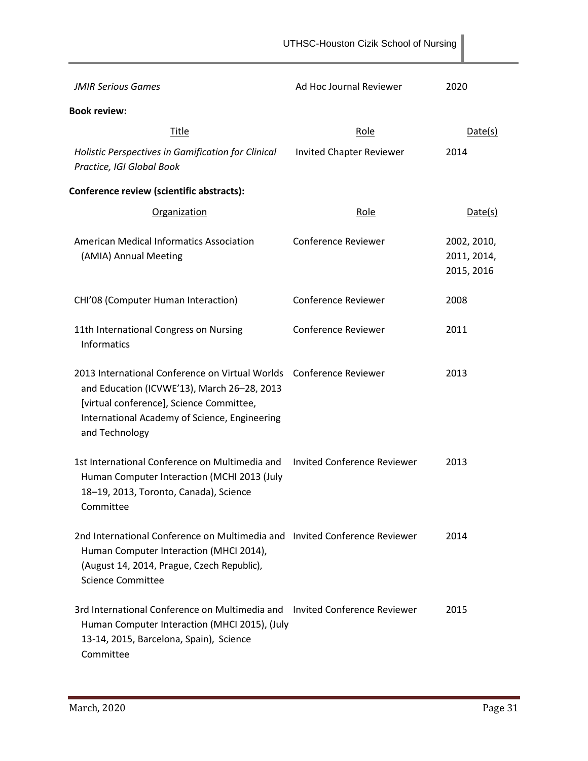| | | |
|---|---|---|
| *JMIR Serious Games* | Ad Hoc Journal Reviewer | 2020 |

**Book review:**

| Title | Role | Date(s) |
|---|---|---|
| *Holistic Perspectives in Gamification for Clinical Practice, IGI Global Book* | Invited Chapter Reviewer | 2014 |

**Conference review (scientific abstracts):**

| Organization | Role | Date(s) |
|---|---|---|
| American Medical Informatics Association (AMIA) Annual Meeting | Conference Reviewer | 2002, 2010, 2011, 2014, 2015, 2016 |
| CHI'08 (Computer Human Interaction) | Conference Reviewer | 2008 |
| 11th International Congress on Nursing Informatics | Conference Reviewer | 2011 |
| 2013 International Conference on Virtual Worlds and Education (ICVWE'13), March 26–28, 2013 [virtual conference], Science Committee, International Academy of Science, Engineering and Technology | Conference Reviewer | 2013 |
| 1st International Conference on Multimedia and Human Computer Interaction (MCHI 2013 (July 18–19, 2013, Toronto, Canada), Science Committee | Invited Conference Reviewer | 2013 |
| 2nd International Conference on Multimedia and Human Computer Interaction (MHCI 2014), (August 14, 2014, Prague, Czech Republic), Science Committee | Invited Conference Reviewer | 2014 |
| 3rd International Conference on Multimedia and Human Computer Interaction (MHCI 2015), (July 13-14, 2015, Barcelona, Spain), Science Committee | Invited Conference Reviewer | 2015 |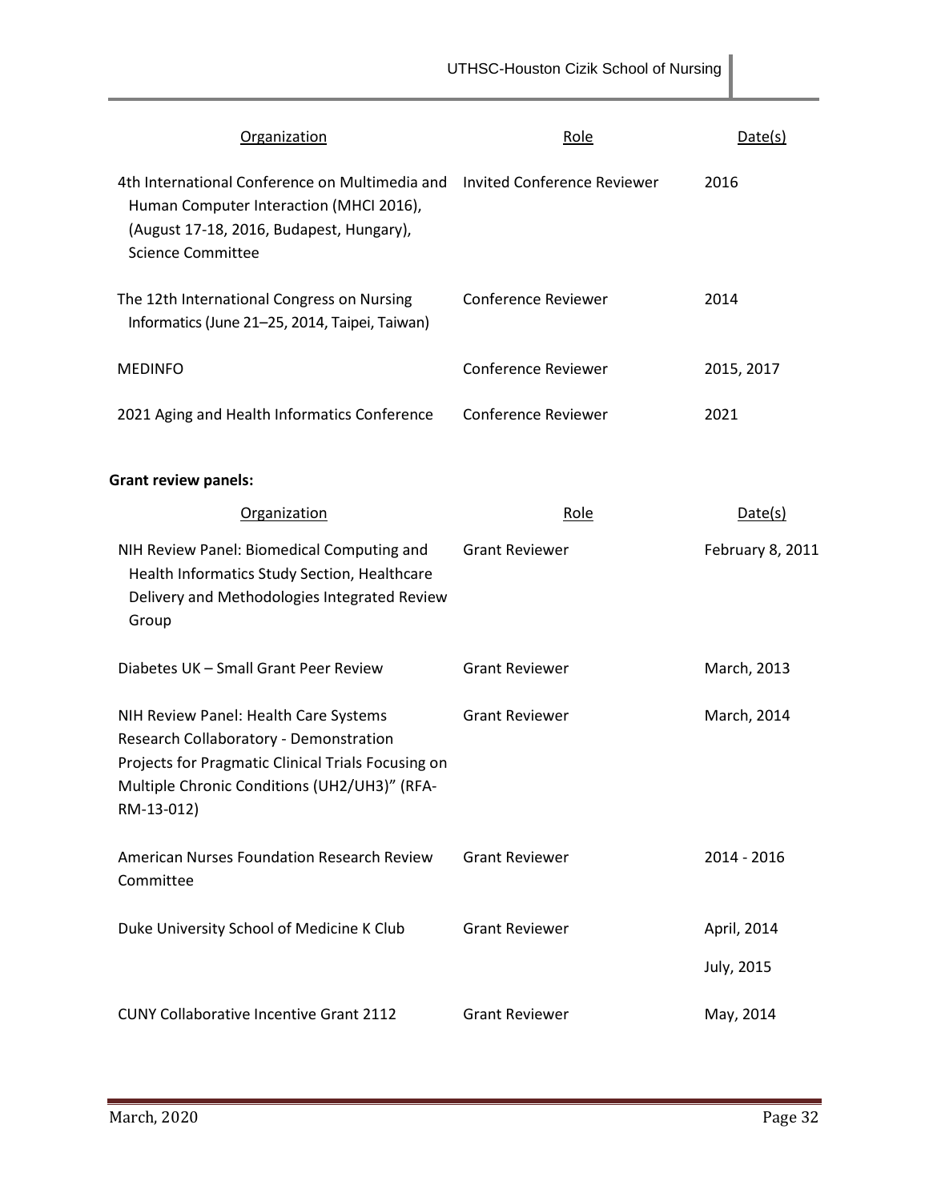| Organization | Role | Date(s) |
|---|---|---|
| 4th International Conference on Multimedia and Human Computer Interaction (MHCI 2016), (August 17-18, 2016, Budapest, Hungary), Science Committee | Invited Conference Reviewer | 2016 |
| The 12th International Congress on Nursing Informatics (June 21–25, 2014, Taipei, Taiwan) | Conference Reviewer | 2014 |
| MEDINFO | Conference Reviewer | 2015, 2017 |
| 2021 Aging and Health Informatics Conference | Conference Reviewer | 2021 |

**Grant review panels:**

| Organization | Role | Date(s) |
|---|---|---|
| NIH Review Panel: Biomedical Computing and Health Informatics Study Section, Healthcare Delivery and Methodologies Integrated Review Group | Grant Reviewer | February 8, 2011 |
| Diabetes UK – Small Grant Peer Review | Grant Reviewer | March, 2013 |
| NIH Review Panel: Health Care Systems Research Collaboratory - Demonstration Projects for Pragmatic Clinical Trials Focusing on Multiple Chronic Conditions (UH2/UH3)" (RFA-RM-13-012) | Grant Reviewer | March, 2014 |
| American Nurses Foundation Research Review Committee | Grant Reviewer | 2014 - 2016 |
| Duke University School of Medicine K Club | Grant Reviewer | April, 2014<br>July, 2015 |
| CUNY Collaborative Incentive Grant 2112 | Grant Reviewer | May, 2014 |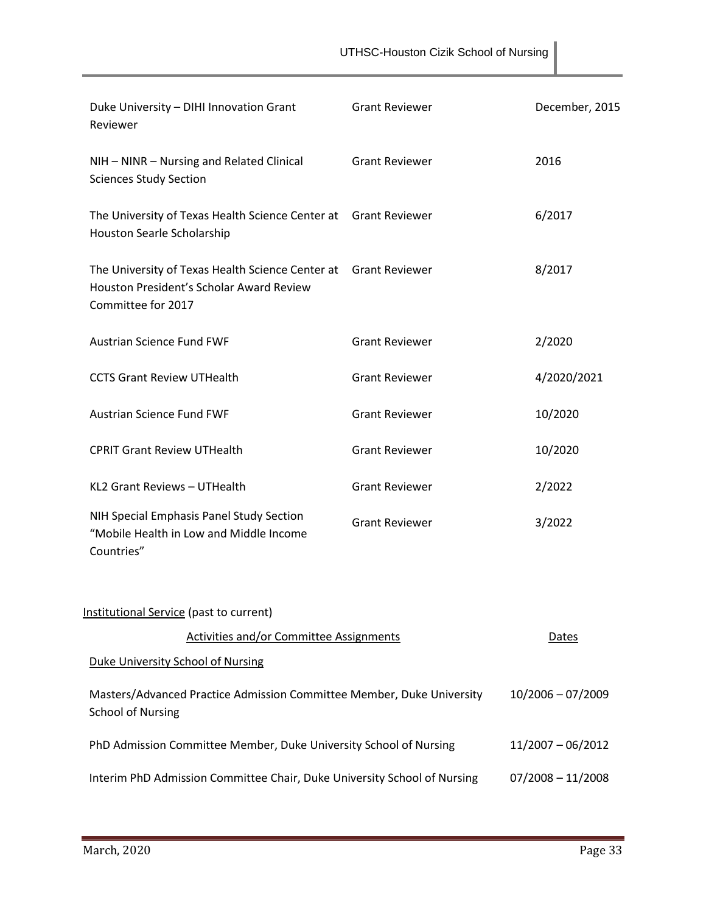| | | |
|---|---|---|
| Duke University – DIHI Innovation Grant Reviewer | Grant Reviewer | December, 2015 |
| NIH – NINR – Nursing and Related Clinical Sciences Study Section | Grant Reviewer | 2016 |
| The University of Texas Health Science Center at Houston Searle Scholarship | Grant Reviewer | 6/2017 |
| The University of Texas Health Science Center at Houston President's Scholar Award Review Committee for 2017 | Grant Reviewer | 8/2017 |
| Austrian Science Fund FWF | Grant Reviewer | 2/2020 |
| CCTS Grant Review UTHealth | Grant Reviewer | 4/2020/2021 |
| Austrian Science Fund FWF | Grant Reviewer | 10/2020 |
| CPRIT Grant Review UTHealth | Grant Reviewer | 10/2020 |
| KL2 Grant Reviews – UTHealth | Grant Reviewer | 2/2022 |
| NIH Special Emphasis Panel Study Section "Mobile Health in Low and Middle Income Countries" | Grant Reviewer | 3/2022 |

<u>Institutional Service</u> (past to current)

| <u>Activities and/or Committee Assignments</u> | <u>Dates</u> |
|---|---|
| <u>Duke University School of Nursing</u> | |
| Masters/Advanced Practice Admission Committee Member, Duke University School of Nursing | 10/2006 – 07/2009 |
| PhD Admission Committee Member, Duke University School of Nursing | 11/2007 – 06/2012 |
| Interim PhD Admission Committee Chair, Duke University School of Nursing | 07/2008 – 11/2008 |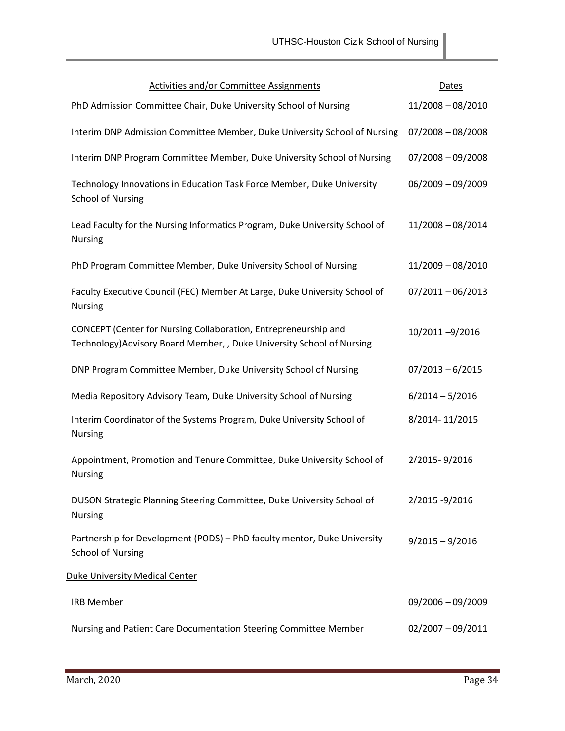| Activities and/or Committee Assignments | Dates |
| --- | --- |
| PhD Admission Committee Chair, Duke University School of Nursing | 11/2008 – 08/2010 |
| Interim DNP Admission Committee Member, Duke University School of Nursing | 07/2008 – 08/2008 |
| Interim DNP Program Committee Member, Duke University School of Nursing | 07/2008 – 09/2008 |
| Technology Innovations in Education Task Force Member, Duke University School of Nursing | 06/2009 – 09/2009 |
| Lead Faculty for the Nursing Informatics Program, Duke University School of Nursing | 11/2008 – 08/2014 |
| PhD Program Committee Member, Duke University School of Nursing | 11/2009 – 08/2010 |
| Faculty Executive Council (FEC) Member At Large, Duke University School of Nursing | 07/2011 – 06/2013 |
| CONCEPT (Center for Nursing Collaboration, Entrepreneurship and Technology)Advisory Board Member, , Duke University School of Nursing | 10/2011 –9/2016 |
| DNP Program Committee Member, Duke University School of Nursing | 07/2013 – 6/2015 |
| Media Repository Advisory Team, Duke University School of Nursing | 6/2014 – 5/2016 |
| Interim Coordinator of the Systems Program, Duke University School of Nursing | 8/2014- 11/2015 |
| Appointment, Promotion and Tenure Committee, Duke University School of Nursing | 2/2015- 9/2016 |
| DUSON Strategic Planning Steering Committee, Duke University School of Nursing | 2/2015 -9/2016 |
| Partnership for Development (PODS) – PhD faculty mentor, Duke University School of Nursing | 9/2015 – 9/2016 |
| Duke University Medical Center | |
| IRB Member | 09/2006 – 09/2009 |
| Nursing and Patient Care Documentation Steering Committee Member | 02/2007 – 09/2011 |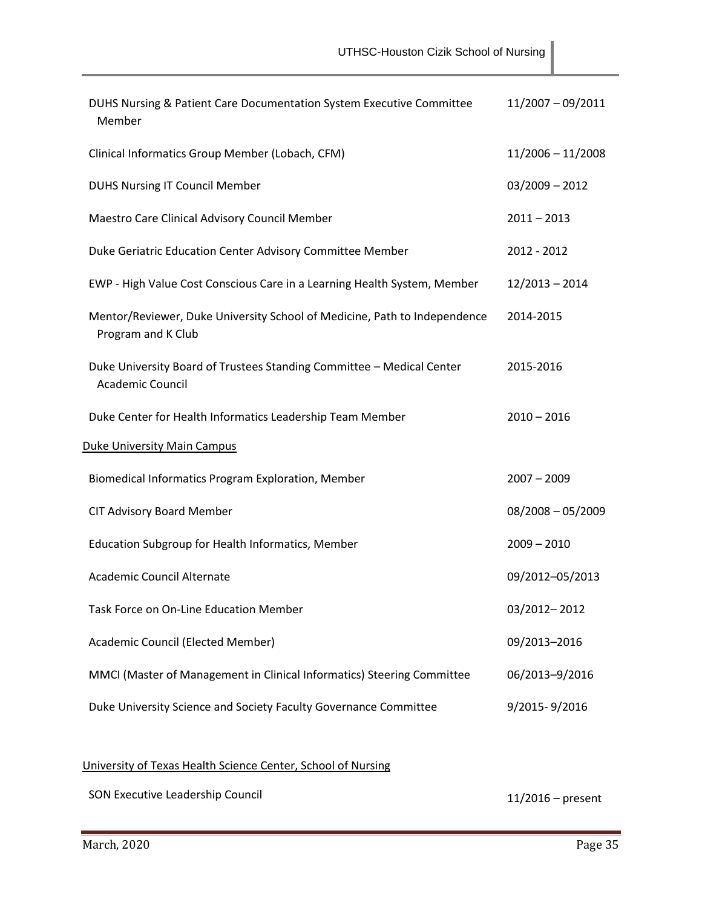| | |
|---|---|
| DUHS Nursing & Patient Care Documentation System Executive Committee Member | 11/2007 – 09/2011 |
| Clinical Informatics Group Member (Lobach, CFM) | 11/2006 – 11/2008 |
| DUHS Nursing IT Council Member | 03/2009 – 2012 |
| Maestro Care Clinical Advisory Council Member | 2011 – 2013 |
| Duke Geriatric Education Center Advisory Committee Member | 2012 - 2012 |
| EWP - High Value Cost Conscious Care in a Learning Health System, Member | 12/2013 – 2014 |
| Mentor/Reviewer, Duke University School of Medicine, Path to Independence Program and K Club | 2014-2015 |
| Duke University Board of Trustees Standing Committee – Medical Center Academic Council | 2015-2016 |
| Duke Center for Health Informatics Leadership Team Member | 2010 – 2016 |

<u>Duke University Main Campus</u>

| | |
|---|---|
| Biomedical Informatics Program Exploration, Member | 2007 – 2009 |
| CIT Advisory Board Member | 08/2008 – 05/2009 |
| Education Subgroup for Health Informatics, Member | 2009 – 2010 |
| Academic Council Alternate | 09/2012–05/2013 |
| Task Force on On-Line Education Member | 03/2012– 2012 |
| Academic Council (Elected Member) | 09/2013–2016 |
| MMCI (Master of Management in Clinical Informatics) Steering Committee | 06/2013–9/2016 |
| Duke University Science and Society Faculty Governance Committee | 9/2015- 9/2016 |

<u>University of Texas Health Science Center, School of Nursing</u>

| | |
|---|---|
| SON Executive Leadership Council | 11/2016 – present |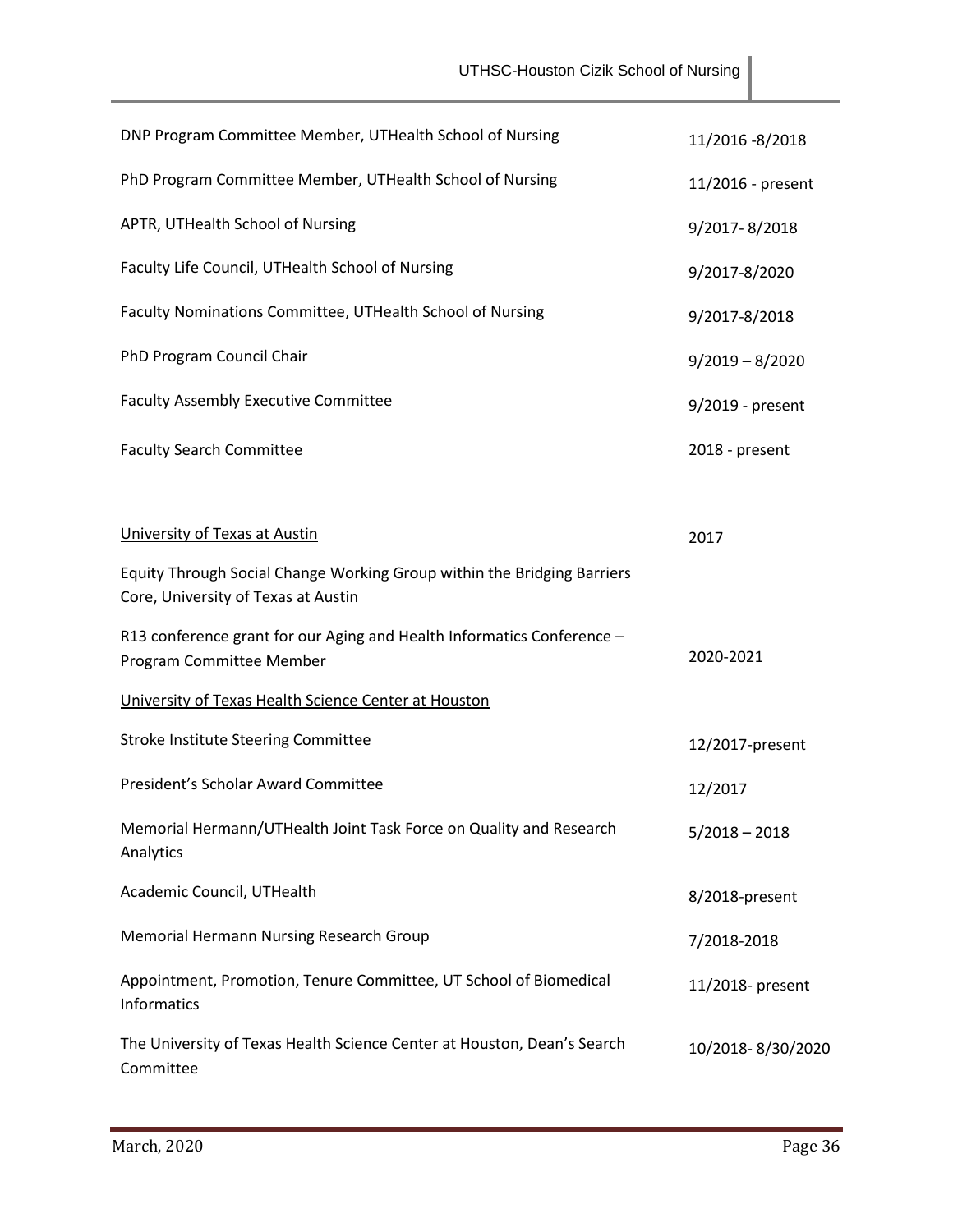| | |
|---|---|
| DNP Program Committee Member, UTHealth School of Nursing | 11/2016 -8/2018 |
| PhD Program Committee Member, UTHealth School of Nursing | 11/2016 - present |
| APTR, UTHealth School of Nursing | 9/2017- 8/2018 |
| Faculty Life Council, UTHealth School of Nursing | 9/2017-8/2020 |
| Faculty Nominations Committee, UTHealth School of Nursing | 9/2017-8/2018 |
| PhD Program Council Chair | 9/2019 – 8/2020 |
| Faculty Assembly Executive Committee | 9/2019 - present |
| Faculty Search Committee | 2018 - present |

<u>University of Texas at Austin</u>

| | |
|---|---|
| Equity Through Social Change Working Group within the Bridging Barriers Core, University of Texas at Austin | 2017 |
| R13 conference grant for our Aging and Health Informatics Conference – Program Committee Member | 2020-2021 |

<u>University of Texas Health Science Center at Houston</u>

| | |
|---|---|
| Stroke Institute Steering Committee | 12/2017-present |
| President's Scholar Award Committee | 12/2017 |
| Memorial Hermann/UTHealth Joint Task Force on Quality and Research Analytics | 5/2018 – 2018 |
| Academic Council, UTHealth | 8/2018-present |
| Memorial Hermann Nursing Research Group | 7/2018-2018 |
| Appointment, Promotion, Tenure Committee, UT School of Biomedical Informatics | 11/2018- present |
| The University of Texas Health Science Center at Houston, Dean's Search Committee | 10/2018- 8/30/2020 |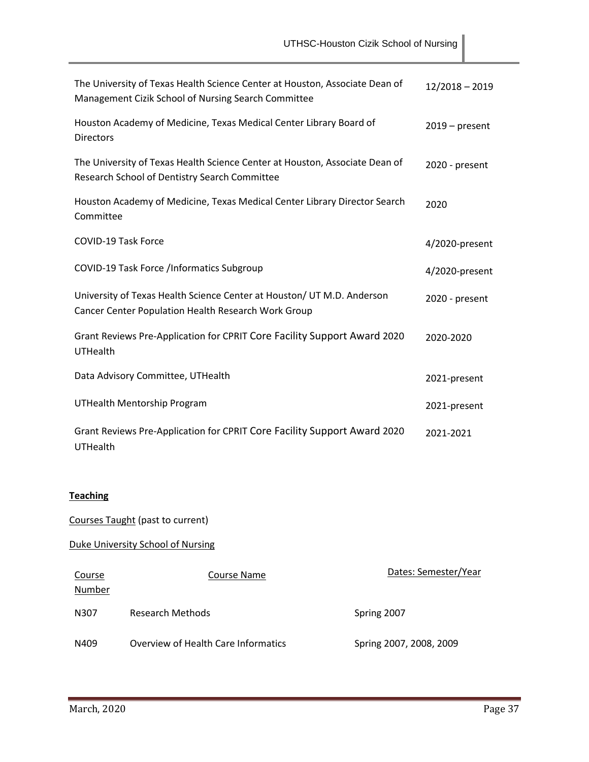| | |
|---|---|
| The University of Texas Health Science Center at Houston, Associate Dean of Management Cizik School of Nursing Search Committee | 12/2018 – 2019 |
| Houston Academy of Medicine, Texas Medical Center Library Board of Directors | 2019 – present |
| The University of Texas Health Science Center at Houston, Associate Dean of Research School of Dentistry Search Committee | 2020 - present |
| Houston Academy of Medicine, Texas Medical Center Library Director Search Committee | 2020 |
| COVID-19 Task Force | 4/2020-present |
| COVID-19 Task Force /Informatics Subgroup | 4/2020-present |
| University of Texas Health Science Center at Houston/ UT M.D. Anderson Cancer Center Population Health Research Work Group | 2020 - present |
| Grant Reviews Pre-Application for CPRIT Core Facility Support Award 2020 UTHealth | 2020-2020 |
| Data Advisory Committee, UTHealth | 2021-present |
| UTHealth Mentorship Program | 2021-present |
| Grant Reviews Pre-Application for CPRIT Core Facility Support Award 2020 UTHealth | 2021-2021 |

**Teaching**

Courses Taught (past to current)

Duke University School of Nursing

| Course Number | Course Name | Dates: Semester/Year |
|---|---|---|
| N307 | Research Methods | Spring 2007 |
| N409 | Overview of Health Care Informatics | Spring 2007, 2008, 2009 |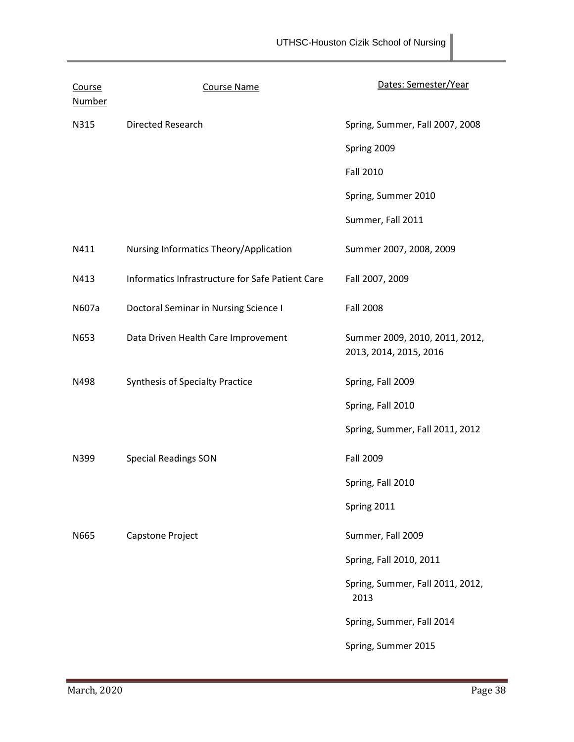| Course Number | Course Name | Dates: Semester/Year |
|---|---|---|
| N315 | Directed Research | Spring, Summer, Fall 2007, 2008 |
| | | Spring 2009 |
| | | Fall 2010 |
| | | Spring, Summer 2010 |
| | | Summer, Fall 2011 |
| N411 | Nursing Informatics Theory/Application | Summer 2007, 2008, 2009 |
| N413 | Informatics Infrastructure for Safe Patient Care | Fall 2007, 2009 |
| N607a | Doctoral Seminar in Nursing Science I | Fall 2008 |
| N653 | Data Driven Health Care Improvement | Summer 2009, 2010, 2011, 2012, 2013, 2014, 2015, 2016 |
| N498 | Synthesis of Specialty Practice | Spring, Fall 2009 |
| | | Spring, Fall 2010 |
| | | Spring, Summer, Fall 2011, 2012 |
| N399 | Special Readings SON | Fall 2009 |
| | | Spring, Fall 2010 |
| | | Spring 2011 |
| N665 | Capstone Project | Summer, Fall 2009 |
| | | Spring, Fall 2010, 2011 |
| | | Spring, Summer, Fall 2011, 2012, 2013 |
| | | Spring, Summer, Fall 2014 |
| | | Spring, Summer 2015 |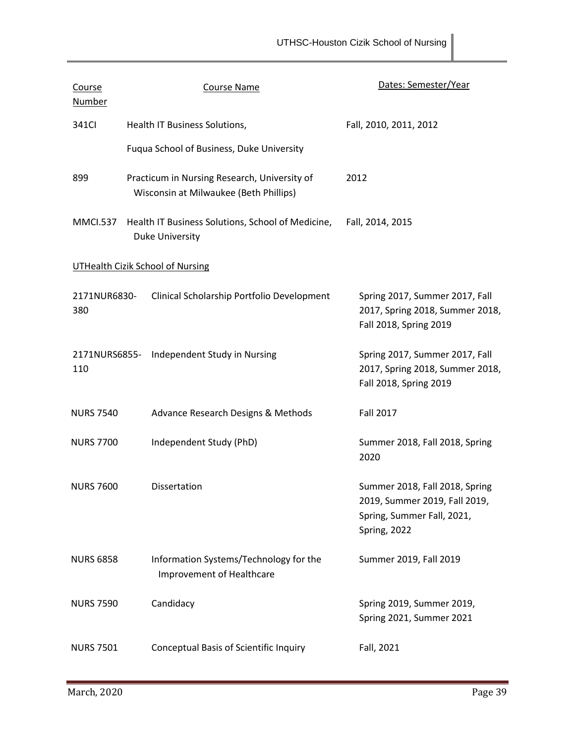| Course Number | Course Name | Dates: Semester/Year |
|---|---|---|
| 341CI | Health IT Business Solutions, Fuqua School of Business, Duke University | Fall, 2010, 2011, 2012 |
| 899 | Practicum in Nursing Research, University of Wisconsin at Milwaukee (Beth Phillips) | 2012 |
| MMCI.537 | Health IT Business Solutions, School of Medicine, Duke University | Fall, 2014, 2015 |

UTHealth Cizik School of Nursing

| Course Number | Course Name | Dates: Semester/Year |
|---|---|---|
| 2171NUR6830-380 | Clinical Scholarship Portfolio Development | Spring 2017, Summer 2017, Fall 2017, Spring 2018, Summer 2018, Fall 2018, Spring 2019 |
| 2171NURS6855-110 | Independent Study in Nursing | Spring 2017, Summer 2017, Fall 2017, Spring 2018, Summer 2018, Fall 2018, Spring 2019 |
| NURS 7540 | Advance Research Designs & Methods | Fall 2017 |
| NURS 7700 | Independent Study (PhD) | Summer 2018, Fall 2018, Spring 2020 |
| NURS 7600 | Dissertation | Summer 2018, Fall 2018, Spring 2019, Summer 2019, Fall 2019, Spring, Summer Fall, 2021, Spring, 2022 |
| NURS 6858 | Information Systems/Technology for the Improvement of Healthcare | Summer 2019, Fall 2019 |
| NURS 7590 | Candidacy | Spring 2019, Summer 2019, Spring 2021, Summer 2021 |
| NURS 7501 | Conceptual Basis of Scientific Inquiry | Fall, 2021 |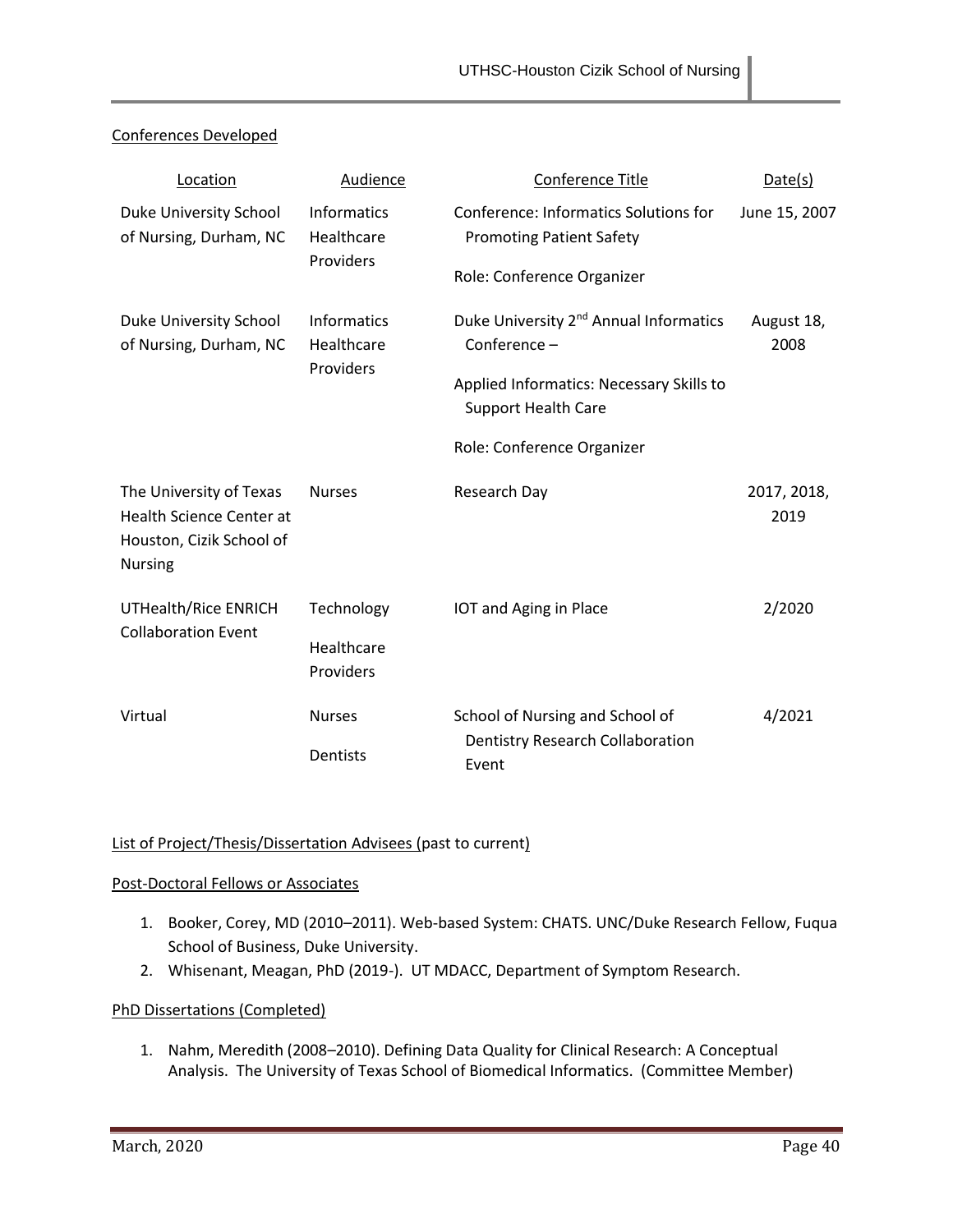## Conferences Developed

| Location | Audience | Conference Title | Date(s) |
|---|---|---|---|
| Duke University School of Nursing, Durham, NC | Informatics Healthcare Providers | Conference: Informatics Solutions for Promoting Patient Safety<br><br>Role: Conference Organizer | June 15, 2007 |
| Duke University School of Nursing, Durham, NC | Informatics Healthcare Providers | Duke University 2nd Annual Informatics Conference –<br><br>Applied Informatics: Necessary Skills to Support Health Care<br><br>Role: Conference Organizer | August 18, 2008 |
| The University of Texas Health Science Center at Houston, Cizik School of Nursing | Nurses | Research Day | 2017, 2018, 2019 |
| UTHealth/Rice ENRICH Collaboration Event | Technology<br><br>Healthcare Providers | IOT and Aging in Place | 2/2020 |
| Virtual | Nurses<br><br>Dentists | School of Nursing and School of Dentistry Research Collaboration Event | 4/2021 |

## List of Project/Thesis/Dissertation Advisees (past to current)

### Post-Doctoral Fellows or Associates

1. Booker, Corey, MD (2010–2011). Web-based System: CHATS. UNC/Duke Research Fellow, Fuqua School of Business, Duke University.
2. Whisenant, Meagan, PhD (2019-). UT MDACC, Department of Symptom Research.

### PhD Dissertations (Completed)

1. Nahm, Meredith (2008–2010). Defining Data Quality for Clinical Research: A Conceptual Analysis. The University of Texas School of Biomedical Informatics. (Committee Member)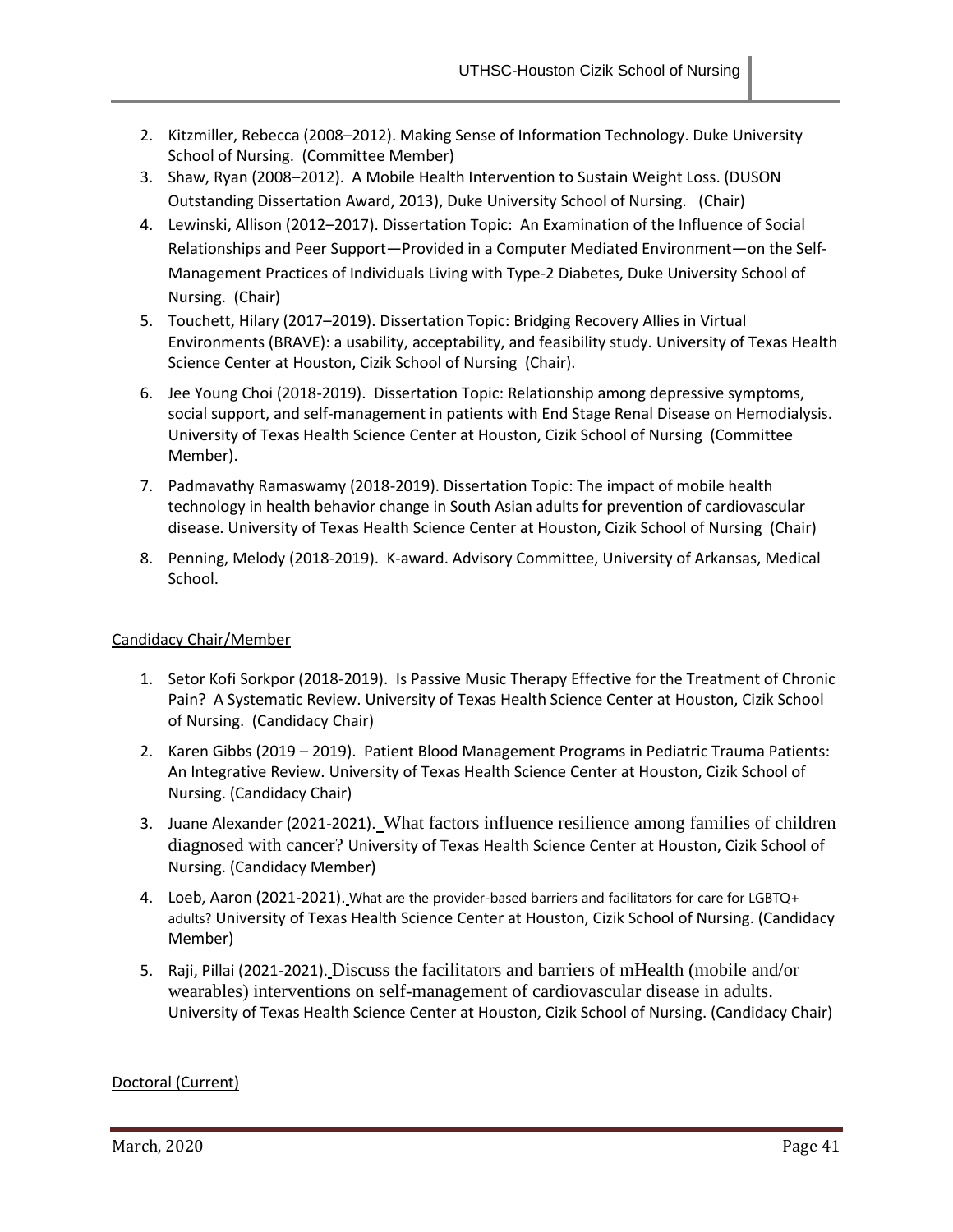2. Kitzmiller, Rebecca (2008–2012). Making Sense of Information Technology. Duke University School of Nursing. (Committee Member)
3. Shaw, Ryan (2008–2012). A Mobile Health Intervention to Sustain Weight Loss. (DUSON Outstanding Dissertation Award, 2013), Duke University School of Nursing. (Chair)
4. Lewinski, Allison (2012–2017). Dissertation Topic: An Examination of the Influence of Social Relationships and Peer Support—Provided in a Computer Mediated Environment—on the Self-Management Practices of Individuals Living with Type-2 Diabetes, Duke University School of Nursing. (Chair)
5. Touchett, Hilary (2017–2019). Dissertation Topic: Bridging Recovery Allies in Virtual Environments (BRAVE): a usability, acceptability, and feasibility study. University of Texas Health Science Center at Houston, Cizik School of Nursing (Chair).
6. Jee Young Choi (2018-2019). Dissertation Topic: Relationship among depressive symptoms, social support, and self-management in patients with End Stage Renal Disease on Hemodialysis. University of Texas Health Science Center at Houston, Cizik School of Nursing (Committee Member).
7. Padmavathy Ramaswamy (2018-2019). Dissertation Topic: The impact of mobile health technology in health behavior change in South Asian adults for prevention of cardiovascular disease. University of Texas Health Science Center at Houston, Cizik School of Nursing (Chair)
8. Penning, Melody (2018-2019). K-award. Advisory Committee, University of Arkansas, Medical School.

Candidacy Chair/Member

1. Setor Kofi Sorkpor (2018-2019). Is Passive Music Therapy Effective for the Treatment of Chronic Pain? A Systematic Review. University of Texas Health Science Center at Houston, Cizik School of Nursing. (Candidacy Chair)
2. Karen Gibbs (2019 – 2019). Patient Blood Management Programs in Pediatric Trauma Patients: An Integrative Review. University of Texas Health Science Center at Houston, Cizik School of Nursing. (Candidacy Chair)
3. Juane Alexander (2021-2021). What factors influence resilience among families of children diagnosed with cancer? University of Texas Health Science Center at Houston, Cizik School of Nursing. (Candidacy Member)
4. Loeb, Aaron (2021-2021). What are the provider-based barriers and facilitators for care for LGBTQ+ adults? University of Texas Health Science Center at Houston, Cizik School of Nursing. (Candidacy Member)
5. Raji, Pillai (2021-2021). Discuss the facilitators and barriers of mHealth (mobile and/or wearables) interventions on self-management of cardiovascular disease in adults. University of Texas Health Science Center at Houston, Cizik School of Nursing. (Candidacy Chair)

Doctoral (Current)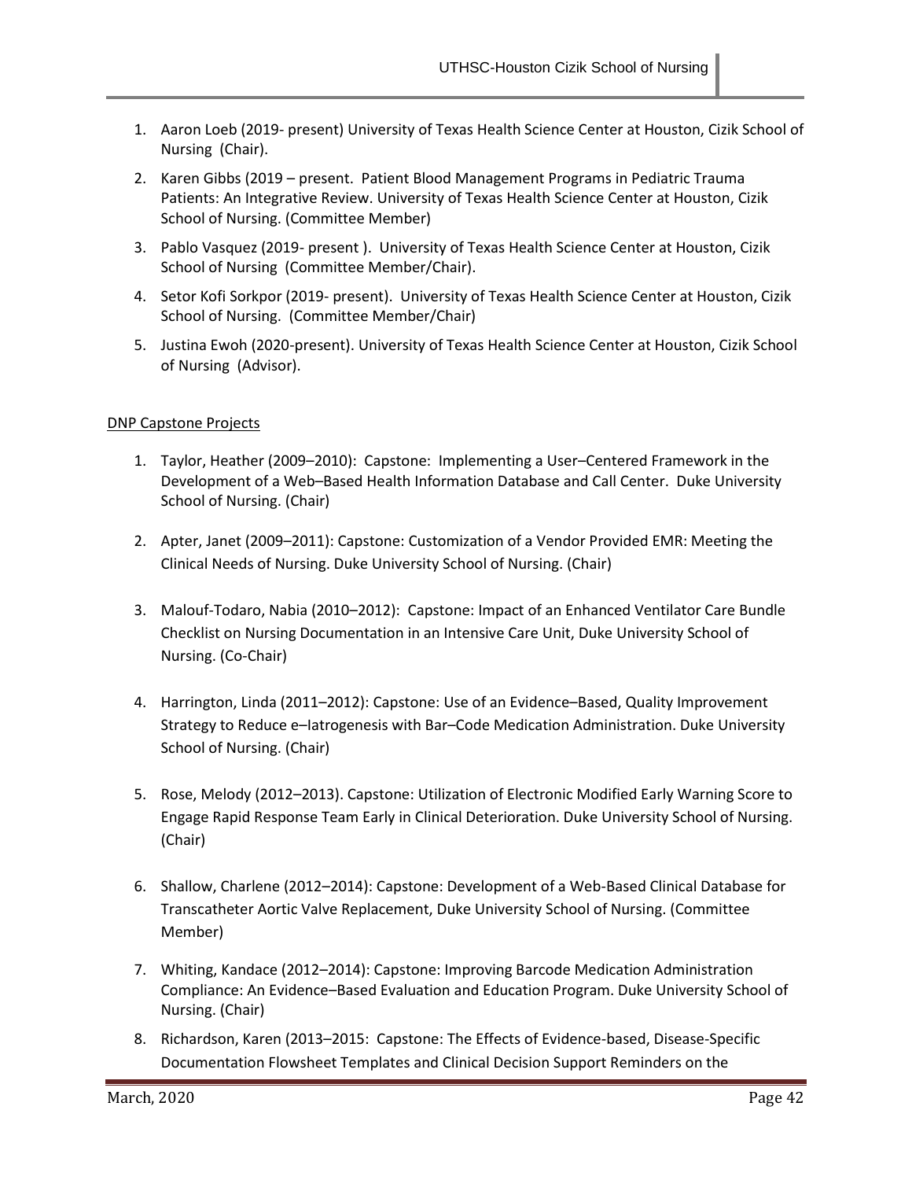1. Aaron Loeb (2019- present) University of Texas Health Science Center at Houston, Cizik School of Nursing (Chair).
2. Karen Gibbs (2019 – present. Patient Blood Management Programs in Pediatric Trauma Patients: An Integrative Review. University of Texas Health Science Center at Houston, Cizik School of Nursing. (Committee Member)
3. Pablo Vasquez (2019- present ). University of Texas Health Science Center at Houston, Cizik School of Nursing (Committee Member/Chair).
4. Setor Kofi Sorkpor (2019- present). University of Texas Health Science Center at Houston, Cizik School of Nursing. (Committee Member/Chair)
5. Justina Ewoh (2020-present). University of Texas Health Science Center at Houston, Cizik School of Nursing (Advisor).

DNP Capstone Projects

1. Taylor, Heather (2009–2010): Capstone: Implementing a User–Centered Framework in the Development of a Web–Based Health Information Database and Call Center. Duke University School of Nursing. (Chair)
2. Apter, Janet (2009–2011): Capstone: Customization of a Vendor Provided EMR: Meeting the Clinical Needs of Nursing. Duke University School of Nursing. (Chair)
3. Malouf-Todaro, Nabia (2010–2012): Capstone: Impact of an Enhanced Ventilator Care Bundle Checklist on Nursing Documentation in an Intensive Care Unit, Duke University School of Nursing. (Co-Chair)
4. Harrington, Linda (2011–2012): Capstone: Use of an Evidence–Based, Quality Improvement Strategy to Reduce e–Iatrogenesis with Bar–Code Medication Administration. Duke University School of Nursing. (Chair)
5. Rose, Melody (2012–2013). Capstone: Utilization of Electronic Modified Early Warning Score to Engage Rapid Response Team Early in Clinical Deterioration. Duke University School of Nursing. (Chair)
6. Shallow, Charlene (2012–2014): Capstone: Development of a Web-Based Clinical Database for Transcatheter Aortic Valve Replacement, Duke University School of Nursing. (Committee Member)
7. Whiting, Kandace (2012–2014): Capstone: Improving Barcode Medication Administration Compliance: An Evidence–Based Evaluation and Education Program. Duke University School of Nursing. (Chair)
8. Richardson, Karen (2013–2015: Capstone: The Effects of Evidence-based, Disease-Specific Documentation Flowsheet Templates and Clinical Decision Support Reminders on the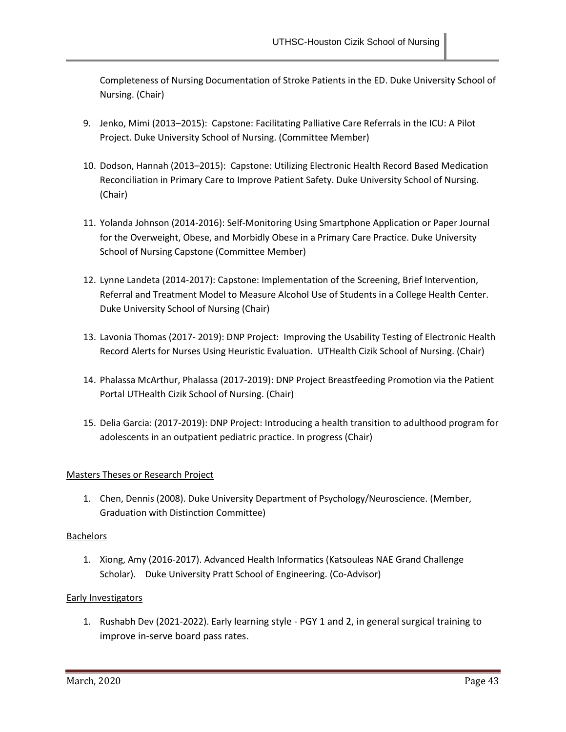Completeness of Nursing Documentation of Stroke Patients in the ED. Duke University School of Nursing. (Chair)

9. Jenko, Mimi (2013–2015): Capstone: Facilitating Palliative Care Referrals in the ICU: A Pilot Project. Duke University School of Nursing. (Committee Member)

10. Dodson, Hannah (2013–2015): Capstone: Utilizing Electronic Health Record Based Medication Reconciliation in Primary Care to Improve Patient Safety. Duke University School of Nursing. (Chair)

11. Yolanda Johnson (2014-2016): Self-Monitoring Using Smartphone Application or Paper Journal for the Overweight, Obese, and Morbidly Obese in a Primary Care Practice. Duke University School of Nursing Capstone (Committee Member)

12. Lynne Landeta (2014-2017): Capstone: Implementation of the Screening, Brief Intervention, Referral and Treatment Model to Measure Alcohol Use of Students in a College Health Center. Duke University School of Nursing (Chair)

13. Lavonia Thomas (2017- 2019): DNP Project: Improving the Usability Testing of Electronic Health Record Alerts for Nurses Using Heuristic Evaluation. UTHealth Cizik School of Nursing. (Chair)

14. Phalassa McArthur, Phalassa (2017-2019): DNP Project Breastfeeding Promotion via the Patient Portal UTHealth Cizik School of Nursing. (Chair)

15. Delia Garcia: (2017-2019): DNP Project: Introducing a health transition to adulthood program for adolescents in an outpatient pediatric practice. In progress (Chair)

Masters Theses or Research Project

1. Chen, Dennis (2008). Duke University Department of Psychology/Neuroscience. (Member, Graduation with Distinction Committee)

Bachelors

1. Xiong, Amy (2016-2017). Advanced Health Informatics (Katsouleas NAE Grand Challenge Scholar). Duke University Pratt School of Engineering. (Co-Advisor)

Early Investigators

1. Rushabh Dev (2021-2022). Early learning style - PGY 1 and 2, in general surgical training to improve in-serve board pass rates.